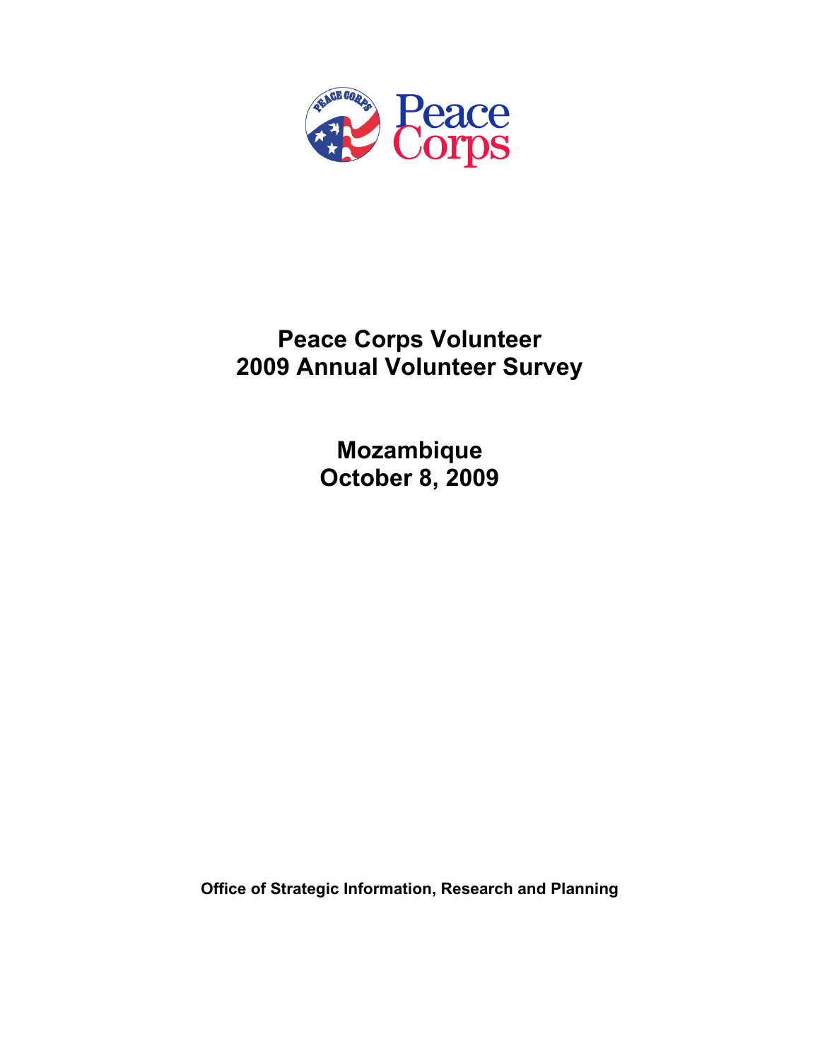Peace Corps

# Peace Corps Volunteer
# 2009 Annual Volunteer Survey

## Mozambique
## October 8, 2009

**Office of Strategic Information, Research and Planning**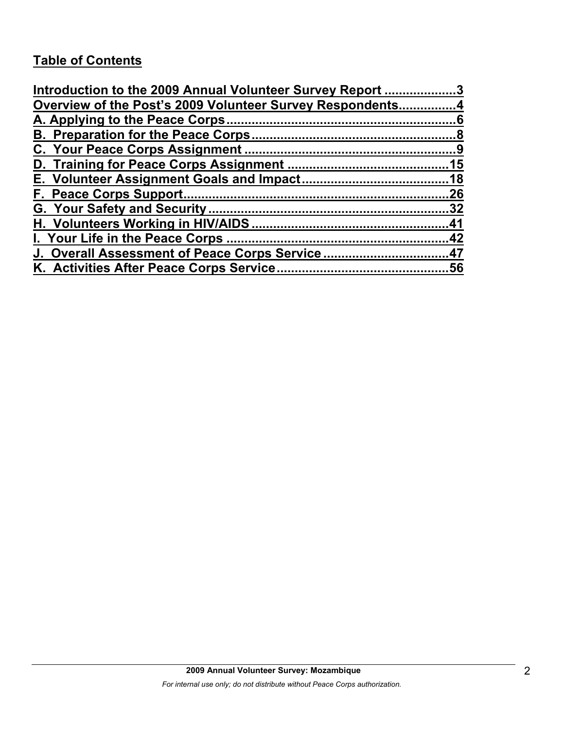## Table of Contents

Introduction to the 2009 Annual Volunteer Survey Report ....................3
Overview of the Post's 2009 Volunteer Survey Respondents................4
A. Applying to the Peace Corps................................................................6
B. Preparation for the Peace Corps.........................................................8
C. Your Peace Corps Assignment ...........................................................9
D. Training for Peace Corps Assignment ............................................15
E. Volunteer Assignment Goals and Impact........................................18
F. Peace Corps Support..........................................................................26
G. Your Safety and Security...................................................................32
H. Volunteers Working in HIV/AIDS.......................................................41
I. Your Life in the Peace Corps .............................................................42
J. Overall Assessment of Peace Corps Service ..................................47
K. Activities After Peace Corps Service................................................56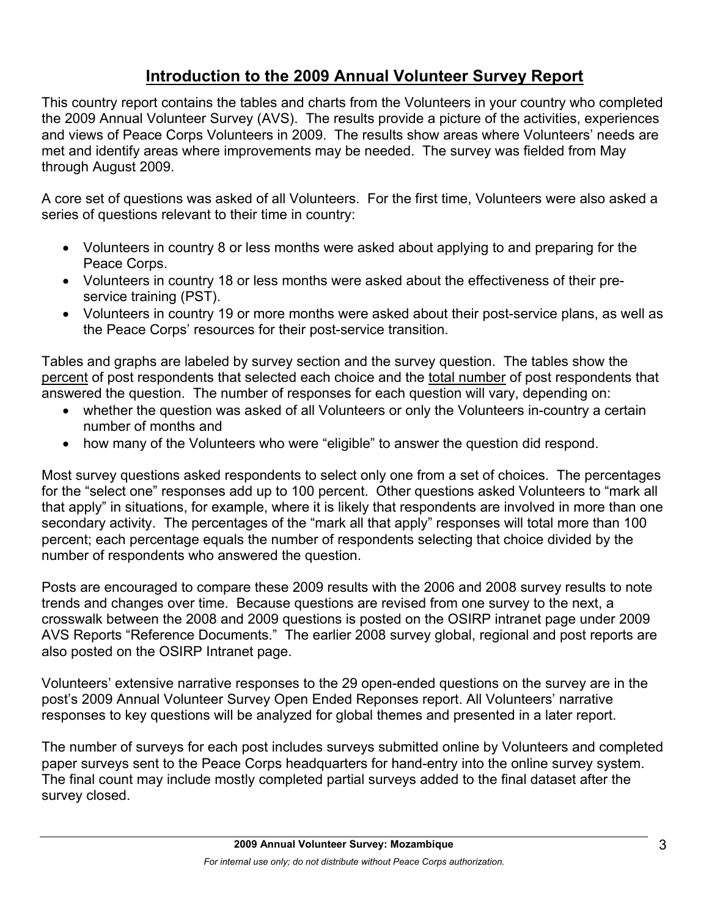# Introduction to the 2009 Annual Volunteer Survey Report

This country report contains the tables and charts from the Volunteers in your country who completed the 2009 Annual Volunteer Survey (AVS). The results provide a picture of the activities, experiences and views of Peace Corps Volunteers in 2009. The results show areas where Volunteers' needs are met and identify areas where improvements may be needed. The survey was fielded from May through August 2009.

A core set of questions was asked of all Volunteers. For the first time, Volunteers were also asked a series of questions relevant to their time in country:

- Volunteers in country 8 or less months were asked about applying to and preparing for the Peace Corps.
- Volunteers in country 18 or less months were asked about the effectiveness of their pre-service training (PST).
- Volunteers in country 19 or more months were asked about their post-service plans, as well as the Peace Corps' resources for their post-service transition.

Tables and graphs are labeled by survey section and the survey question. The tables show the percent of post respondents that selected each choice and the total number of post respondents that answered the question. The number of responses for each question will vary, depending on:

- whether the question was asked of all Volunteers or only the Volunteers in-country a certain number of months and
- how many of the Volunteers who were "eligible" to answer the question did respond.

Most survey questions asked respondents to select only one from a set of choices. The percentages for the "select one" responses add up to 100 percent. Other questions asked Volunteers to "mark all that apply" in situations, for example, where it is likely that respondents are involved in more than one secondary activity. The percentages of the "mark all that apply" responses will total more than 100 percent; each percentage equals the number of respondents selecting that choice divided by the number of respondents who answered the question.

Posts are encouraged to compare these 2009 results with the 2006 and 2008 survey results to note trends and changes over time. Because questions are revised from one survey to the next, a crosswalk between the 2008 and 2009 questions is posted on the OSIRP intranet page under 2009 AVS Reports "Reference Documents." The earlier 2008 survey global, regional and post reports are also posted on the OSIRP Intranet page.

Volunteers' extensive narrative responses to the 29 open-ended questions on the survey are in the post's 2009 Annual Volunteer Survey Open Ended Reponses report. All Volunteers' narrative responses to key questions will be analyzed for global themes and presented in a later report.

The number of surveys for each post includes surveys submitted online by Volunteers and completed paper surveys sent to the Peace Corps headquarters for hand-entry into the online survey system. The final count may include mostly completed partial surveys added to the final dataset after the survey closed.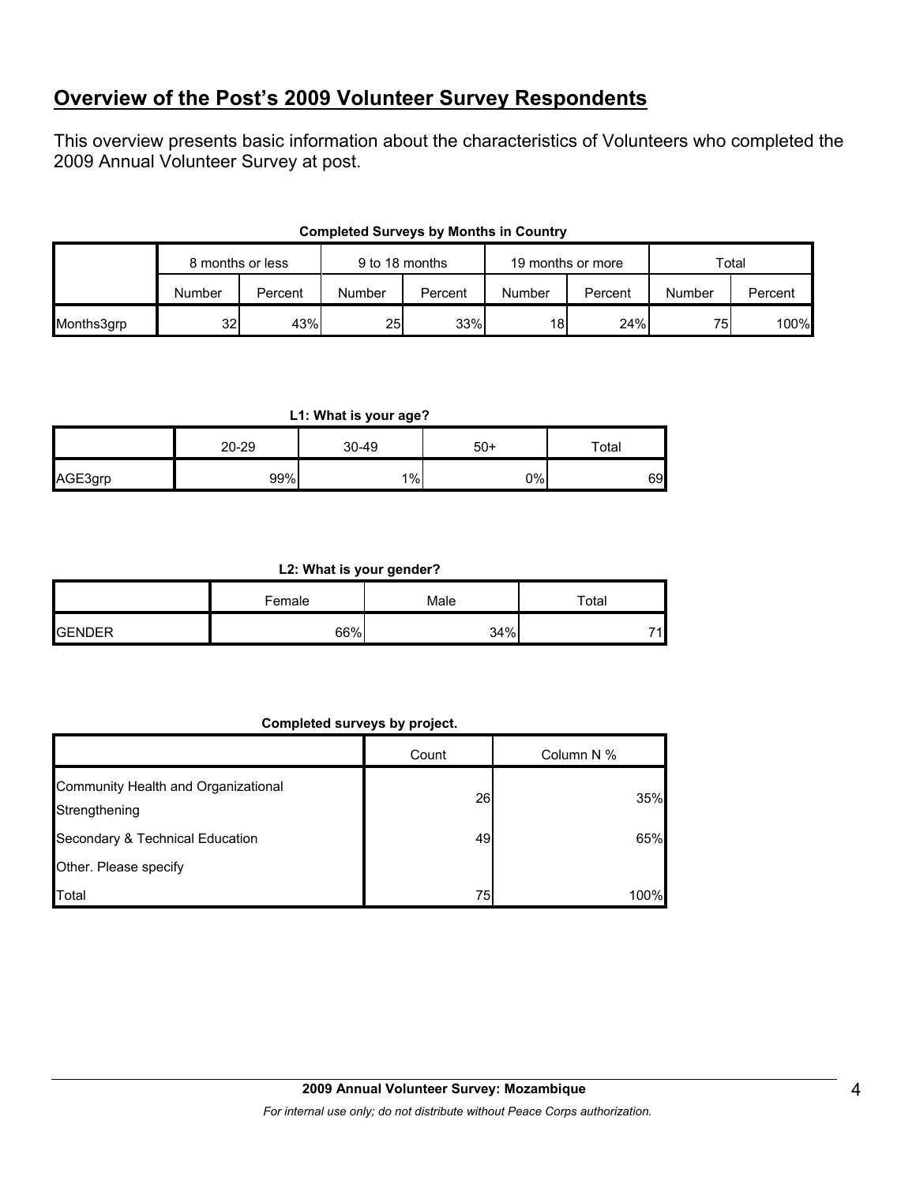## Overview of the Post's 2009 Volunteer Survey Respondents

This overview presents basic information about the characteristics of Volunteers who completed the 2009 Annual Volunteer Survey at post.

**Completed Surveys by Months in Country**

| | 8 months or less | | 9 to 18 months | | 19 months or more | | Total | |
|---|---|---|---|---|---|---|---|---|
| | Number | Percent | Number | Percent | Number | Percent | Number | Percent |
| Months3grp | 32 | 43% | 25 | 33% | 18 | 24% | 75 | 100% |

**L1: What is your age?**

| | 20-29 | 30-49 | 50+ | Total |
|---|---|---|---|---|
| AGE3grp | 99% | 1% | 0% | 69 |

**L2: What is your gender?**

| | Female | Male | Total |
|---|---|---|---|
| GENDER | 66% | 34% | 71 |

**Completed surveys by project.**

| | Count | Column N % |
|---|---|---|
| Community Health and Organizational Strengthening | 26 | 35% |
| Secondary & Technical Education | 49 | 65% |
| Other. Please specify | | |
| Total | 75 | 100% |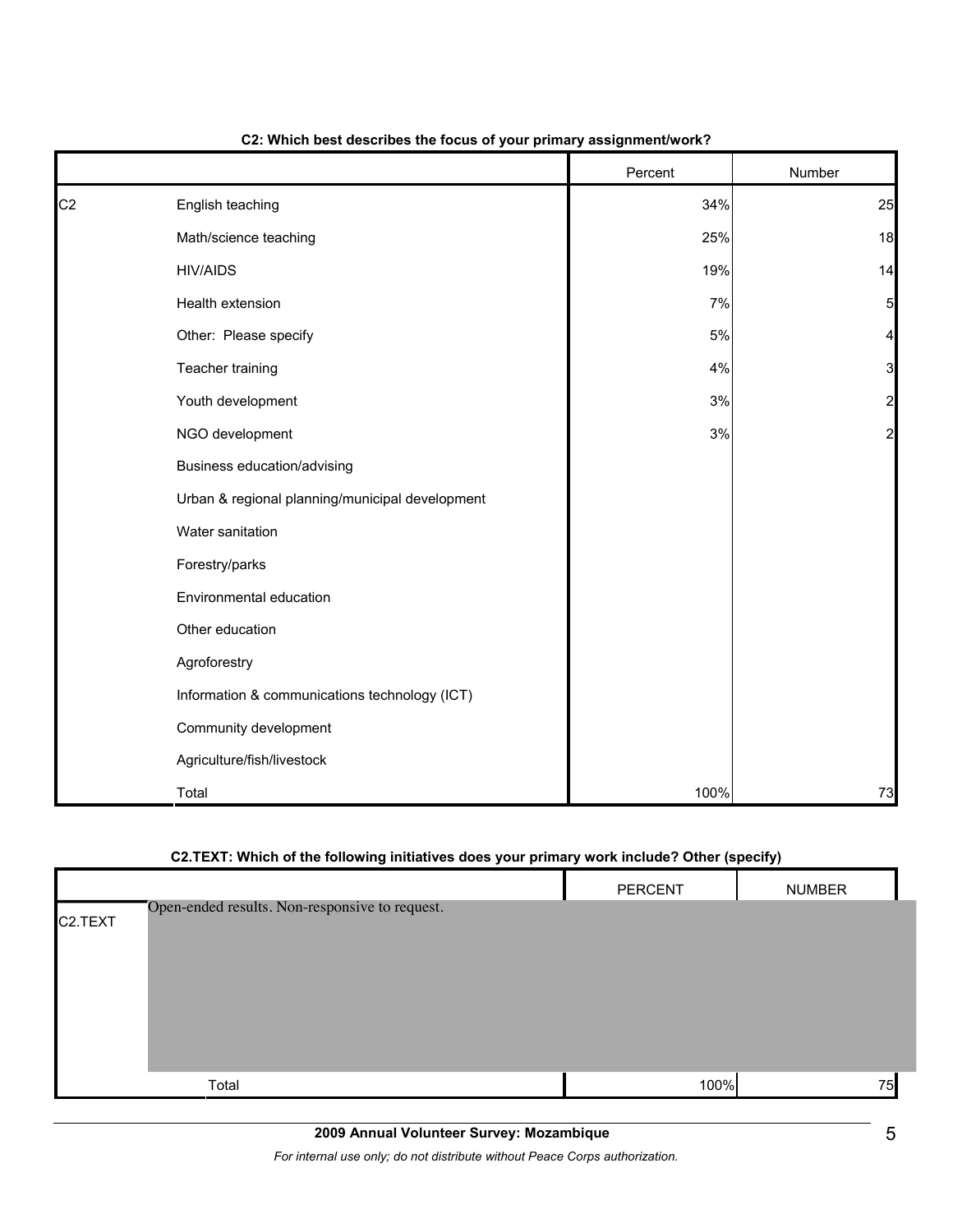**C2: Which best describes the focus of your primary assignment/work?**

| | | Percent | Number |
|---|---|---|---|
| C2 | English teaching | 34% | 25 |
| | Math/science teaching | 25% | 18 |
| | HIV/AIDS | 19% | 14 |
| | Health extension | 7% | 5 |
| | Other: Please specify | 5% | 4 |
| | Teacher training | 4% | 3 |
| | Youth development | 3% | 2 |
| | NGO development | 3% | 2 |
| | Business education/advising | | |
| | Urban & regional planning/municipal development | | |
| | Water sanitation | | |
| | Forestry/parks | | |
| | Environmental education | | |
| | Other education | | |
| | Agroforestry | | |
| | Information & communications technology (ICT) | | |
| | Community development | | |
| | Agriculture/fish/livestock | | |
| | Total | 100% | 73 |

**C2.TEXT: Which of the following initiatives does your primary work include? Other (specify)**

| | | PERCENT | NUMBER |
|---|---|---|---|
| C2.TEXT | Open-ended results. Non-responsive to request. | | |
| | Total | 100% | 75 |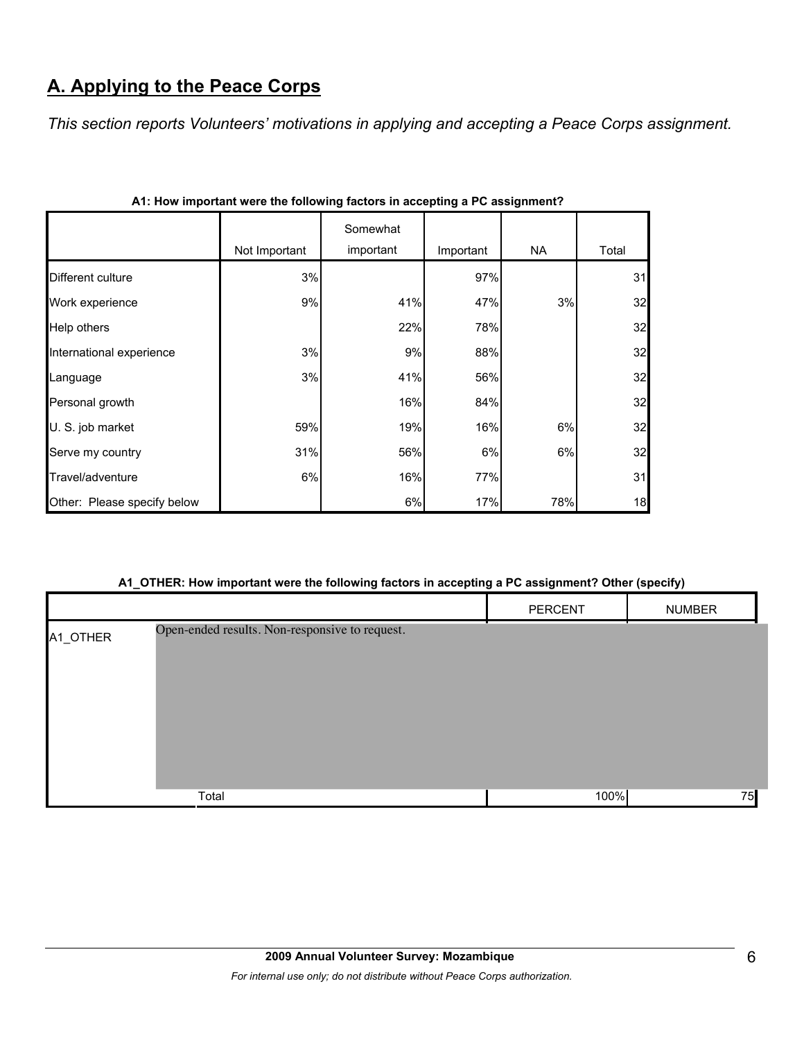# A. Applying to the Peace Corps

*This section reports Volunteers' motivations in applying and accepting a Peace Corps assignment.*

**A1: How important were the following factors in accepting a PC assignment?**

| | Not Important | Somewhat important | Important | NA | Total |
|---|---|---|---|---|---|
| Different culture | 3% | | 97% | | 31 |
| Work experience | 9% | 41% | 47% | 3% | 32 |
| Help others | | 22% | 78% | | 32 |
| International experience | 3% | 9% | 88% | | 32 |
| Language | 3% | 41% | 56% | | 32 |
| Personal growth | | 16% | 84% | | 32 |
| U. S. job market | 59% | 19% | 16% | 6% | 32 |
| Serve my country | 31% | 56% | 6% | 6% | 32 |
| Travel/adventure | 6% | 16% | 77% | | 31 |
| Other: Please specify below | | 6% | 17% | 78% | 18 |

**A1_OTHER: How important were the following factors in accepting a PC assignment? Other (specify)**

| | | PERCENT | NUMBER |
|---|---|---|---|
| A1_OTHER | Open-ended results. Non-responsive to request. | | |
| | Total | 100% | 75 |

**2009 Annual Volunteer Survey: Mozambique**

*For internal use only; do not distribute without Peace Corps authorization.*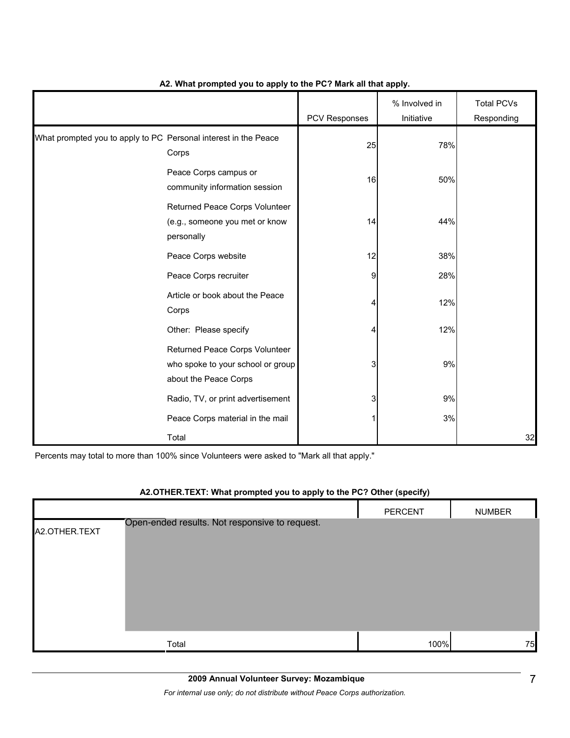### A2. What prompted you to apply to the PC? Mark all that apply.

| | | PCV Responses | % Involved in Initiative | Total PCVs Responding |
|---|---|---|---|---|
| What prompted you to apply to PC | Personal interest in the Peace Corps | 25 | 78% | |
| | Peace Corps campus or community information session | 16 | 50% | |
| | Returned Peace Corps Volunteer (e.g., someone you met or know personally | 14 | 44% | |
| | Peace Corps website | 12 | 38% | |
| | Peace Corps recruiter | 9 | 28% | |
| | Article or book about the Peace Corps | 4 | 12% | |
| | Other: Please specify | 4 | 12% | |
| | Returned Peace Corps Volunteer who spoke to your school or group about the Peace Corps | 3 | 9% | |
| | Radio, TV, or print advertisement | 3 | 9% | |
| | Peace Corps material in the mail | 1 | 3% | |
| | Total | | | 32 |

Percents may total to more than 100% since Volunteers were asked to "Mark all that apply."

### A2.OTHER.TEXT: What prompted you to apply to the PC? Other (specify)

| | | PERCENT | NUMBER |
|---|---|---|---|
| A2.OTHER.TEXT | Open-ended results. Not responsive to request. | | |
| | Total | 100% | 75 |

**2009 Annual Volunteer Survey: Mozambique**

*For internal use only; do not distribute without Peace Corps authorization.*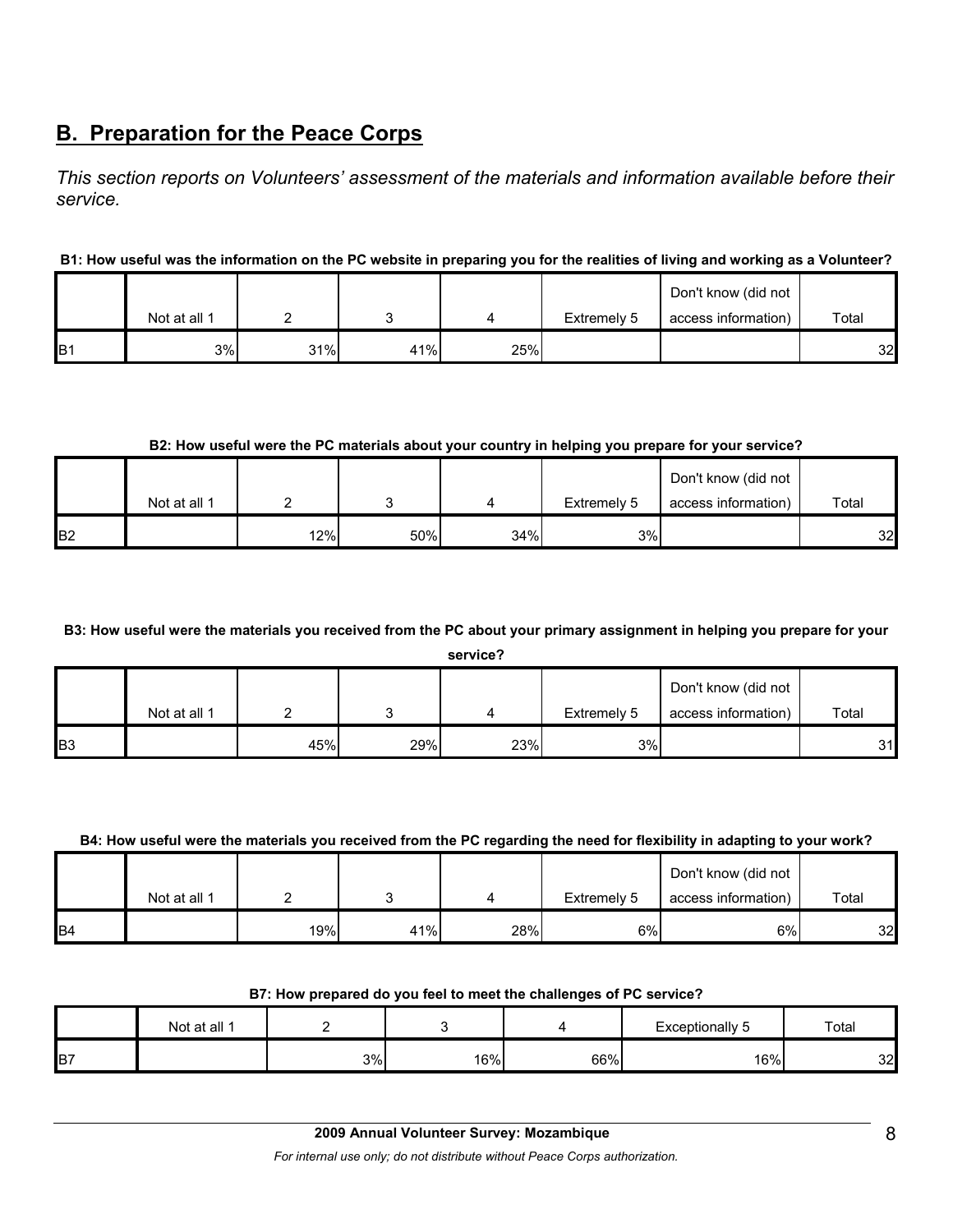## B. Preparation for the Peace Corps

*This section reports on Volunteers' assessment of the materials and information available before their service.*

**B1: How useful was the information on the PC website in preparing you for the realities of living and working as a Volunteer?**

| | Not at all 1 | 2 | 3 | 4 | Extremely 5 | Don't know (did not access information) | Total |
|---|---|---|---|---|---|---|---|
| B1 | 3% | 31% | 41% | 25% | | | 32 |

**B2: How useful were the PC materials about your country in helping you prepare for your service?**

| | Not at all 1 | 2 | 3 | 4 | Extremely 5 | Don't know (did not access information) | Total |
|---|---|---|---|---|---|---|---|
| B2 | | 12% | 50% | 34% | 3% | | 32 |

**B3: How useful were the materials you received from the PC about your primary assignment in helping you prepare for your service?**

| | Not at all 1 | 2 | 3 | 4 | Extremely 5 | Don't know (did not access information) | Total |
|---|---|---|---|---|---|---|---|
| B3 | | 45% | 29% | 23% | 3% | | 31 |

**B4: How useful were the materials you received from the PC regarding the need for flexibility in adapting to your work?**

| | Not at all 1 | 2 | 3 | 4 | Extremely 5 | Don't know (did not access information) | Total |
|---|---|---|---|---|---|---|---|
| B4 | | 19% | 41% | 28% | 6% | 6% | 32 |

**B7: How prepared do you feel to meet the challenges of PC service?**

| | Not at all 1 | 2 | 3 | 4 | Exceptionally 5 | Total |
|---|---|---|---|---|---|---|
| B7 | | 3% | 16% | 66% | 16% | 32 |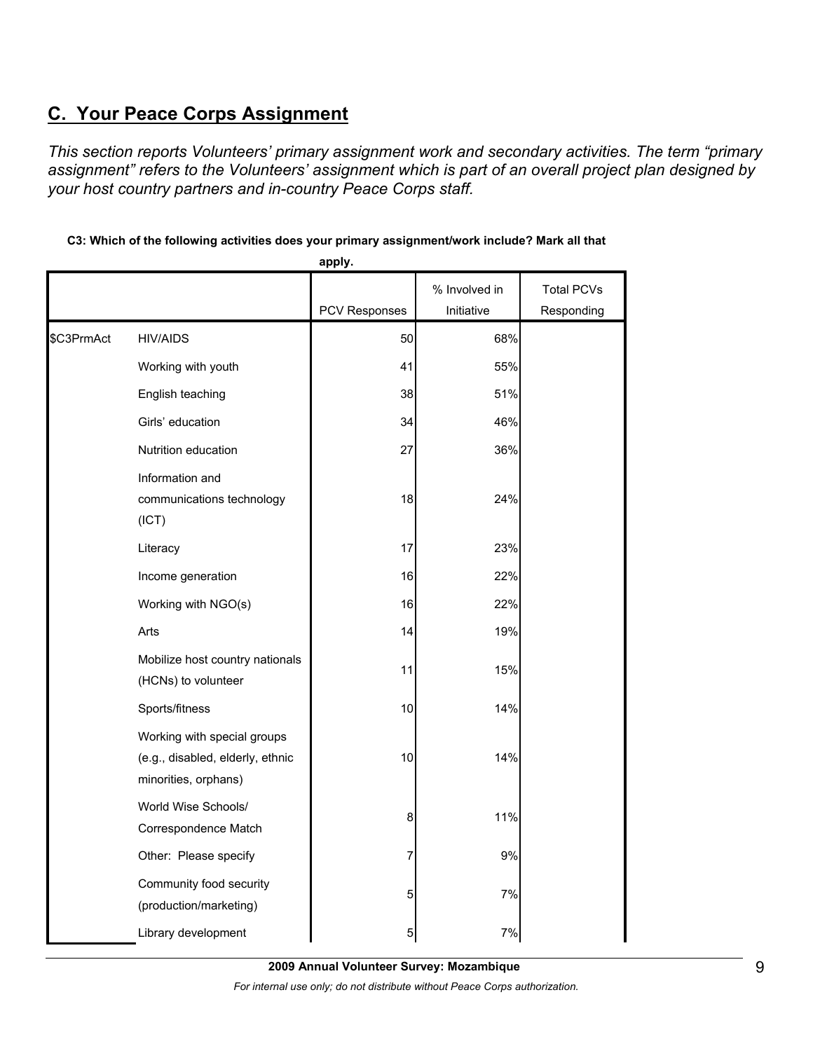## C. Your Peace Corps Assignment

*This section reports Volunteers' primary assignment work and secondary activities. The term "primary assignment" refers to the Volunteers' assignment which is part of an overall project plan designed by your host country partners and in-country Peace Corps staff.*

**C3: Which of the following activities does your primary assignment/work include? Mark all that apply.**

| | | PCV Responses | % Involved in Initiative | Total PCVs Responding |
|---|---|---|---|---|
| $C3PrmAct | HIV/AIDS | 50 | 68% | |
| | Working with youth | 41 | 55% | |
| | English teaching | 38 | 51% | |
| | Girls' education | 34 | 46% | |
| | Nutrition education | 27 | 36% | |
| | Information and communications technology (ICT) | 18 | 24% | |
| | Literacy | 17 | 23% | |
| | Income generation | 16 | 22% | |
| | Working with NGO(s) | 16 | 22% | |
| | Arts | 14 | 19% | |
| | Mobilize host country nationals (HCNs) to volunteer | 11 | 15% | |
| | Sports/fitness | 10 | 14% | |
| | Working with special groups (e.g., disabled, elderly, ethnic minorities, orphans) | 10 | 14% | |
| | World Wise Schools/ Correspondence Match | 8 | 11% | |
| | Other: Please specify | 7 | 9% | |
| | Community food security (production/marketing) | 5 | 7% | |
| | Library development | 5 | 7% | |

**2009 Annual Volunteer Survey: Mozambique**

*For internal use only; do not distribute without Peace Corps authorization.*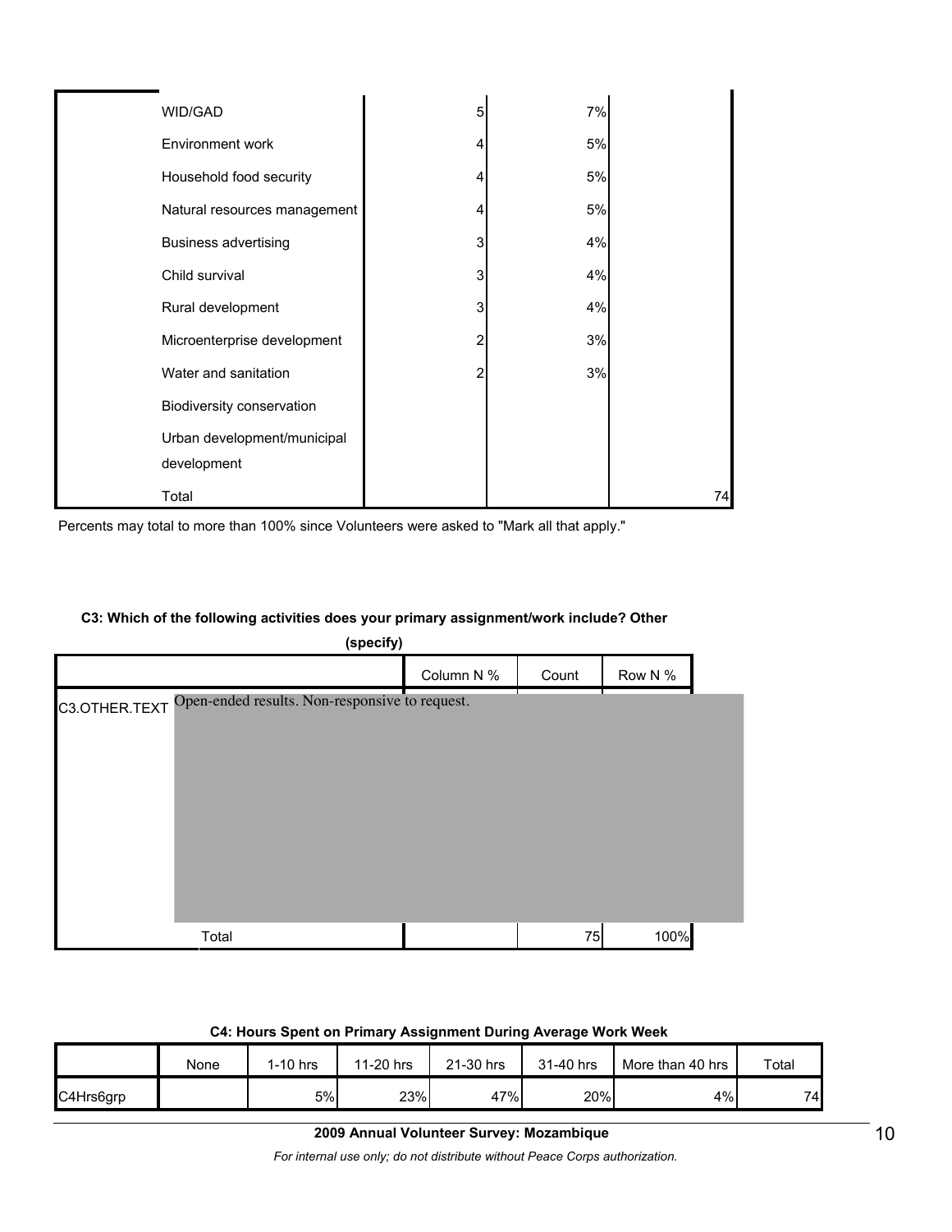| | | | | |
|---|---|---|---|---|
| | WID/GAD | 5 | 7% | |
| | Environment work | 4 | 5% | |
| | Household food security | 4 | 5% | |
| | Natural resources management | 4 | 5% | |
| | Business advertising | 3 | 4% | |
| | Child survival | 3 | 4% | |
| | Rural development | 3 | 4% | |
| | Microenterprise development | 2 | 3% | |
| | Water and sanitation | 2 | 3% | |
| | Biodiversity conservation | | | |
| | Urban development/municipal development | | | |
| | Total | | | 74 |

Percents may total to more than 100% since Volunteers were asked to "Mark all that apply."

**C3: Which of the following activities does your primary assignment/work include? Other (specify)**

| | | Column N % | Count | Row N % |
|---|---|---|---|---|
| C3.OTHER.TEXT | Open-ended results. Non-responsive to request. | | | |
| | Total | | 75 | 100% |

**C4: Hours Spent on Primary Assignment During Average Work Week**

| | None | 1-10 hrs | 11-20 hrs | 21-30 hrs | 31-40 hrs | More than 40 hrs | Total |
|---|---|---|---|---|---|---|---|
| C4Hrs6grp | | 5% | 23% | 47% | 20% | 4% | 74 |

**2009 Annual Volunteer Survey: Mozambique**

*For internal use only; do not distribute without Peace Corps authorization.*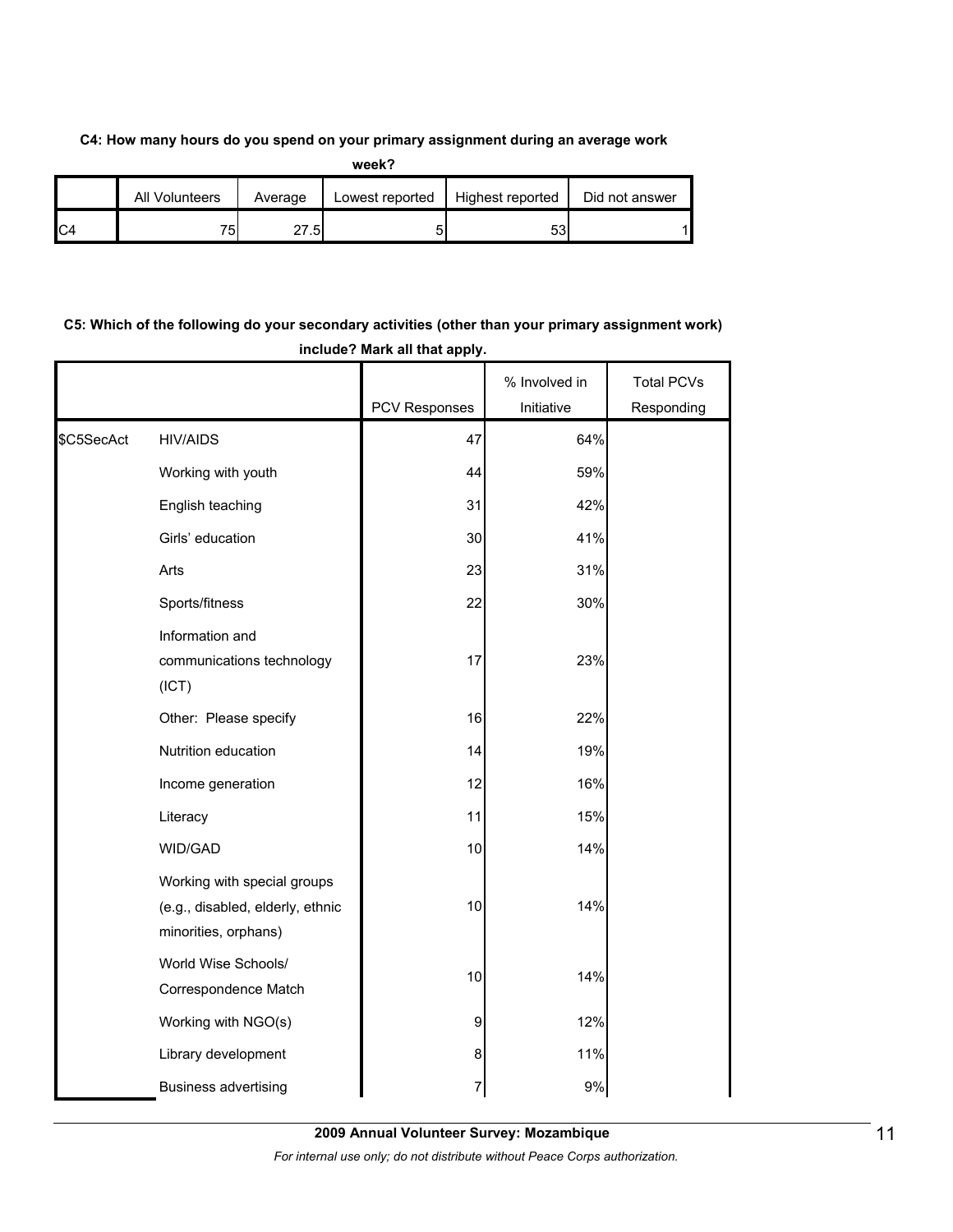**C4: How many hours do you spend on your primary assignment during an average work week?**

| | All Volunteers | Average | Lowest reported | Highest reported | Did not answer |
|---|---|---|---|---|---|
| C4 | 75 | 27.5 | 5 | 53 | 1 |

**C5: Which of the following do your secondary activities (other than your primary assignment work) include? Mark all that apply.**

| | | PCV Responses | % Involved in Initiative | Total PCVs Responding |
|---|---|---|---|---|
| $C5SecAct | HIV/AIDS | 47 | 64% | |
| | Working with youth | 44 | 59% | |
| | English teaching | 31 | 42% | |
| | Girls' education | 30 | 41% | |
| | Arts | 23 | 31% | |
| | Sports/fitness | 22 | 30% | |
| | Information and communications technology (ICT) | 17 | 23% | |
| | Other: Please specify | 16 | 22% | |
| | Nutrition education | 14 | 19% | |
| | Income generation | 12 | 16% | |
| | Literacy | 11 | 15% | |
| | WID/GAD | 10 | 14% | |
| | Working with special groups (e.g., disabled, elderly, ethnic minorities, orphans) | 10 | 14% | |
| | World Wise Schools/ Correspondence Match | 10 | 14% | |
| | Working with NGO(s) | 9 | 12% | |
| | Library development | 8 | 11% | |
| | Business advertising | 7 | 9% | |

**2009 Annual Volunteer Survey: Mozambique**

*For internal use only; do not distribute without Peace Corps authorization.*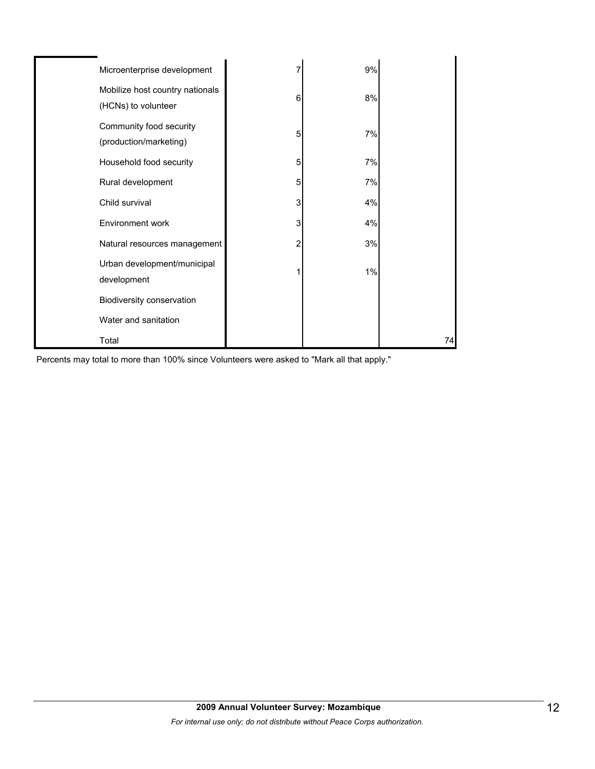| | | | | |
|---|---|---|---|---|
| | Microenterprise development | 7 | 9% | |
| | Mobilize host country nationals (HCNs) to volunteer | 6 | 8% | |
| | Community food security (production/marketing) | 5 | 7% | |
| | Household food security | 5 | 7% | |
| | Rural development | 5 | 7% | |
| | Child survival | 3 | 4% | |
| | Environment work | 3 | 4% | |
| | Natural resources management | 2 | 3% | |
| | Urban development/municipal development | 1 | 1% | |
| | Biodiversity conservation | | | |
| | Water and sanitation | | | |
| | Total | | | 74 |

Percents may total to more than 100% since Volunteers were asked to "Mark all that apply."

**2009 Annual Volunteer Survey: Mozambique**

*For internal use only; do not distribute without Peace Corps authorization.*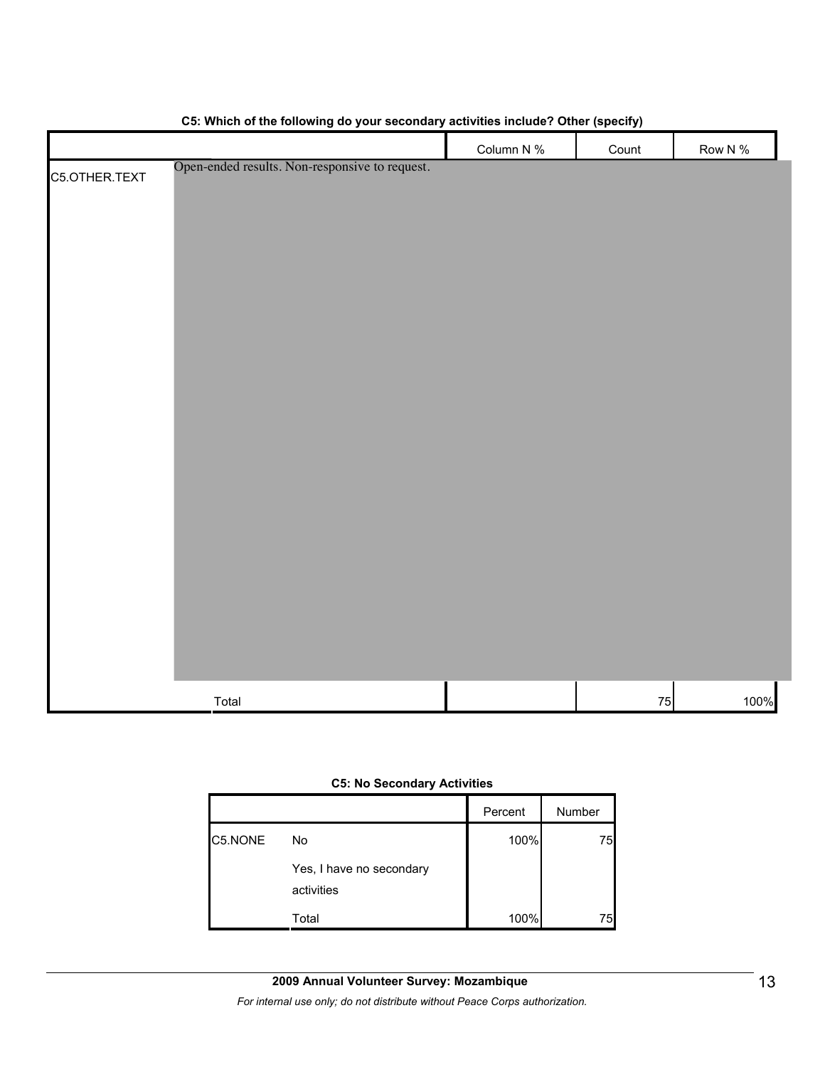**C5: Which of the following do your secondary activities include? Other (specify)**

| | | Column N % | Count | Row N % |
|---|---|---|---|---|
| C5.OTHER.TEXT | Open-ended results. Non-responsive to request. | | | |
| | Total | | 75 | 100% |

**C5: No Secondary Activities**

| | | Percent | Number |
|---|---|---|---|
| C5.NONE | No | 100% | 75 |
| | Yes, I have no secondary activities | | |
| | Total | 100% | 75 |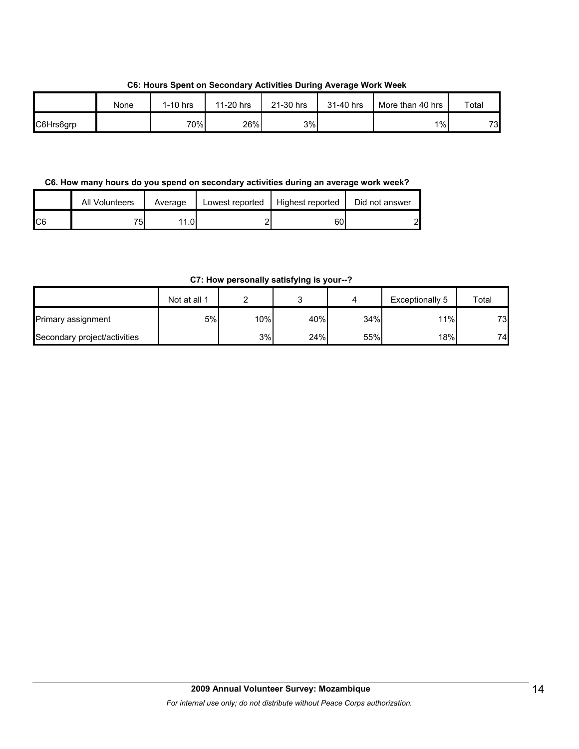**C6: Hours Spent on Secondary Activities During Average Work Week**

| | None | 1-10 hrs | 11-20 hrs | 21-30 hrs | 31-40 hrs | More than 40 hrs | Total |
|---|---|---|---|---|---|---|---|
| C6Hrs6grp | | 70% | 26% | 3% | | 1% | 73 |

**C6. How many hours do you spend on secondary activities during an average work week?**

| | All Volunteers | Average | Lowest reported | Highest reported | Did not answer |
|---|---|---|---|---|---|
| C6 | 75 | 11.0 | 2 | 60 | 2 |

**C7: How personally satisfying is your--?**

| | Not at all 1 | 2 | 3 | 4 | Exceptionally 5 | Total |
|---|---|---|---|---|---|---|
| Primary assignment | 5% | 10% | 40% | 34% | 11% | 73 |
| Secondary project/activities | | 3% | 24% | 55% | 18% | 74 |

**2009 Annual Volunteer Survey: Mozambique**

*For internal use only; do not distribute without Peace Corps authorization.*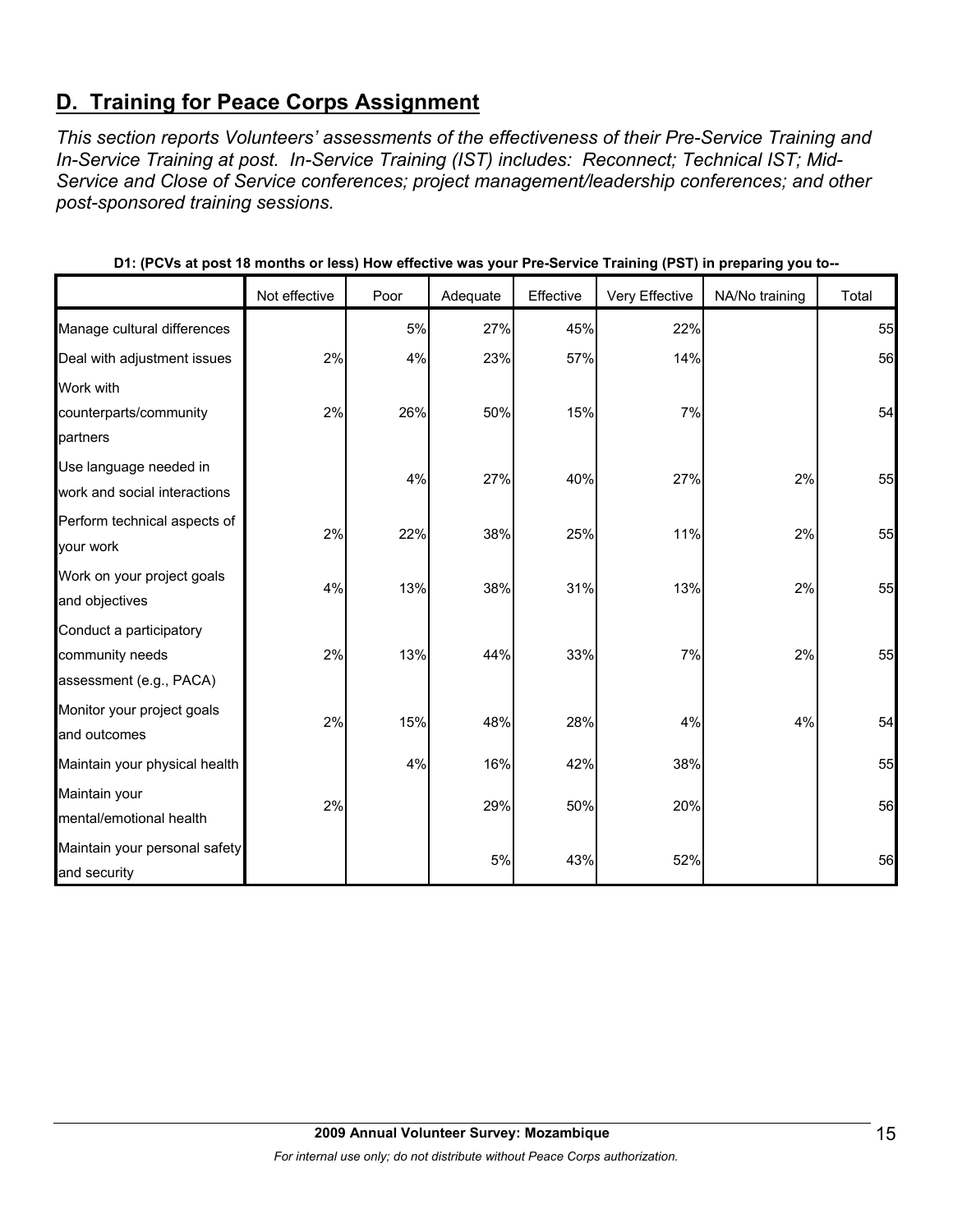## D. Training for Peace Corps Assignment

*This section reports Volunteers' assessments of the effectiveness of their Pre-Service Training and In-Service Training at post. In-Service Training (IST) includes: Reconnect; Technical IST; Mid-Service and Close of Service conferences; project management/leadership conferences; and other post-sponsored training sessions.*

**D1: (PCVs at post 18 months or less) How effective was your Pre-Service Training (PST) in preparing you to--**

| | Not effective | Poor | Adequate | Effective | Very Effective | NA/No training | Total |
|---|---|---|---|---|---|---|---|
| Manage cultural differences | | 5% | 27% | 45% | 22% | | 55 |
| Deal with adjustment issues | 2% | 4% | 23% | 57% | 14% | | 56 |
| Work with counterparts/community partners | 2% | 26% | 50% | 15% | 7% | | 54 |
| Use language needed in work and social interactions | | 4% | 27% | 40% | 27% | 2% | 55 |
| Perform technical aspects of your work | 2% | 22% | 38% | 25% | 11% | 2% | 55 |
| Work on your project goals and objectives | 4% | 13% | 38% | 31% | 13% | 2% | 55 |
| Conduct a participatory community needs assessment (e.g., PACA) | 2% | 13% | 44% | 33% | 7% | 2% | 55 |
| Monitor your project goals and outcomes | 2% | 15% | 48% | 28% | 4% | 4% | 54 |
| Maintain your physical health | | 4% | 16% | 42% | 38% | | 55 |
| Maintain your mental/emotional health | 2% | | 29% | 50% | 20% | | 56 |
| Maintain your personal safety and security | | | 5% | 43% | 52% | | 56 |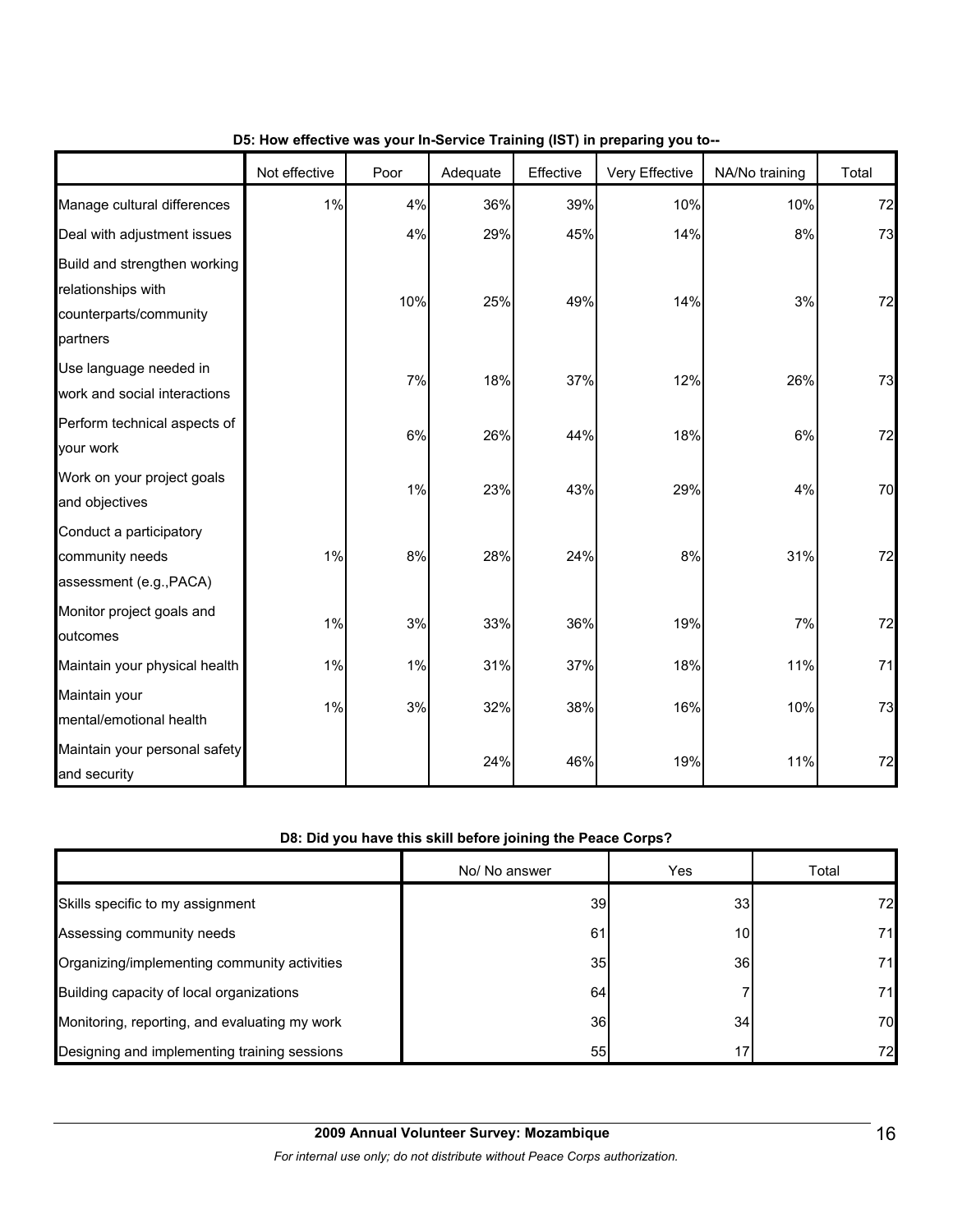**D5: How effective was your In-Service Training (IST) in preparing you to--**

| | Not effective | Poor | Adequate | Effective | Very Effective | NA/No training | Total |
|---|---|---|---|---|---|---|---|
| Manage cultural differences | 1% | 4% | 36% | 39% | 10% | 10% | 72 |
| Deal with adjustment issues | | 4% | 29% | 45% | 14% | 8% | 73 |
| Build and strengthen working relationships with counterparts/community partners | | 10% | 25% | 49% | 14% | 3% | 72 |
| Use language needed in work and social interactions | | 7% | 18% | 37% | 12% | 26% | 73 |
| Perform technical aspects of your work | | 6% | 26% | 44% | 18% | 6% | 72 |
| Work on your project goals and objectives | | 1% | 23% | 43% | 29% | 4% | 70 |
| Conduct a participatory community needs assessment (e.g.,PACA) | 1% | 8% | 28% | 24% | 8% | 31% | 72 |
| Monitor project goals and outcomes | 1% | 3% | 33% | 36% | 19% | 7% | 72 |
| Maintain your physical health | 1% | 1% | 31% | 37% | 18% | 11% | 71 |
| Maintain your mental/emotional health | 1% | 3% | 32% | 38% | 16% | 10% | 73 |
| Maintain your personal safety and security | | | 24% | 46% | 19% | 11% | 72 |

**D8: Did you have this skill before joining the Peace Corps?**

| | No/ No answer | Yes | Total |
|---|---|---|---|
| Skills specific to my assignment | 39 | 33 | 72 |
| Assessing community needs | 61 | 10 | 71 |
| Organizing/implementing community activities | 35 | 36 | 71 |
| Building capacity of local organizations | 64 | 7 | 71 |
| Monitoring, reporting, and evaluating my work | 36 | 34 | 70 |
| Designing and implementing training sessions | 55 | 17 | 72 |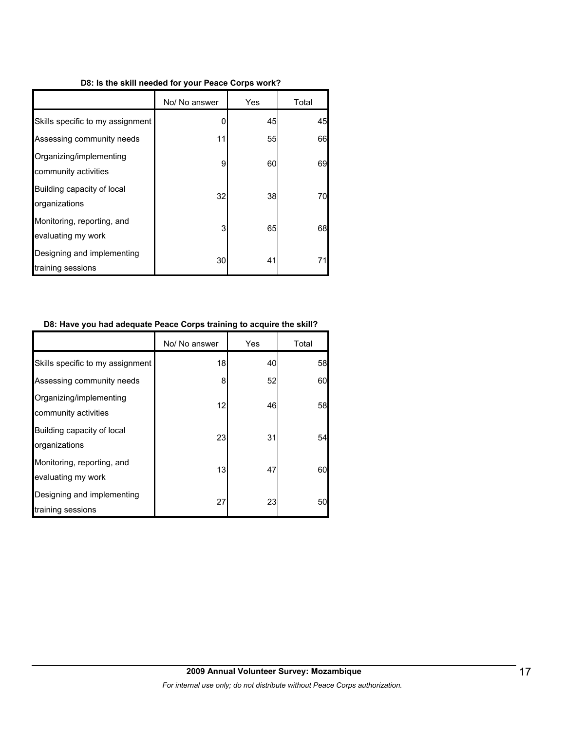**D8: Is the skill needed for your Peace Corps work?**

| | No/ No answer | Yes | Total |
|---|---|---|---|
| Skills specific to my assignment | 0 | 45 | 45 |
| Assessing community needs | 11 | 55 | 66 |
| Organizing/implementing community activities | 9 | 60 | 69 |
| Building capacity of local organizations | 32 | 38 | 70 |
| Monitoring, reporting, and evaluating my work | 3 | 65 | 68 |
| Designing and implementing training sessions | 30 | 41 | 71 |

**D8: Have you had adequate Peace Corps training to acquire the skill?**

| | No/ No answer | Yes | Total |
|---|---|---|---|
| Skills specific to my assignment | 18 | 40 | 58 |
| Assessing community needs | 8 | 52 | 60 |
| Organizing/implementing community activities | 12 | 46 | 58 |
| Building capacity of local organizations | 23 | 31 | 54 |
| Monitoring, reporting, and evaluating my work | 13 | 47 | 60 |
| Designing and implementing training sessions | 27 | 23 | 50 |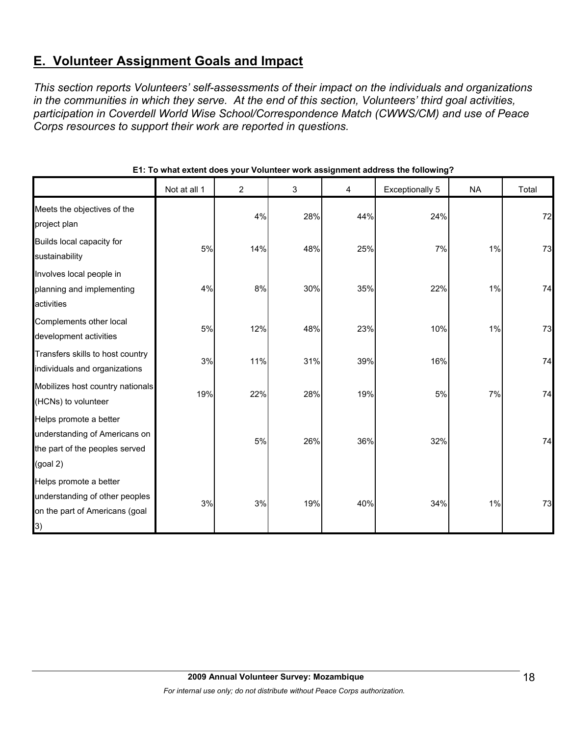## E. Volunteer Assignment Goals and Impact

*This section reports Volunteers' self-assessments of their impact on the individuals and organizations in the communities in which they serve. At the end of this section, Volunteers' third goal activities, participation in Coverdell World Wise School/Correspondence Match (CWWS/CM) and use of Peace Corps resources to support their work are reported in questions.*

**E1: To what extent does your Volunteer work assignment address the following?**

| | Not at all 1 | 2 | 3 | 4 | Exceptionally 5 | NA | Total |
|---|---|---|---|---|---|---|---|
| Meets the objectives of the project plan | | 4% | 28% | 44% | 24% | | 72 |
| Builds local capacity for sustainability | 5% | 14% | 48% | 25% | 7% | 1% | 73 |
| Involves local people in planning and implementing activities | 4% | 8% | 30% | 35% | 22% | 1% | 74 |
| Complements other local development activities | 5% | 12% | 48% | 23% | 10% | 1% | 73 |
| Transfers skills to host country individuals and organizations | 3% | 11% | 31% | 39% | 16% | | 74 |
| Mobilizes host country nationals (HCNs) to volunteer | 19% | 22% | 28% | 19% | 5% | 7% | 74 |
| Helps promote a better understanding of Americans on the part of the peoples served (goal 2) | | 5% | 26% | 36% | 32% | | 74 |
| Helps promote a better understanding of other peoples on the part of Americans (goal 3) | 3% | 3% | 19% | 40% | 34% | 1% | 73 |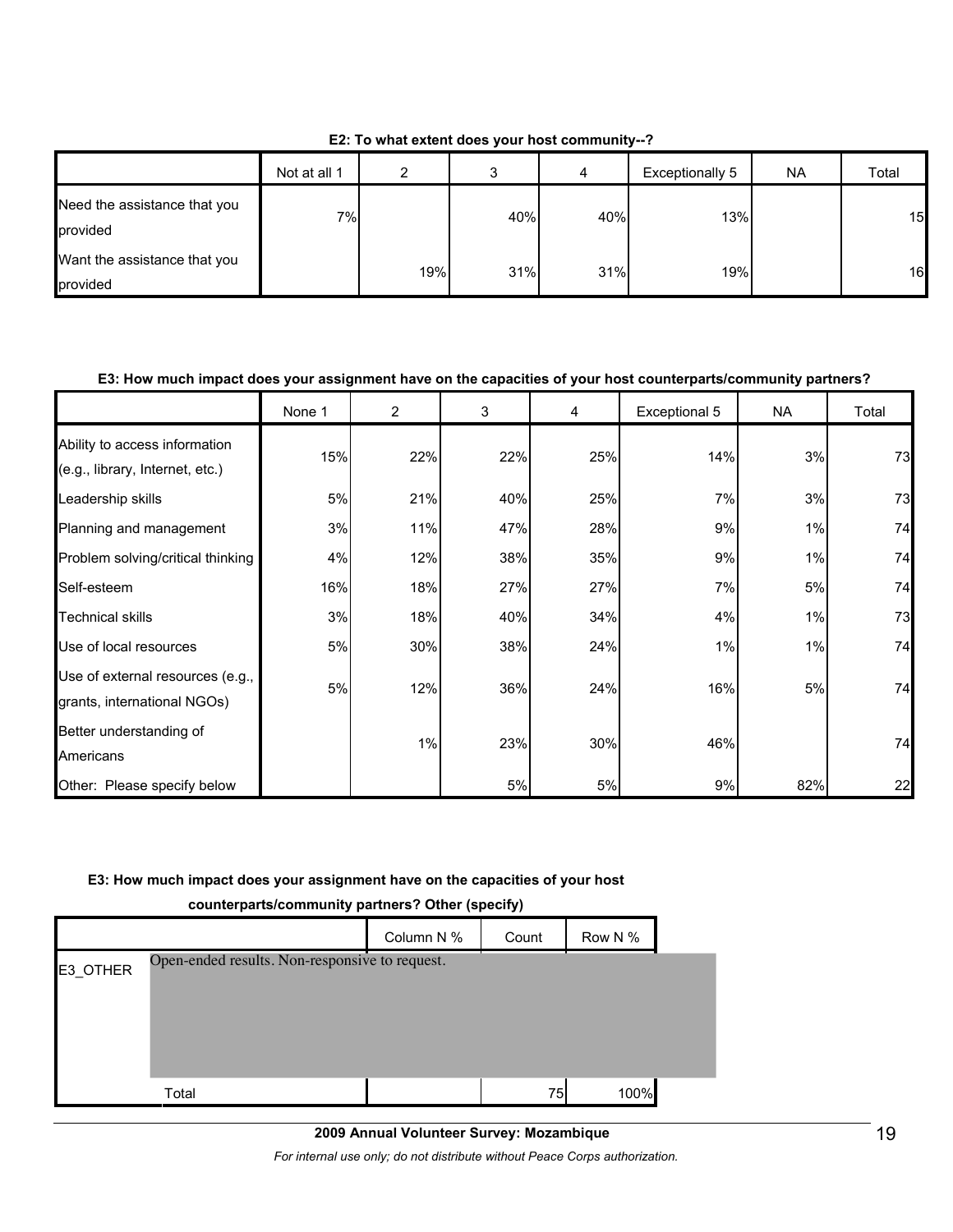**E2: To what extent does your host community--?**

| | Not at all 1 | 2 | 3 | 4 | Exceptionally 5 | NA | Total |
|---|---|---|---|---|---|---|---|
| Need the assistance that you provided | 7% | | 40% | 40% | 13% | | 15 |
| Want the assistance that you provided | | 19% | 31% | 31% | 19% | | 16 |

**E3: How much impact does your assignment have on the capacities of your host counterparts/community partners?**

| | None 1 | 2 | 3 | 4 | Exceptional 5 | NA | Total |
|---|---|---|---|---|---|---|---|
| Ability to access information (e.g., library, Internet, etc.) | 15% | 22% | 22% | 25% | 14% | 3% | 73 |
| Leadership skills | 5% | 21% | 40% | 25% | 7% | 3% | 73 |
| Planning and management | 3% | 11% | 47% | 28% | 9% | 1% | 74 |
| Problem solving/critical thinking | 4% | 12% | 38% | 35% | 9% | 1% | 74 |
| Self-esteem | 16% | 18% | 27% | 27% | 7% | 5% | 74 |
| Technical skills | 3% | 18% | 40% | 34% | 4% | 1% | 73 |
| Use of local resources | 5% | 30% | 38% | 24% | 1% | 1% | 74 |
| Use of external resources (e.g., grants, international NGOs) | 5% | 12% | 36% | 24% | 16% | 5% | 74 |
| Better understanding of Americans | | 1% | 23% | 30% | 46% | | 74 |
| Other: Please specify below | | | 5% | 5% | 9% | 82% | 22 |

**E3: How much impact does your assignment have on the capacities of your host counterparts/community partners? Other (specify)**

| | | Column N % | Count | Row N % |
|---|---|---|---|---|
| E3_OTHER | Open-ended results. Non-responsive to request. | | | |
| | Total | | 75 | 100% |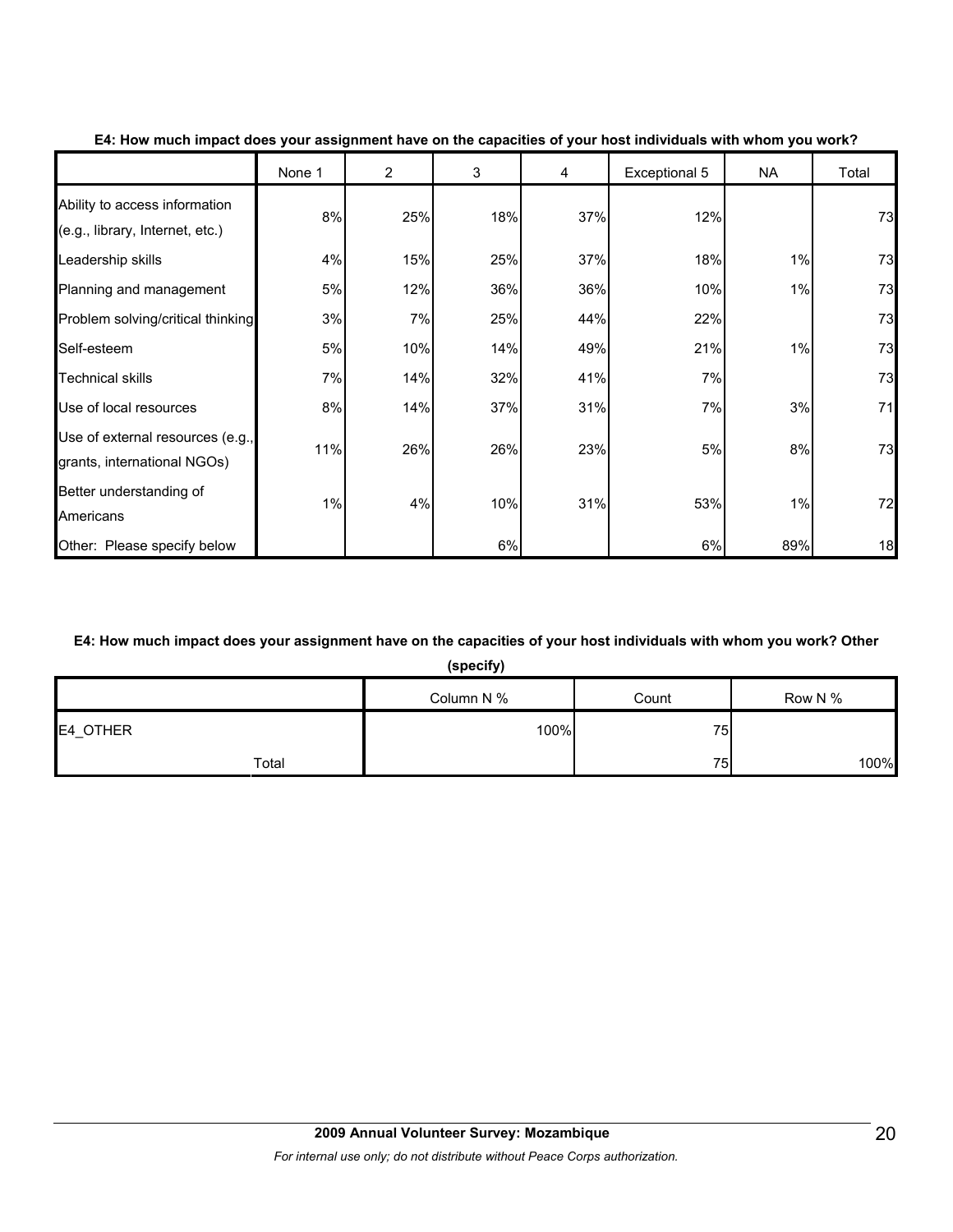**E4: How much impact does your assignment have on the capacities of your host individuals with whom you work?**

| | None 1 | 2 | 3 | 4 | Exceptional 5 | NA | Total |
|---|---|---|---|---|---|---|---|
| Ability to access information (e.g., library, Internet, etc.) | 8% | 25% | 18% | 37% | 12% | | 73 |
| Leadership skills | 4% | 15% | 25% | 37% | 18% | 1% | 73 |
| Planning and management | 5% | 12% | 36% | 36% | 10% | 1% | 73 |
| Problem solving/critical thinking | 3% | 7% | 25% | 44% | 22% | | 73 |
| Self-esteem | 5% | 10% | 14% | 49% | 21% | 1% | 73 |
| Technical skills | 7% | 14% | 32% | 41% | 7% | | 73 |
| Use of local resources | 8% | 14% | 37% | 31% | 7% | 3% | 71 |
| Use of external resources (e.g., grants, international NGOs) | 11% | 26% | 26% | 23% | 5% | 8% | 73 |
| Better understanding of Americans | 1% | 4% | 10% | 31% | 53% | 1% | 72 |
| Other: Please specify below | | | 6% | | 6% | 89% | 18 |

**E4: How much impact does your assignment have on the capacities of your host individuals with whom you work? Other (specify)**

| | | Column N % | Count | Row N % |
|---|---|---|---|---|
| E4_OTHER | | 100% | 75 | |
| | Total | | 75 | 100% |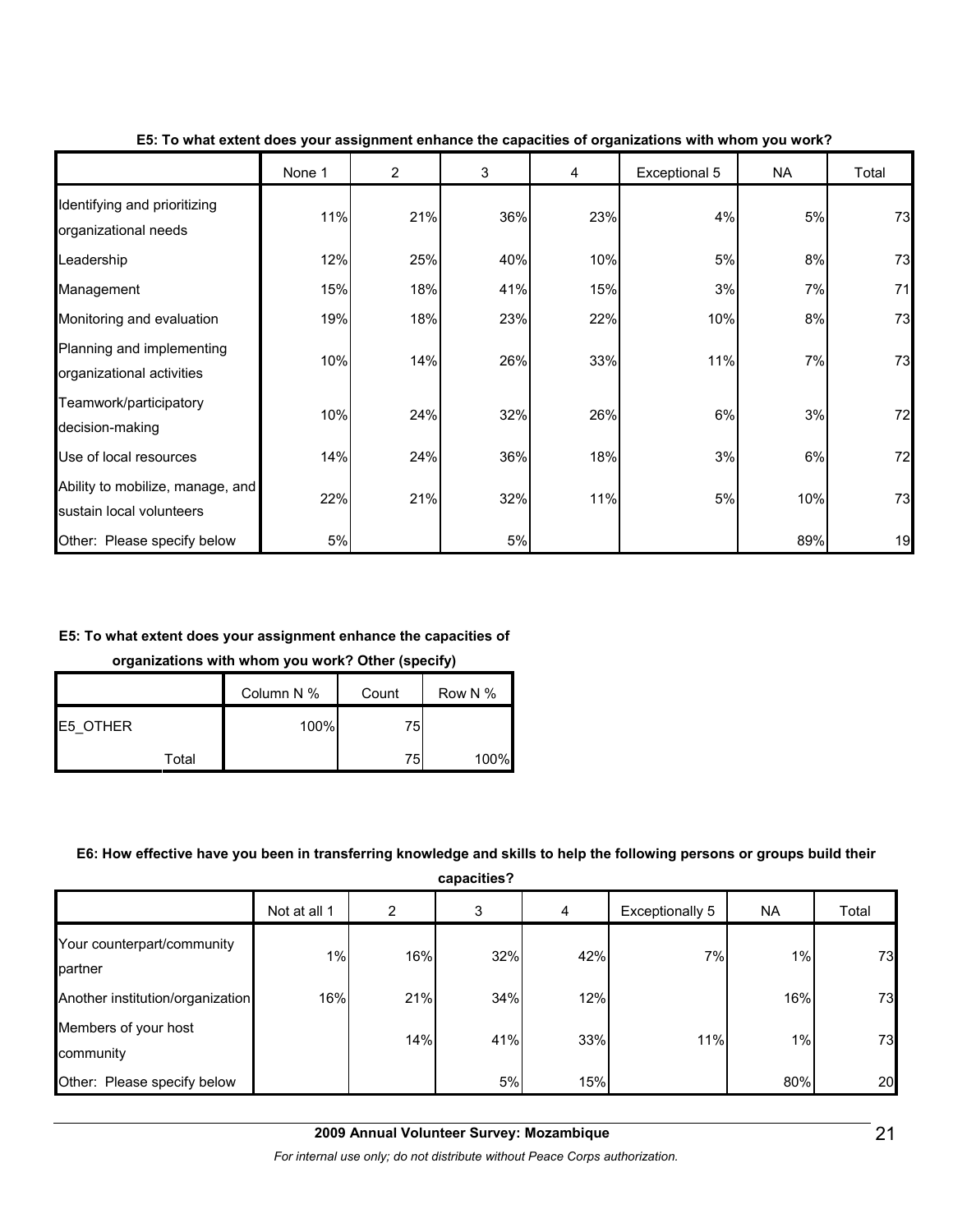**E5: To what extent does your assignment enhance the capacities of organizations with whom you work?**

| | None 1 | 2 | 3 | 4 | Exceptional 5 | NA | Total |
|---|---|---|---|---|---|---|---|
| Identifying and prioritizing organizational needs | 11% | 21% | 36% | 23% | 4% | 5% | 73 |
| Leadership | 12% | 25% | 40% | 10% | 5% | 8% | 73 |
| Management | 15% | 18% | 41% | 15% | 3% | 7% | 71 |
| Monitoring and evaluation | 19% | 18% | 23% | 22% | 10% | 8% | 73 |
| Planning and implementing organizational activities | 10% | 14% | 26% | 33% | 11% | 7% | 73 |
| Teamwork/participatory decision-making | 10% | 24% | 32% | 26% | 6% | 3% | 72 |
| Use of local resources | 14% | 24% | 36% | 18% | 3% | 6% | 72 |
| Ability to mobilize, manage, and sustain local volunteers | 22% | 21% | 32% | 11% | 5% | 10% | 73 |
| Other: Please specify below | 5% | | 5% | | | 89% | 19 |

**E5: To what extent does your assignment enhance the capacities of organizations with whom you work? Other (specify)**

| | | Column N % | Count | Row N % |
|---|---|---|---|---|
| E5_OTHER | | 100% | 75 | |
| | Total | | 75 | 100% |

**E6: How effective have you been in transferring knowledge and skills to help the following persons or groups build their capacities?**

| | Not at all 1 | 2 | 3 | 4 | Exceptionally 5 | NA | Total |
|---|---|---|---|---|---|---|---|
| Your counterpart/community partner | 1% | 16% | 32% | 42% | 7% | 1% | 73 |
| Another institution/organization | 16% | 21% | 34% | 12% | | 16% | 73 |
| Members of your host community | | 14% | 41% | 33% | 11% | 1% | 73 |
| Other: Please specify below | | | 5% | 15% | | 80% | 20 |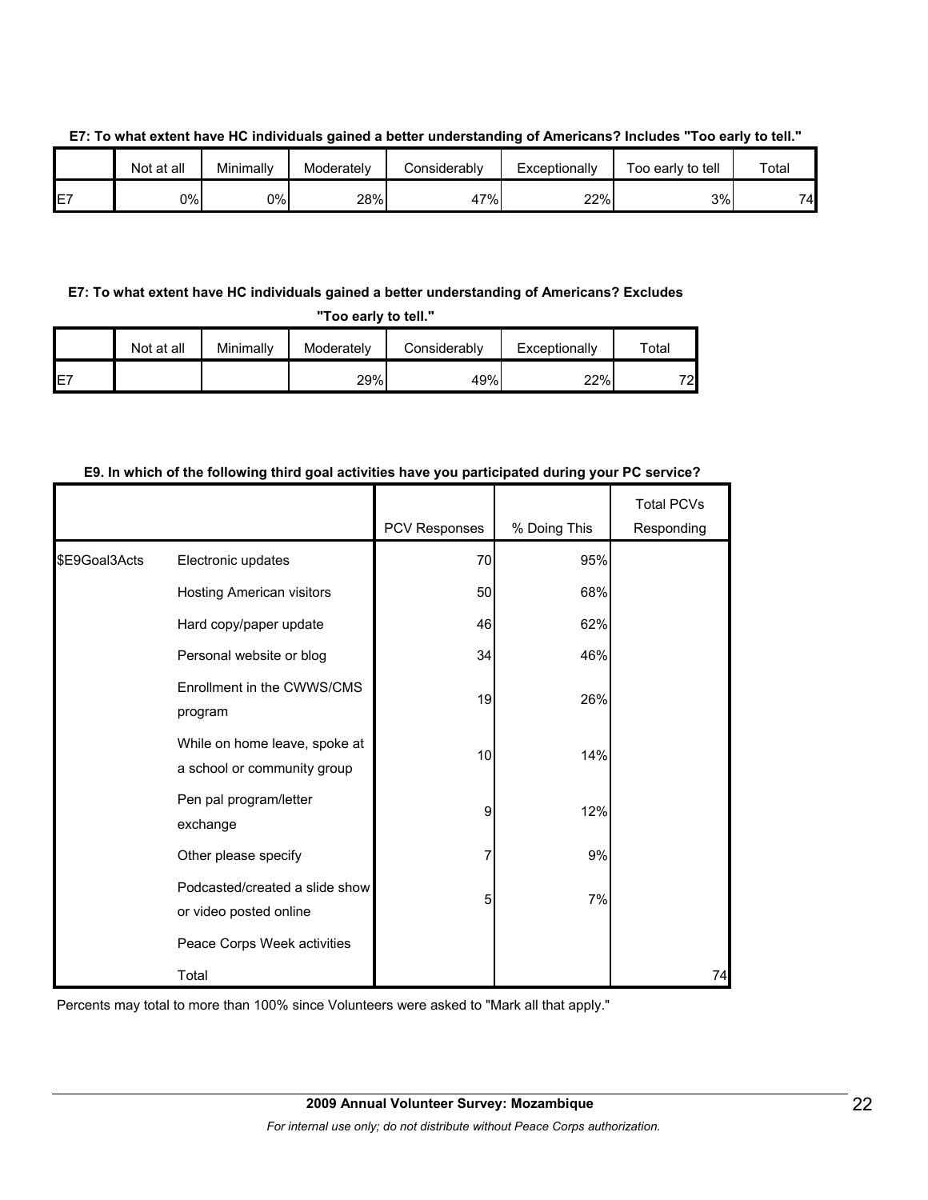**E7: To what extent have HC individuals gained a better understanding of Americans? Includes "Too early to tell."**

| | Not at all | Minimally | Moderately | Considerably | Exceptionally | Too early to tell | Total |
|---|---|---|---|---|---|---|---|
| E7 | 0% | 0% | 28% | 47% | 22% | 3% | 74 |

**E7: To what extent have HC individuals gained a better understanding of Americans? Excludes "Too early to tell."**

| | Not at all | Minimally | Moderately | Considerably | Exceptionally | Total |
|---|---|---|---|---|---|---|
| E7 | | | 29% | 49% | 22% | 72 |

**E9. In which of the following third goal activities have you participated during your PC service?**

| | | PCV Responses | % Doing This | Total PCVs Responding |
|---|---|---|---|---|
| $E9Goal3Acts | Electronic updates | 70 | 95% | |
| | Hosting American visitors | 50 | 68% | |
| | Hard copy/paper update | 46 | 62% | |
| | Personal website or blog | 34 | 46% | |
| | Enrollment in the CWWS/CMS program | 19 | 26% | |
| | While on home leave, spoke at a school or community group | 10 | 14% | |
| | Pen pal program/letter exchange | 9 | 12% | |
| | Other please specify | 7 | 9% | |
| | Podcasted/created a slide show or video posted online | 5 | 7% | |
| | Peace Corps Week activities | | | |
| | Total | | | 74 |

Percents may total to more than 100% since Volunteers were asked to "Mark all that apply."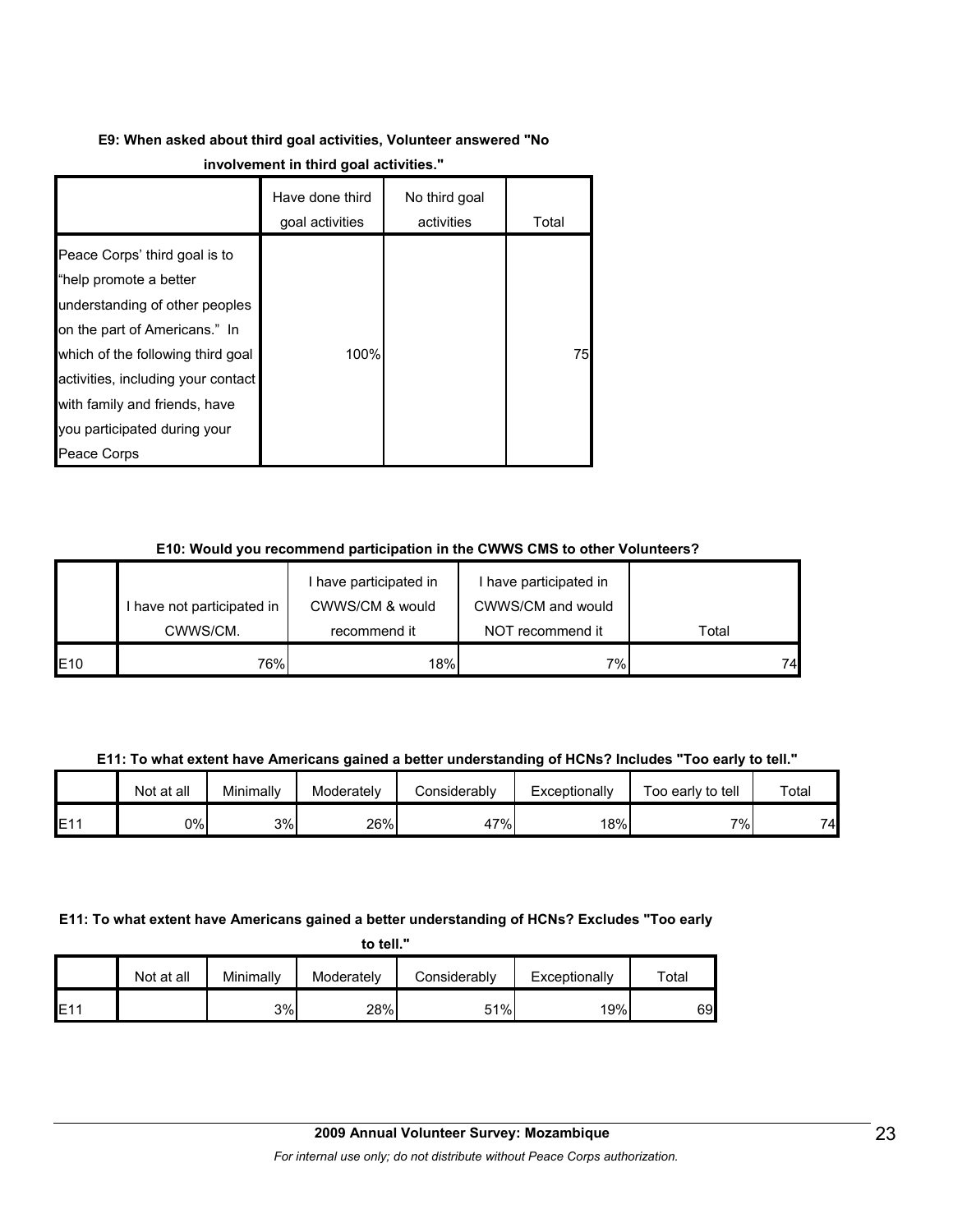**E9: When asked about third goal activities, Volunteer answered "No involvement in third goal activities."**

| | Have done third goal activities | No third goal activities | Total |
|---|---|---|---|
| Peace Corps' third goal is to "help promote a better understanding of other peoples on the part of Americans." In which of the following third goal activities, including your contact with family and friends, have you participated during your Peace Corps | 100% | | 75 |

**E10: Would you recommend participation in the CWWS CMS to other Volunteers?**

| | I have not participated in CWWS/CM. | I have participated in CWWS/CM & would recommend it | I have participated in CWWS/CM and would NOT recommend it | Total |
|---|---|---|---|---|
| E10 | 76% | 18% | 7% | 74 |

**E11: To what extent have Americans gained a better understanding of HCNs? Includes "Too early to tell."**

| | Not at all | Minimally | Moderately | Considerably | Exceptionally | Too early to tell | Total |
|---|---|---|---|---|---|---|---|
| E11 | 0% | 3% | 26% | 47% | 18% | 7% | 74 |

**E11: To what extent have Americans gained a better understanding of HCNs? Excludes "Too early to tell."**

| | Not at all | Minimally | Moderately | Considerably | Exceptionally | Total |
|---|---|---|---|---|---|---|
| E11 | | 3% | 28% | 51% | 19% | 69 |

**2009 Annual Volunteer Survey: Mozambique**

*For internal use only; do not distribute without Peace Corps authorization.*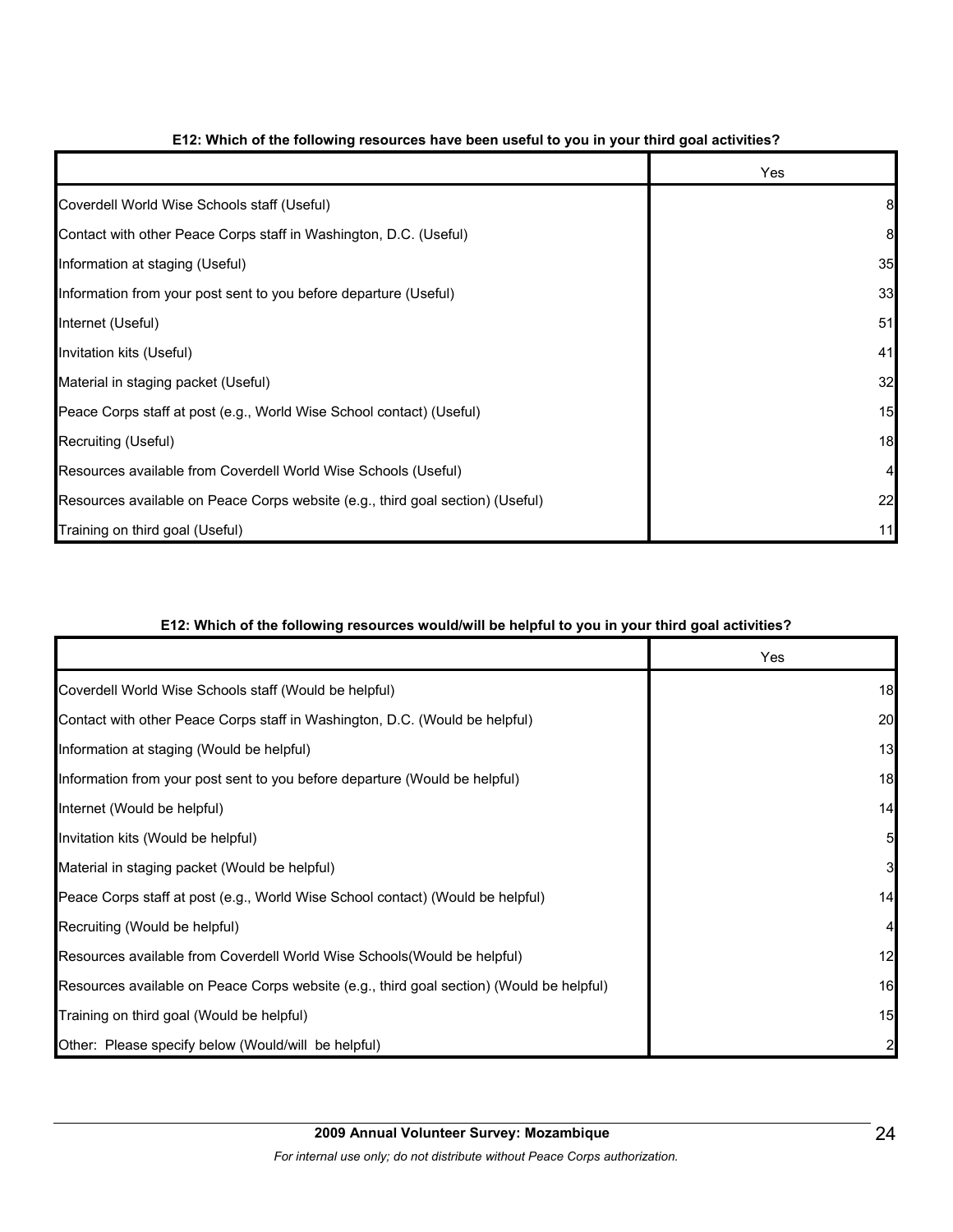**E12: Which of the following resources have been useful to you in your third goal activities?**

| | Yes |
|---|---|
| Coverdell World Wise Schools staff (Useful) | 8 |
| Contact with other Peace Corps staff in Washington, D.C. (Useful) | 8 |
| Information at staging (Useful) | 35 |
| Information from your post sent to you before departure (Useful) | 33 |
| Internet (Useful) | 51 |
| Invitation kits (Useful) | 41 |
| Material in staging packet (Useful) | 32 |
| Peace Corps staff at post (e.g., World Wise School contact) (Useful) | 15 |
| Recruiting (Useful) | 18 |
| Resources available from Coverdell World Wise Schools (Useful) | 4 |
| Resources available on Peace Corps website (e.g., third goal section) (Useful) | 22 |
| Training on third goal (Useful) | 11 |

**E12: Which of the following resources would/will be helpful to you in your third goal activities?**

| | Yes |
|---|---|
| Coverdell World Wise Schools staff (Would be helpful) | 18 |
| Contact with other Peace Corps staff in Washington, D.C. (Would be helpful) | 20 |
| Information at staging (Would be helpful) | 13 |
| Information from your post sent to you before departure (Would be helpful) | 18 |
| Internet (Would be helpful) | 14 |
| Invitation kits (Would be helpful) | 5 |
| Material in staging packet (Would be helpful) | 3 |
| Peace Corps staff at post (e.g., World Wise School contact) (Would be helpful) | 14 |
| Recruiting (Would be helpful) | 4 |
| Resources available from Coverdell World Wise Schools(Would be helpful) | 12 |
| Resources available on Peace Corps website (e.g., third goal section) (Would be helpful) | 16 |
| Training on third goal (Would be helpful) | 15 |
| Other: Please specify below (Would/will be helpful) | 2 |

**2009 Annual Volunteer Survey: Mozambique**

*For internal use only; do not distribute without Peace Corps authorization.*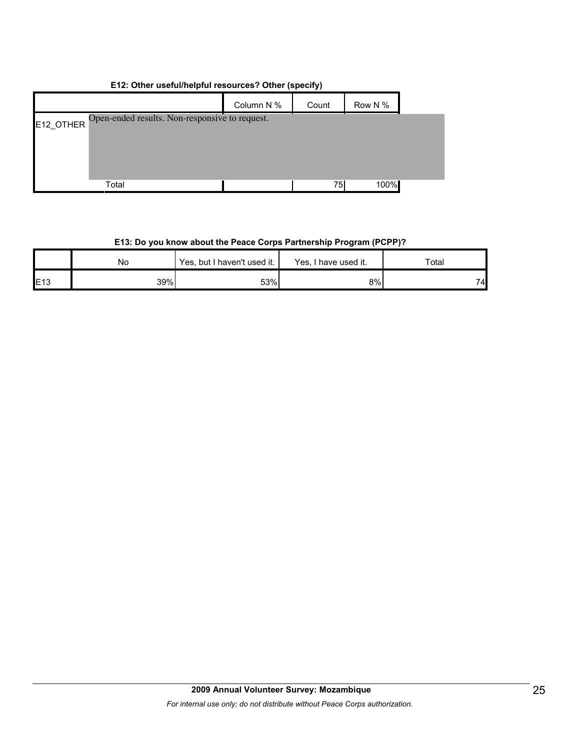**E12: Other useful/helpful resources? Other (specify)**

| | | Column N % | Count | Row N % |
|---|---|---|---|---|
| E12_OTHER | Open-ended results. Non-responsive to request. | | | |
| | Total | | 75 | 100% |

**E13: Do you know about the Peace Corps Partnership Program (PCPP)?**

| | No | Yes, but I haven't used it. | Yes, I have used it. | Total |
|---|---|---|---|---|
| E13 | 39% | 53% | 8% | 74 |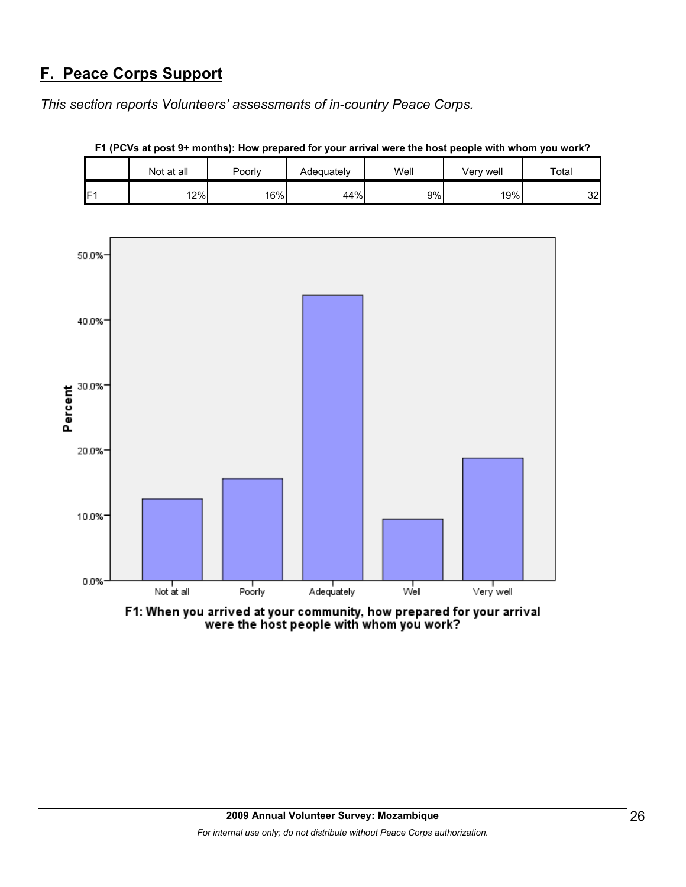## F. Peace Corps Support

*This section reports Volunteers' assessments of in-country Peace Corps.*

**F1 (PCVs at post 9+ months): How prepared for your arrival were the host people with whom you work?**

| | Not at all | Poorly | Adequately | Well | Very well | Total |
|---|---|---|---|---|---|---|
| F1 | 12% | 16% | 44% | 9% | 19% | 32 |

F1: When you arrived at your community, how prepared for your arrival were the host people with whom you work?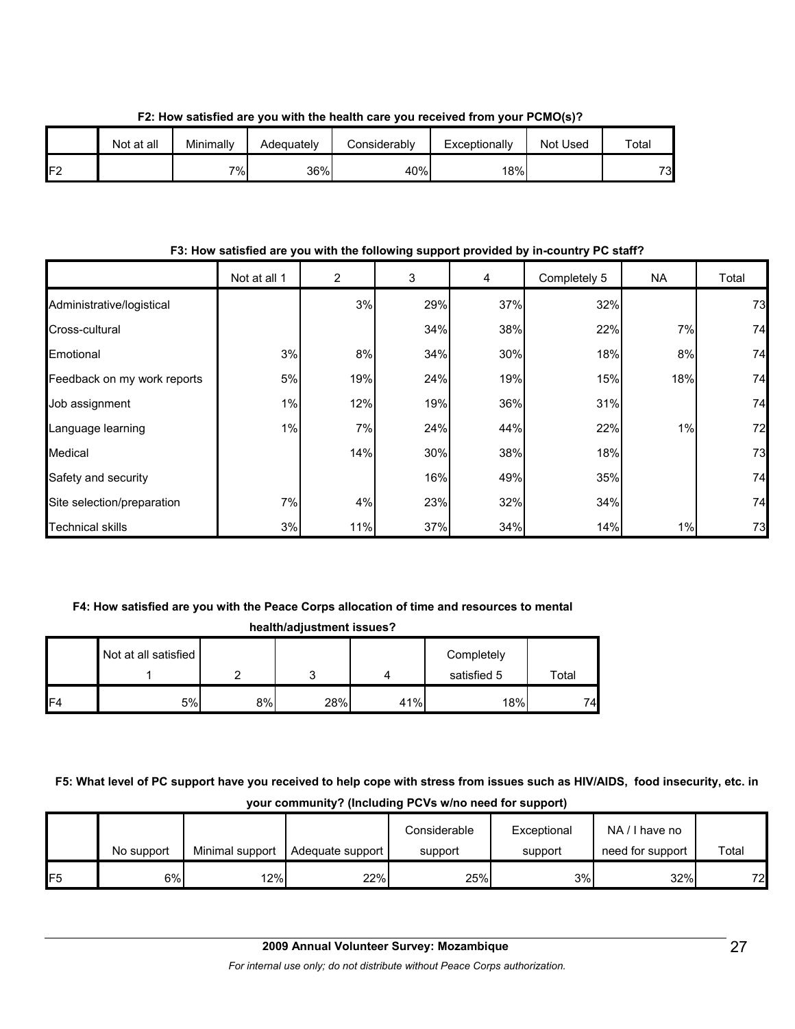**F2: How satisfied are you with the health care you received from your PCMO(s)?**

| | Not at all | Minimally | Adequately | Considerably | Exceptionally | Not Used | Total |
|---|---|---|---|---|---|---|---|
| F2 | | 7% | 36% | 40% | 18% | | 73 |

**F3: How satisfied are you with the following support provided by in-country PC staff?**

| | Not at all 1 | 2 | 3 | 4 | Completely 5 | NA | Total |
|---|---|---|---|---|---|---|---|
| Administrative/logistical | | 3% | 29% | 37% | 32% | | 73 |
| Cross-cultural | | | 34% | 38% | 22% | 7% | 74 |
| Emotional | 3% | 8% | 34% | 30% | 18% | 8% | 74 |
| Feedback on my work reports | 5% | 19% | 24% | 19% | 15% | 18% | 74 |
| Job assignment | 1% | 12% | 19% | 36% | 31% | | 74 |
| Language learning | 1% | 7% | 24% | 44% | 22% | 1% | 72 |
| Medical | | 14% | 30% | 38% | 18% | | 73 |
| Safety and security | | | 16% | 49% | 35% | | 74 |
| Site selection/preparation | 7% | 4% | 23% | 32% | 34% | | 74 |
| Technical skills | 3% | 11% | 37% | 34% | 14% | 1% | 73 |

**F4: How satisfied are you with the Peace Corps allocation of time and resources to mental health/adjustment issues?**

| | Not at all satisfied 1 | 2 | 3 | 4 | Completely satisfied 5 | Total |
|---|---|---|---|---|---|---|
| F4 | 5% | 8% | 28% | 41% | 18% | 74 |

**F5: What level of PC support have you received to help cope with stress from issues such as HIV/AIDS, food insecurity, etc. in your community? (Including PCVs w/no need for support)**

| | No support | Minimal support | Adequate support | Considerable support | Exceptional support | NA / I have no need for support | Total |
|---|---|---|---|---|---|---|---|
| F5 | 6% | 12% | 22% | 25% | 3% | 32% | 72 |

**2009 Annual Volunteer Survey: Mozambique**

*For internal use only; do not distribute without Peace Corps authorization.*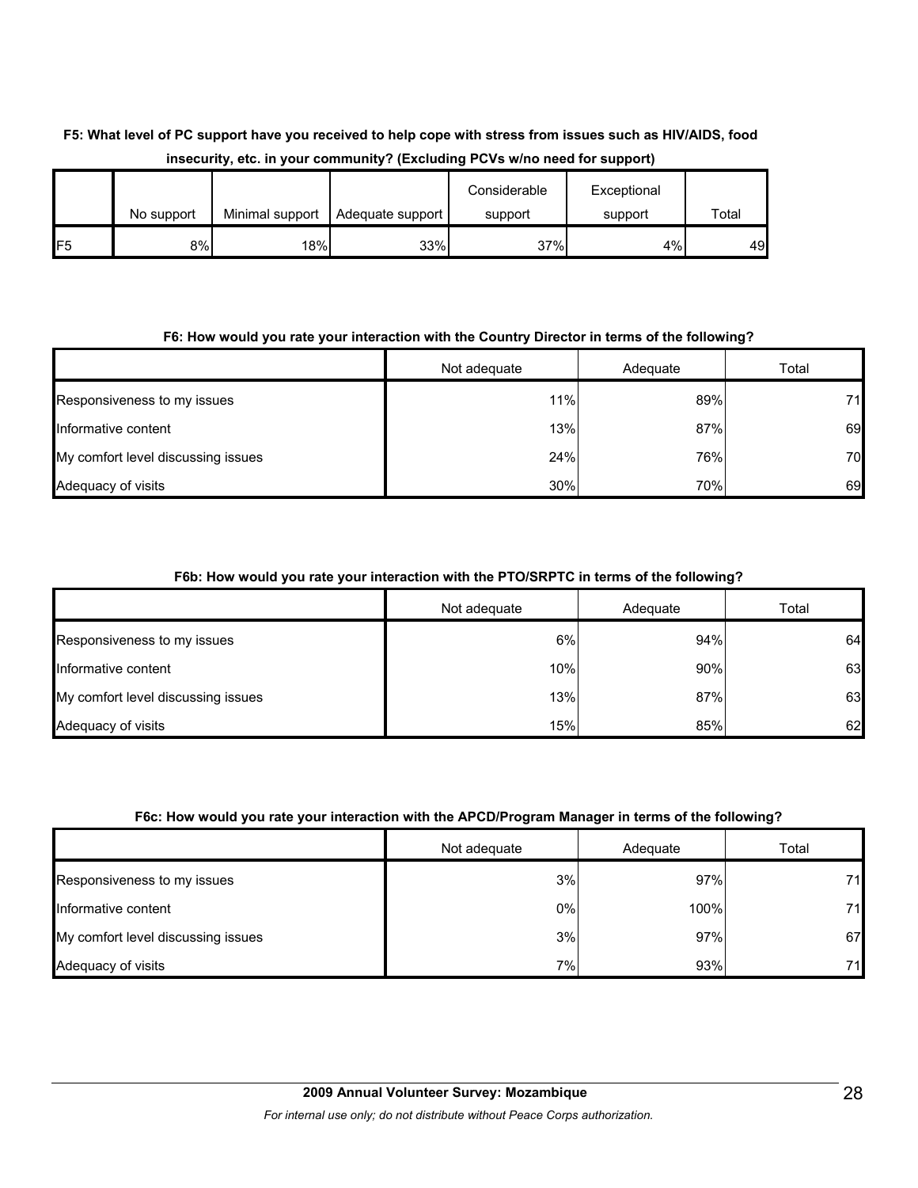**F5: What level of PC support have you received to help cope with stress from issues such as HIV/AIDS, food insecurity, etc. in your community? (Excluding PCVs w/no need for support)**

| | No support | Minimal support | Adequate support | Considerable support | Exceptional support | Total |
|---|---|---|---|---|---|---|
| F5 | 8% | 18% | 33% | 37% | 4% | 49 |

**F6: How would you rate your interaction with the Country Director in terms of the following?**

| | Not adequate | Adequate | Total |
|---|---|---|---|
| Responsiveness to my issues | 11% | 89% | 71 |
| Informative content | 13% | 87% | 69 |
| My comfort level discussing issues | 24% | 76% | 70 |
| Adequacy of visits | 30% | 70% | 69 |

**F6b: How would you rate your interaction with the PTO/SRPTC in terms of the following?**

| | Not adequate | Adequate | Total |
|---|---|---|---|
| Responsiveness to my issues | 6% | 94% | 64 |
| Informative content | 10% | 90% | 63 |
| My comfort level discussing issues | 13% | 87% | 63 |
| Adequacy of visits | 15% | 85% | 62 |

**F6c: How would you rate your interaction with the APCD/Program Manager in terms of the following?**

| | Not adequate | Adequate | Total |
|---|---|---|---|
| Responsiveness to my issues | 3% | 97% | 71 |
| Informative content | 0% | 100% | 71 |
| My comfort level discussing issues | 3% | 97% | 67 |
| Adequacy of visits | 7% | 93% | 71 |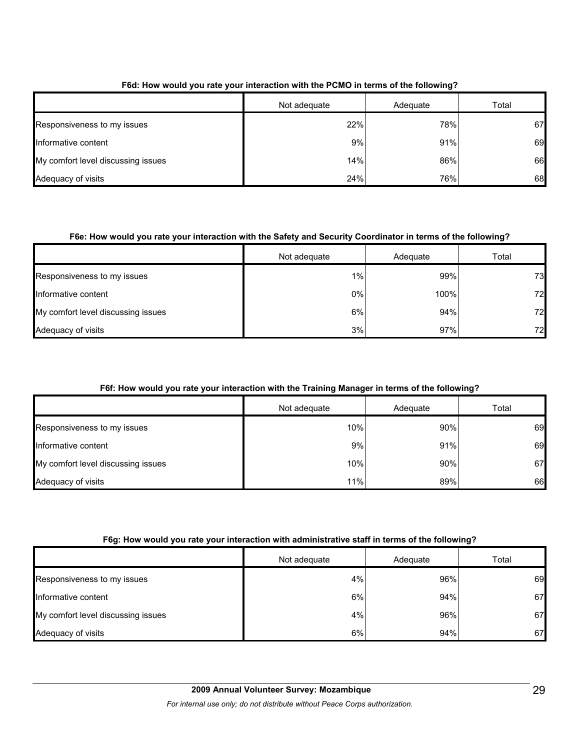**F6d: How would you rate your interaction with the PCMO in terms of the following?**

| | Not adequate | Adequate | Total |
|---|---|---|---|
| Responsiveness to my issues | 22% | 78% | 67 |
| Informative content | 9% | 91% | 69 |
| My comfort level discussing issues | 14% | 86% | 66 |
| Adequacy of visits | 24% | 76% | 68 |

**F6e: How would you rate your interaction with the Safety and Security Coordinator in terms of the following?**

| | Not adequate | Adequate | Total |
|---|---|---|---|
| Responsiveness to my issues | 1% | 99% | 73 |
| Informative content | 0% | 100% | 72 |
| My comfort level discussing issues | 6% | 94% | 72 |
| Adequacy of visits | 3% | 97% | 72 |

**F6f: How would you rate your interaction with the Training Manager in terms of the following?**

| | Not adequate | Adequate | Total |
|---|---|---|---|
| Responsiveness to my issues | 10% | 90% | 69 |
| Informative content | 9% | 91% | 69 |
| My comfort level discussing issues | 10% | 90% | 67 |
| Adequacy of visits | 11% | 89% | 66 |

**F6g: How would you rate your interaction with administrative staff in terms of the following?**

| | Not adequate | Adequate | Total |
|---|---|---|---|
| Responsiveness to my issues | 4% | 96% | 69 |
| Informative content | 6% | 94% | 67 |
| My comfort level discussing issues | 4% | 96% | 67 |
| Adequacy of visits | 6% | 94% | 67 |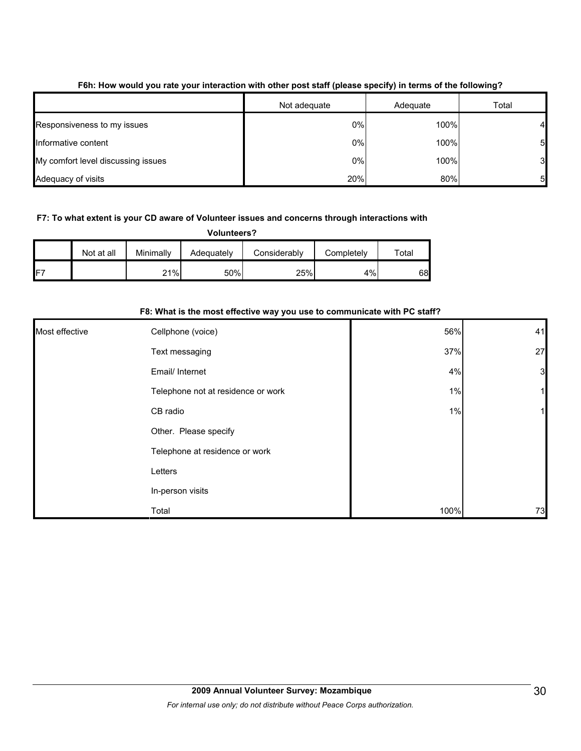**F6h: How would you rate your interaction with other post staff (please specify) in terms of the following?**

| | Not adequate | Adequate | Total |
|---|---|---|---|
| Responsiveness to my issues | 0% | 100% | 4 |
| Informative content | 0% | 100% | 5 |
| My comfort level discussing issues | 0% | 100% | 3 |
| Adequacy of visits | 20% | 80% | 5 |

**F7: To what extent is your CD aware of Volunteer issues and concerns through interactions with Volunteers?**

| | Not at all | Minimally | Adequately | Considerably | Completely | Total |
|---|---|---|---|---|---|---|
| F7 | | 21% | 50% | 25% | 4% | 68 |

**F8: What is the most effective way you use to communicate with PC staff?**

| | | | |
|---|---|---|---|
| Most effective | Cellphone (voice) | 56% | 41 |
| | Text messaging | 37% | 27 |
| | Email/ Internet | 4% | 3 |
| | Telephone not at residence or work | 1% | 1 |
| | CB radio | 1% | 1 |
| | Other. Please specify | | |
| | Telephone at residence or work | | |
| | Letters | | |
| | In-person visits | | |
| | Total | 100% | 73 |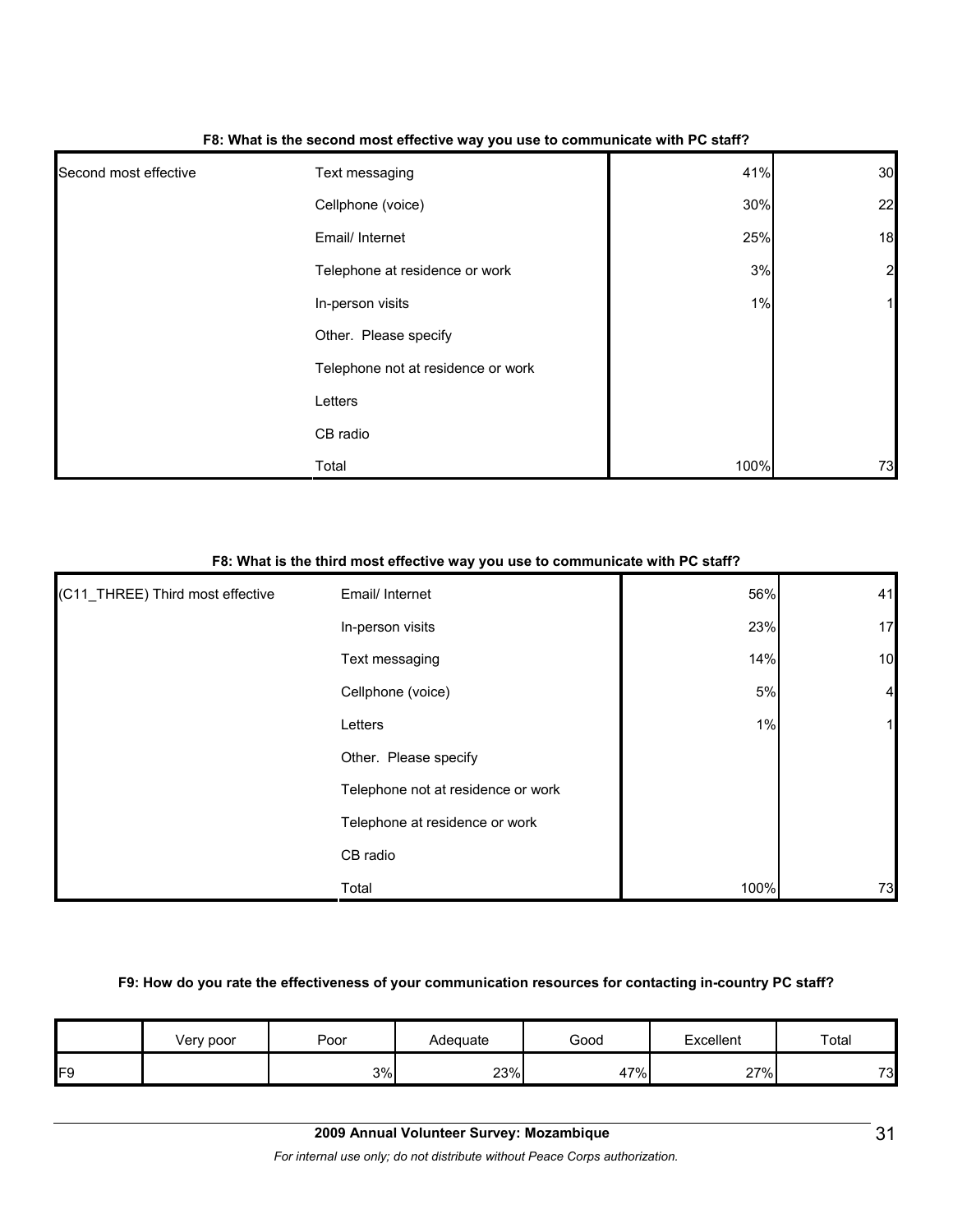**F8: What is the second most effective way you use to communicate with PC staff?**

| | | | |
|---|---|---|---|
| Second most effective | Text messaging | 41% | 30 |
| | Cellphone (voice) | 30% | 22 |
| | Email/ Internet | 25% | 18 |
| | Telephone at residence or work | 3% | 2 |
| | In-person visits | 1% | 1 |
| | Other. Please specify | | |
| | Telephone not at residence or work | | |
| | Letters | | |
| | CB radio | | |
| | Total | 100% | 73 |

**F8: What is the third most effective way you use to communicate with PC staff?**

| | | | |
|---|---|---|---|
| (C11_THREE) Third most effective | Email/ Internet | 56% | 41 |
| | In-person visits | 23% | 17 |
| | Text messaging | 14% | 10 |
| | Cellphone (voice) | 5% | 4 |
| | Letters | 1% | 1 |
| | Other. Please specify | | |
| | Telephone not at residence or work | | |
| | Telephone at residence or work | | |
| | CB radio | | |
| | Total | 100% | 73 |

**F9: How do you rate the effectiveness of your communication resources for contacting in-country PC staff?**

| | Very poor | Poor | Adequate | Good | Excellent | Total |
|---|---|---|---|---|---|---|
| F9 | | 3% | 23% | 47% | 27% | 73 |

**2009 Annual Volunteer Survey: Mozambique**

*For internal use only; do not distribute without Peace Corps authorization.*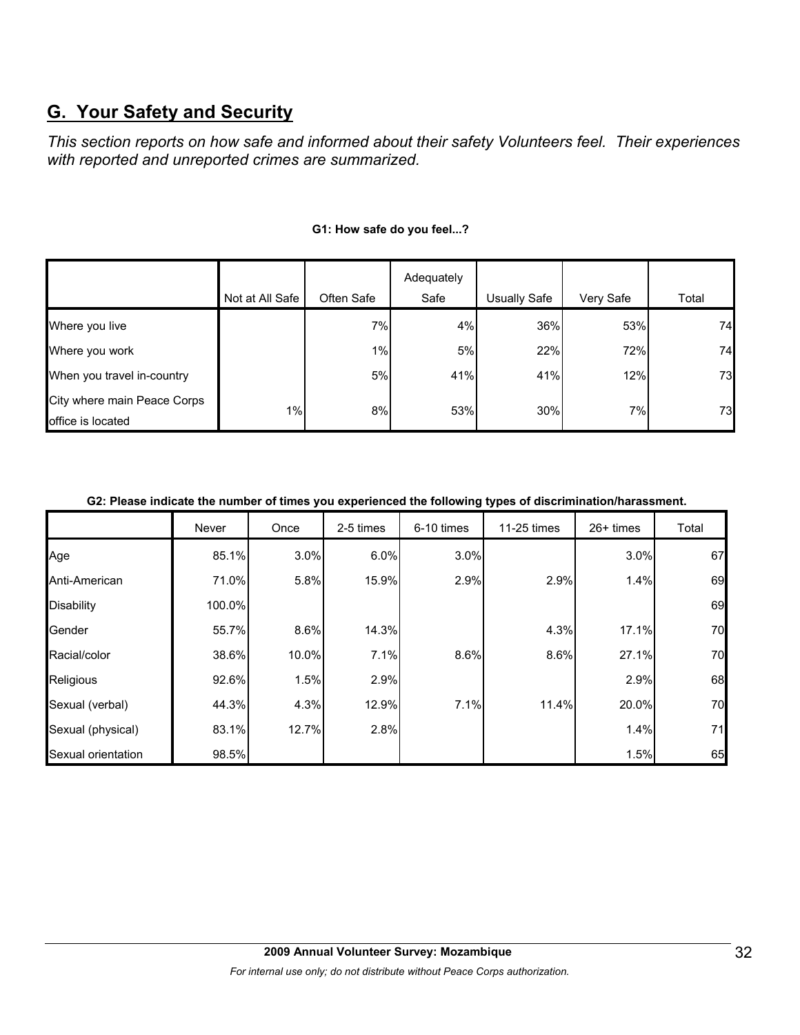## G. Your Safety and Security

*This section reports on how safe and informed about their safety Volunteers feel. Their experiences with reported and unreported crimes are summarized.*

**G1: How safe do you feel...?**

| | Not at All Safe | Often Safe | Adequately Safe | Usually Safe | Very Safe | Total |
|---|---|---|---|---|---|---|
| Where you live | | 7% | 4% | 36% | 53% | 74 |
| Where you work | | 1% | 5% | 22% | 72% | 74 |
| When you travel in-country | | 5% | 41% | 41% | 12% | 73 |
| City where main Peace Corps office is located | 1% | 8% | 53% | 30% | 7% | 73 |

**G2: Please indicate the number of times you experienced the following types of discrimination/harassment.**

| | Never | Once | 2-5 times | 6-10 times | 11-25 times | 26+ times | Total |
|---|---|---|---|---|---|---|---|
| Age | 85.1% | 3.0% | 6.0% | 3.0% | | 3.0% | 67 |
| Anti-American | 71.0% | 5.8% | 15.9% | 2.9% | 2.9% | 1.4% | 69 |
| Disability | 100.0% | | | | | | 69 |
| Gender | 55.7% | 8.6% | 14.3% | | 4.3% | 17.1% | 70 |
| Racial/color | 38.6% | 10.0% | 7.1% | 8.6% | 8.6% | 27.1% | 70 |
| Religious | 92.6% | 1.5% | 2.9% | | | 2.9% | 68 |
| Sexual (verbal) | 44.3% | 4.3% | 12.9% | 7.1% | 11.4% | 20.0% | 70 |
| Sexual (physical) | 83.1% | 12.7% | 2.8% | | | 1.4% | 71 |
| Sexual orientation | 98.5% | | | | | 1.5% | 65 |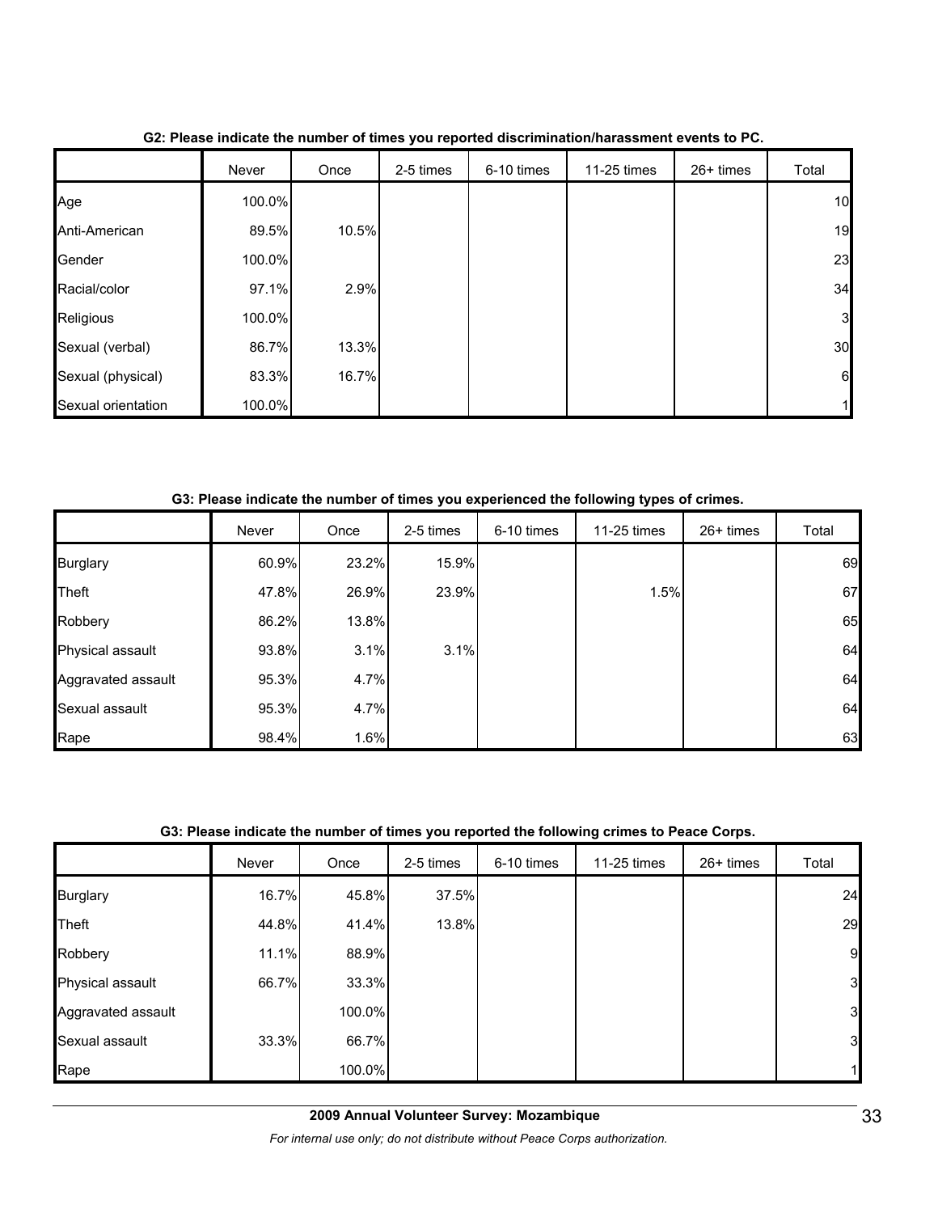**G2: Please indicate the number of times you reported discrimination/harassment events to PC.**

| | Never | Once | 2-5 times | 6-10 times | 11-25 times | 26+ times | Total |
|---|---|---|---|---|---|---|---|
| Age | 100.0% | | | | | | 10 |
| Anti-American | 89.5% | 10.5% | | | | | 19 |
| Gender | 100.0% | | | | | | 23 |
| Racial/color | 97.1% | 2.9% | | | | | 34 |
| Religious | 100.0% | | | | | | 3 |
| Sexual (verbal) | 86.7% | 13.3% | | | | | 30 |
| Sexual (physical) | 83.3% | 16.7% | | | | | 6 |
| Sexual orientation | 100.0% | | | | | | 1 |

**G3: Please indicate the number of times you experienced the following types of crimes.**

| | Never | Once | 2-5 times | 6-10 times | 11-25 times | 26+ times | Total |
|---|---|---|---|---|---|---|---|
| Burglary | 60.9% | 23.2% | 15.9% | | | | 69 |
| Theft | 47.8% | 26.9% | 23.9% | | 1.5% | | 67 |
| Robbery | 86.2% | 13.8% | | | | | 65 |
| Physical assault | 93.8% | 3.1% | 3.1% | | | | 64 |
| Aggravated assault | 95.3% | 4.7% | | | | | 64 |
| Sexual assault | 95.3% | 4.7% | | | | | 64 |
| Rape | 98.4% | 1.6% | | | | | 63 |

**G3: Please indicate the number of times you reported the following crimes to Peace Corps.**

| | Never | Once | 2-5 times | 6-10 times | 11-25 times | 26+ times | Total |
|---|---|---|---|---|---|---|---|
| Burglary | 16.7% | 45.8% | 37.5% | | | | 24 |
| Theft | 44.8% | 41.4% | 13.8% | | | | 29 |
| Robbery | 11.1% | 88.9% | | | | | 9 |
| Physical assault | 66.7% | 33.3% | | | | | 3 |
| Aggravated assault | | 100.0% | | | | | 3 |
| Sexual assault | 33.3% | 66.7% | | | | | 3 |
| Rape | | 100.0% | | | | | 1 |

**2009 Annual Volunteer Survey: Mozambique**

*For internal use only; do not distribute without Peace Corps authorization.*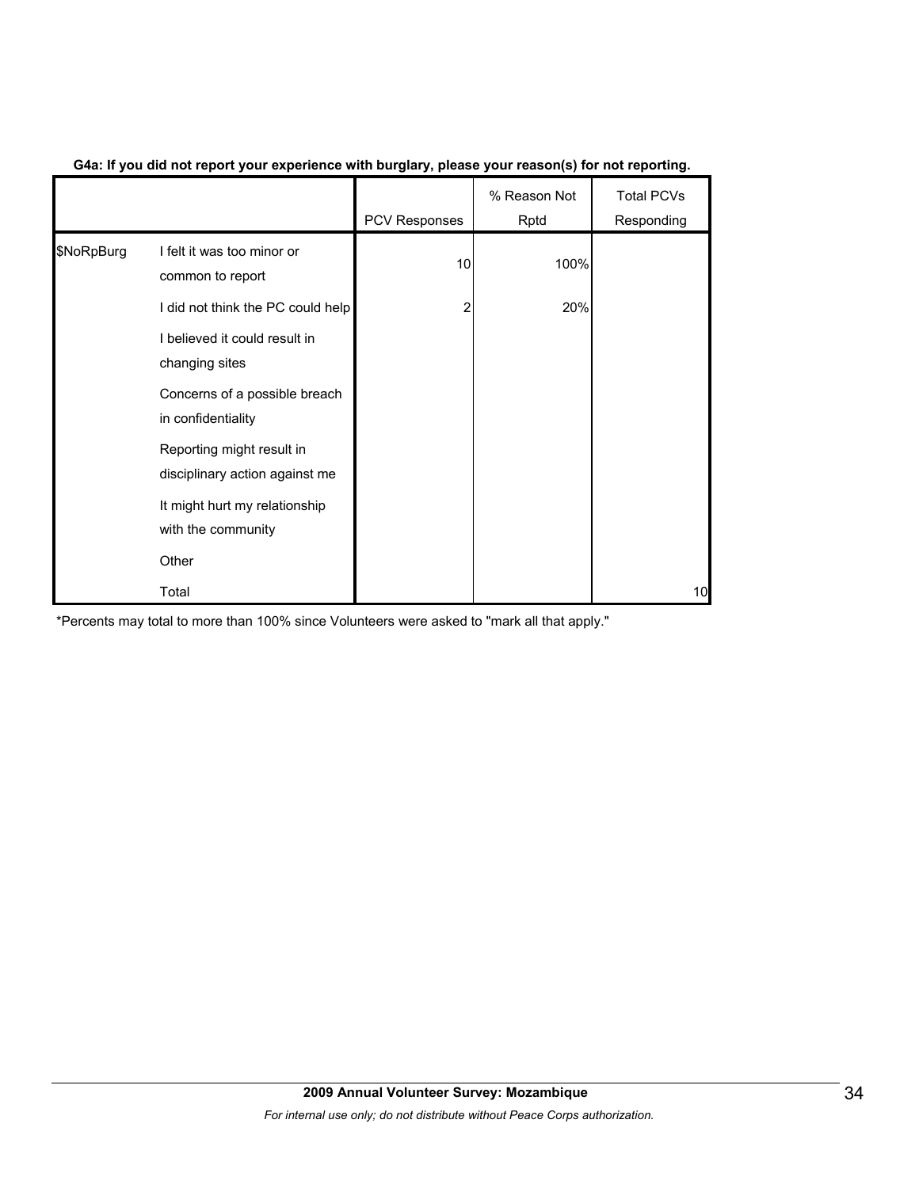**G4a: If you did not report your experience with burglary, please your reason(s) for not reporting.**

| | | PCV Responses | % Reason Not Rptd | Total PCVs Responding |
|---|---|---|---|---|
| $NoRpBurg | I felt it was too minor or common to report | 10 | 100% | |
| | I did not think the PC could help | 2 | 20% | |
| | I believed it could result in changing sites | | | |
| | Concerns of a possible breach in confidentiality | | | |
| | Reporting might result in disciplinary action against me | | | |
| | It might hurt my relationship with the community | | | |
| | Other | | | |
| | Total | | | 10 |

*Percents may total to more than 100% since Volunteers were asked to "mark all that apply."

**2009 Annual Volunteer Survey: Mozambique**

*For internal use only; do not distribute without Peace Corps authorization.*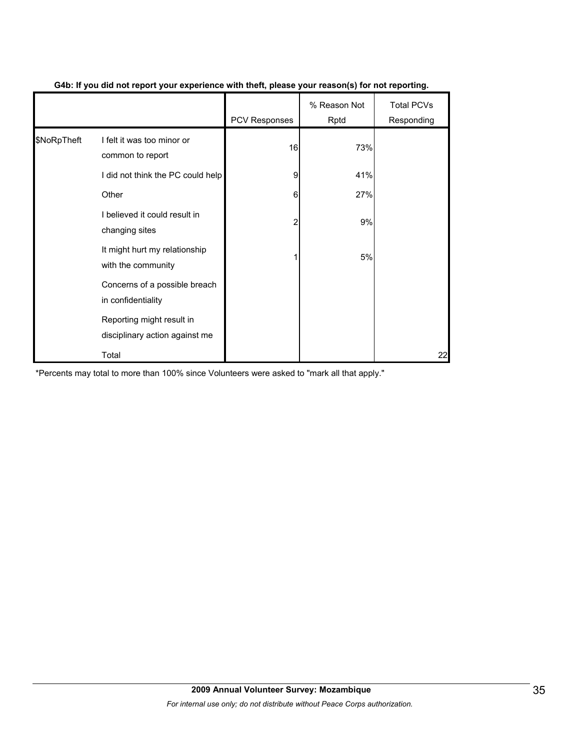**G4b: If you did not report your experience with theft, please your reason(s) for not reporting.**

| | | PCV Responses | % Reason Not Rptd | Total PCVs Responding |
|---|---|---|---|---|
| $NoRpTheft | I felt it was too minor or common to report | 16 | 73% | |
| | I did not think the PC could help | 9 | 41% | |
| | Other | 6 | 27% | |
| | I believed it could result in changing sites | 2 | 9% | |
| | It might hurt my relationship with the community | 1 | 5% | |
| | Concerns of a possible breach in confidentiality | | | |
| | Reporting might result in disciplinary action against me | | | |
| | Total | | | 22 |

*Percents may total to more than 100% since Volunteers were asked to "mark all that apply."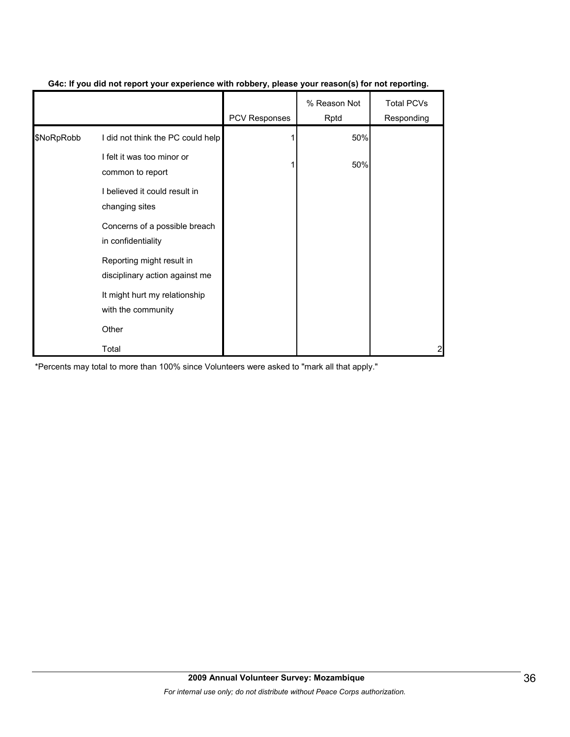**G4c: If you did not report your experience with robbery, please your reason(s) for not reporting.**

| | | PCV Responses | % Reason Not Rptd | Total PCVs Responding |
|---|---|---|---|---|
| $NoRpRobb | I did not think the PC could help | 1 | 50% | |
| | I felt it was too minor or common to report | 1 | 50% | |
| | I believed it could result in changing sites | | | |
| | Concerns of a possible breach in confidentiality | | | |
| | Reporting might result in disciplinary action against me | | | |
| | It might hurt my relationship with the community | | | |
| | Other | | | |
| | Total | | | 2 |

*Percents may total to more than 100% since Volunteers were asked to "mark all that apply."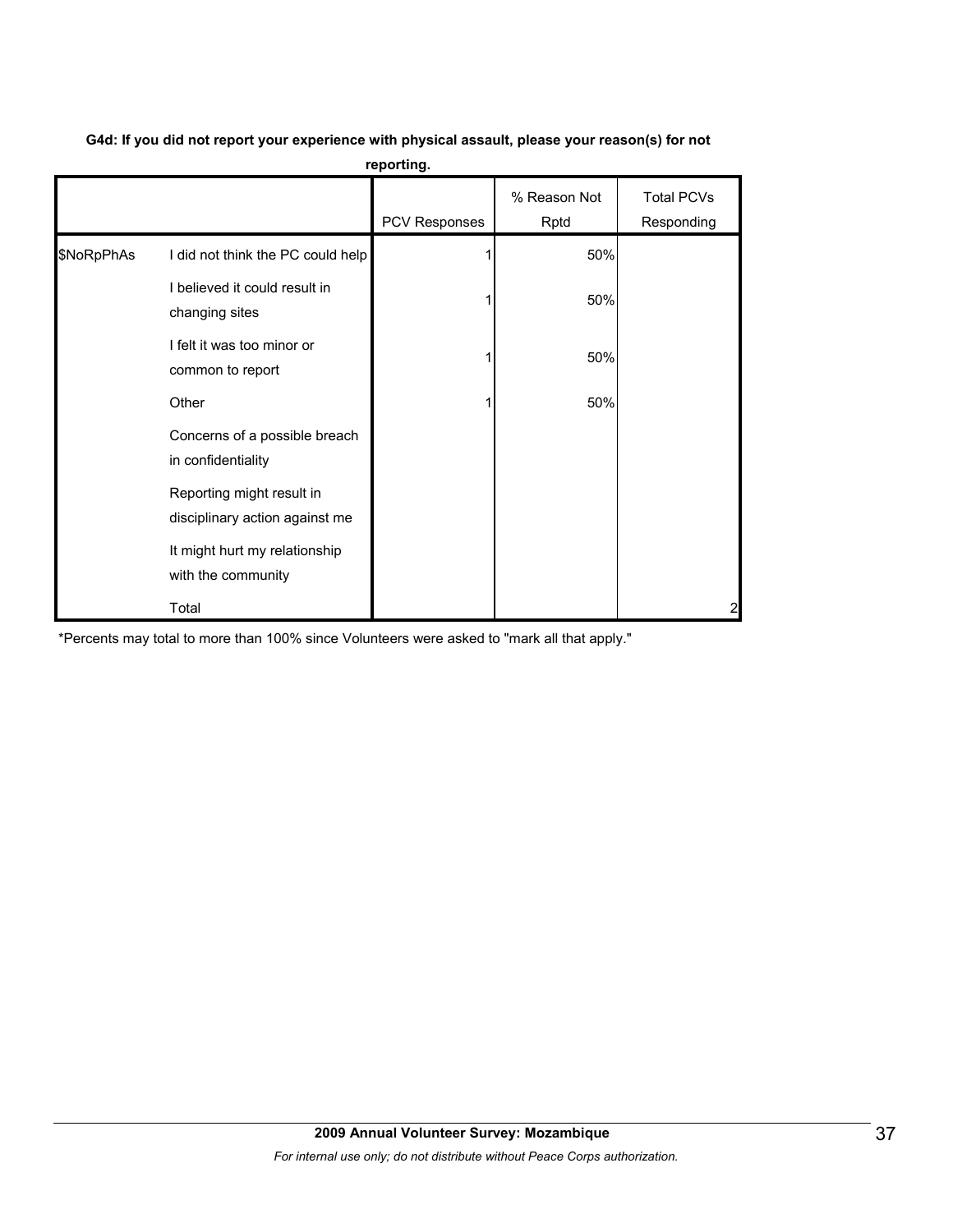**G4d: If you did not report your experience with physical assault, please your reason(s) for not reporting.**

| | | PCV Responses | % Reason Not Rptd | Total PCVs Responding |
|---|---|---|---|---|
| $NoRpPhAs | I did not think the PC could help | 1 | 50% | |
| | I believed it could result in changing sites | 1 | 50% | |
| | I felt it was too minor or common to report | 1 | 50% | |
| | Other | 1 | 50% | |
| | Concerns of a possible breach in confidentiality | | | |
| | Reporting might result in disciplinary action against me | | | |
| | It might hurt my relationship with the community | | | |
| | Total | | | 2 |

*Percents may total to more than 100% since Volunteers were asked to "mark all that apply."

**2009 Annual Volunteer Survey: Mozambique**

*For internal use only; do not distribute without Peace Corps authorization.*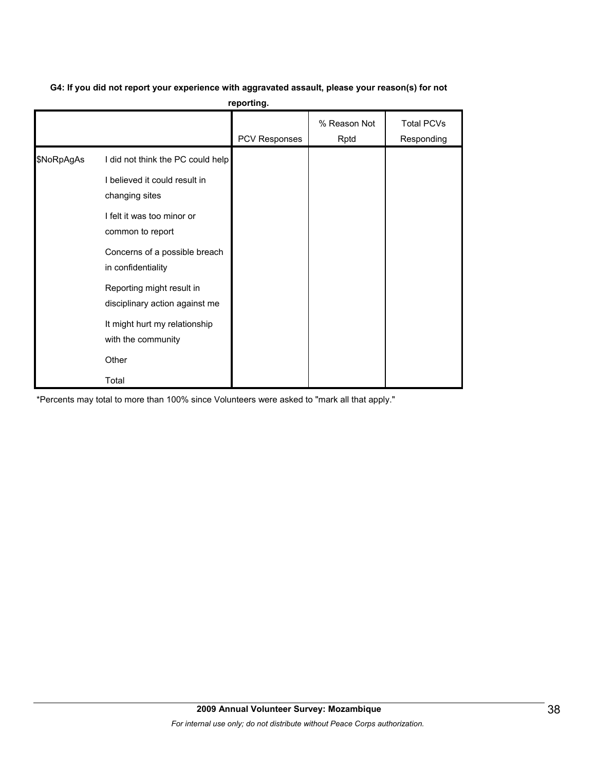**G4: If you did not report your experience with aggravated assault, please your reason(s) for not reporting.**

| | | PCV Responses | % Reason Not Rptd | Total PCVs Responding |
|---|---|---|---|---|
| $NoRpAgAs | I did not think the PC could help | | | |
| | I believed it could result in changing sites | | | |
| | I felt it was too minor or common to report | | | |
| | Concerns of a possible breach in confidentiality | | | |
| | Reporting might result in disciplinary action against me | | | |
| | It might hurt my relationship with the community | | | |
| | Other | | | |
| | Total | | | |

*Percents may total to more than 100% since Volunteers were asked to "mark all that apply."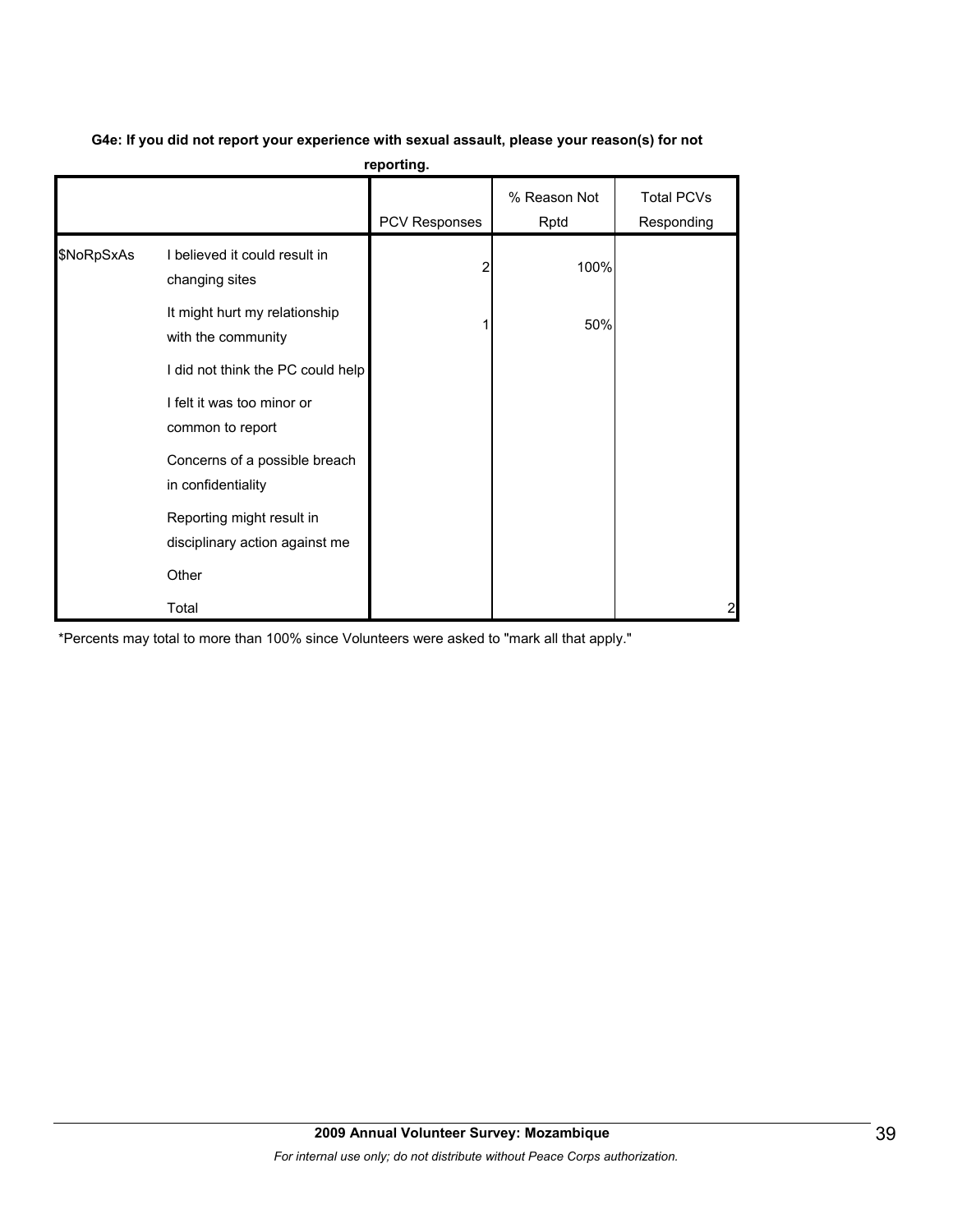**G4e: If you did not report your experience with sexual assault, please your reason(s) for not reporting.**

| | | PCV Responses | % Reason Not Rptd | Total PCVs Responding |
|---|---|---|---|---|
| $NoRpSxAs | I believed it could result in changing sites | 2 | 100% | |
| | It might hurt my relationship with the community | 1 | 50% | |
| | I did not think the PC could help | | | |
| | I felt it was too minor or common to report | | | |
| | Concerns of a possible breach in confidentiality | | | |
| | Reporting might result in disciplinary action against me | | | |
| | Other | | | |
| | Total | | | 2 |

*Percents may total to more than 100% since Volunteers were asked to "mark all that apply."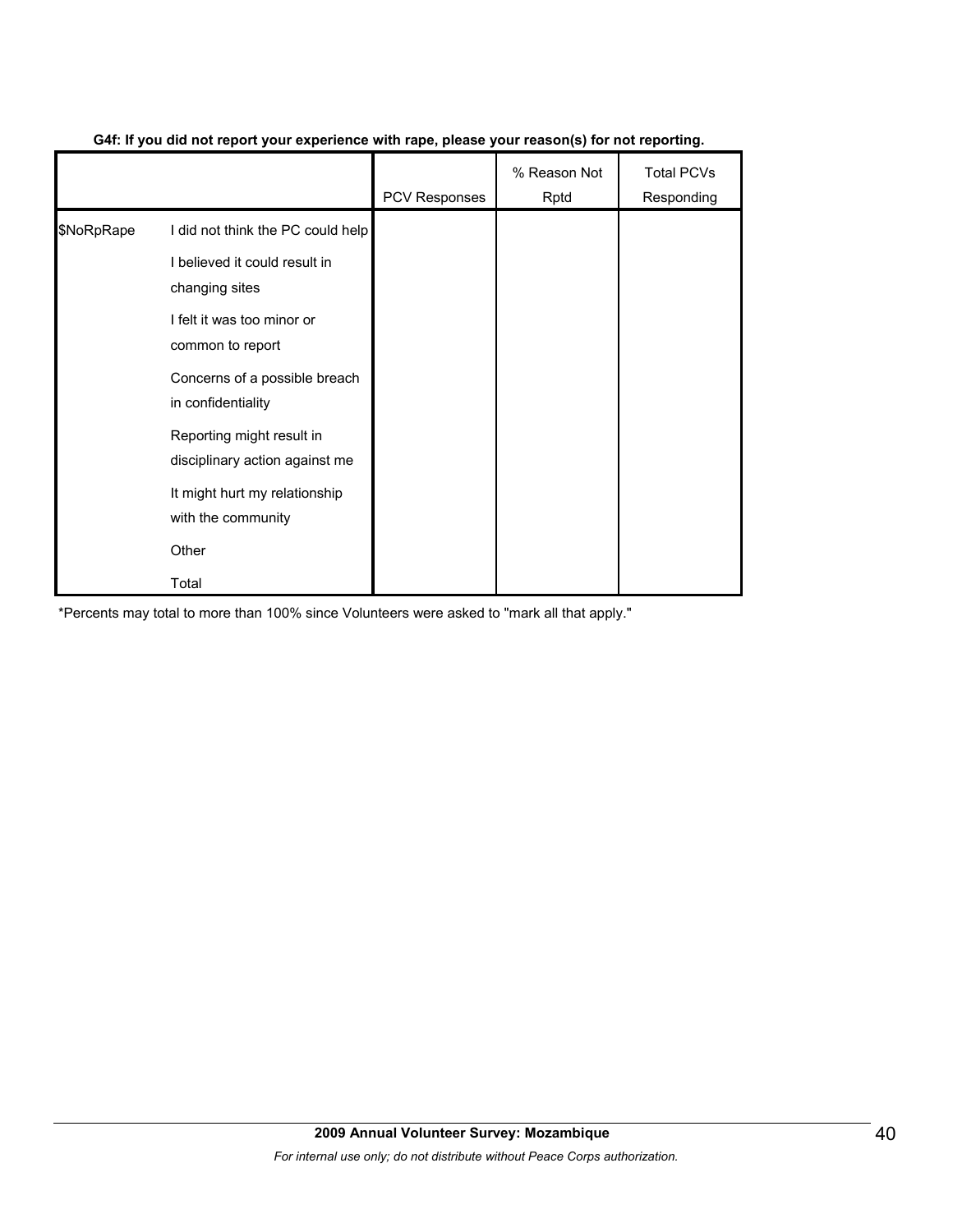**G4f: If you did not report your experience with rape, please your reason(s) for not reporting.**

| | | PCV Responses | % Reason Not Rptd | Total PCVs Responding |
|---|---|---|---|---|
| $NoRpRape | I did not think the PC could help | | | |
| | I believed it could result in changing sites | | | |
| | I felt it was too minor or common to report | | | |
| | Concerns of a possible breach in confidentiality | | | |
| | Reporting might result in disciplinary action against me | | | |
| | It might hurt my relationship with the community | | | |
| | Other | | | |
| | Total | | | |

*Percents may total to more than 100% since Volunteers were asked to "mark all that apply."

**2009 Annual Volunteer Survey: Mozambique**

*For internal use only; do not distribute without Peace Corps authorization.*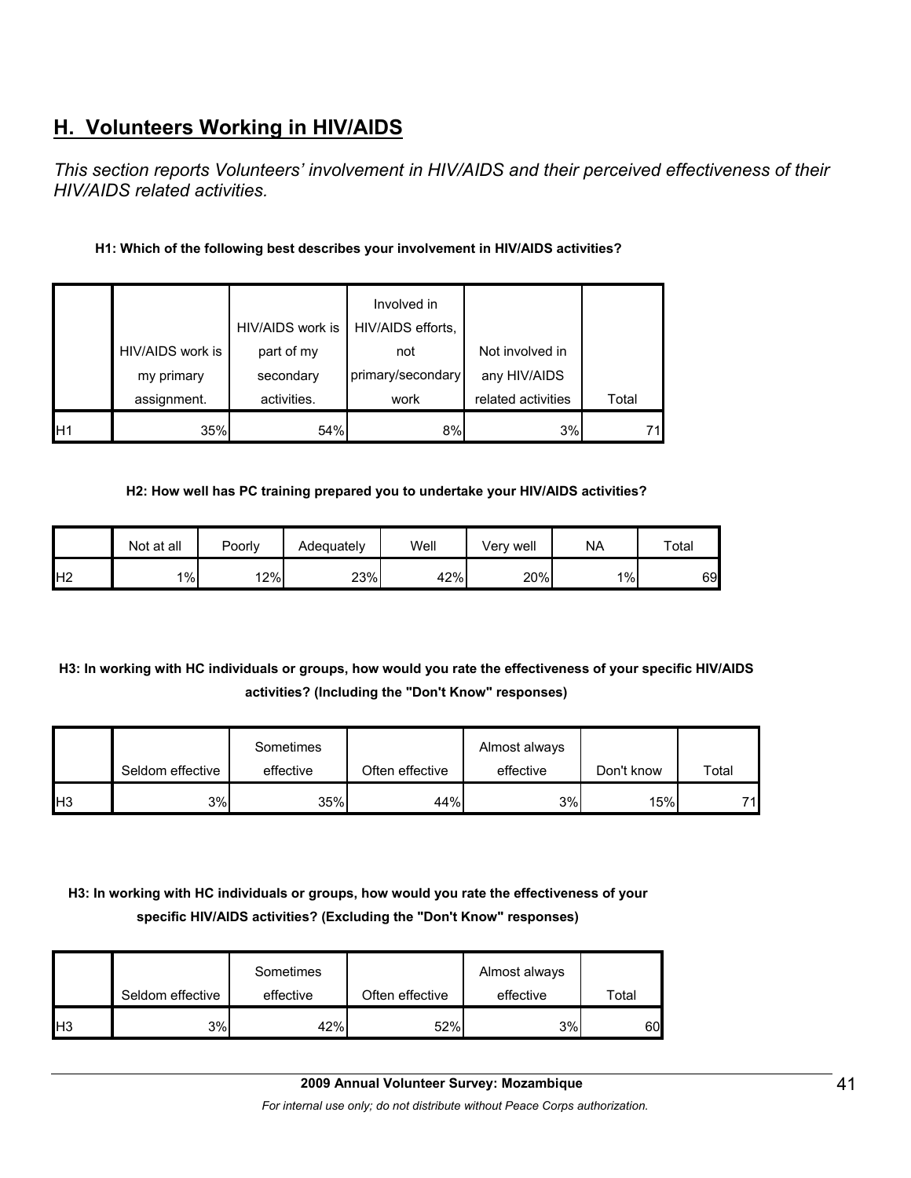## H. Volunteers Working in HIV/AIDS

*This section reports Volunteers' involvement in HIV/AIDS and their perceived effectiveness of their HIV/AIDS related activities.*

**H1: Which of the following best describes your involvement in HIV/AIDS activities?**

| | HIV/AIDS work is my primary assignment. | HIV/AIDS work is part of my secondary activities. | Involved in HIV/AIDS efforts, not primary/secondary work | Not involved in any HIV/AIDS related activities | Total |
|---|---|---|---|---|---|
| H1 | 35% | 54% | 8% | 3% | 71 |

**H2: How well has PC training prepared you to undertake your HIV/AIDS activities?**

| | Not at all | Poorly | Adequately | Well | Very well | NA | Total |
|---|---|---|---|---|---|---|---|
| H2 | 1% | 12% | 23% | 42% | 20% | 1% | 69 |

**H3: In working with HC individuals or groups, how would you rate the effectiveness of your specific HIV/AIDS activities? (Including the "Don't Know" responses)**

| | Seldom effective | Sometimes effective | Often effective | Almost always effective | Don't know | Total |
|---|---|---|---|---|---|---|
| H3 | 3% | 35% | 44% | 3% | 15% | 71 |

**H3: In working with HC individuals or groups, how would you rate the effectiveness of your specific HIV/AIDS activities? (Excluding the "Don't Know" responses)**

| | Seldom effective | Sometimes effective | Often effective | Almost always effective | Total |
|---|---|---|---|---|---|
| H3 | 3% | 42% | 52% | 3% | 60 |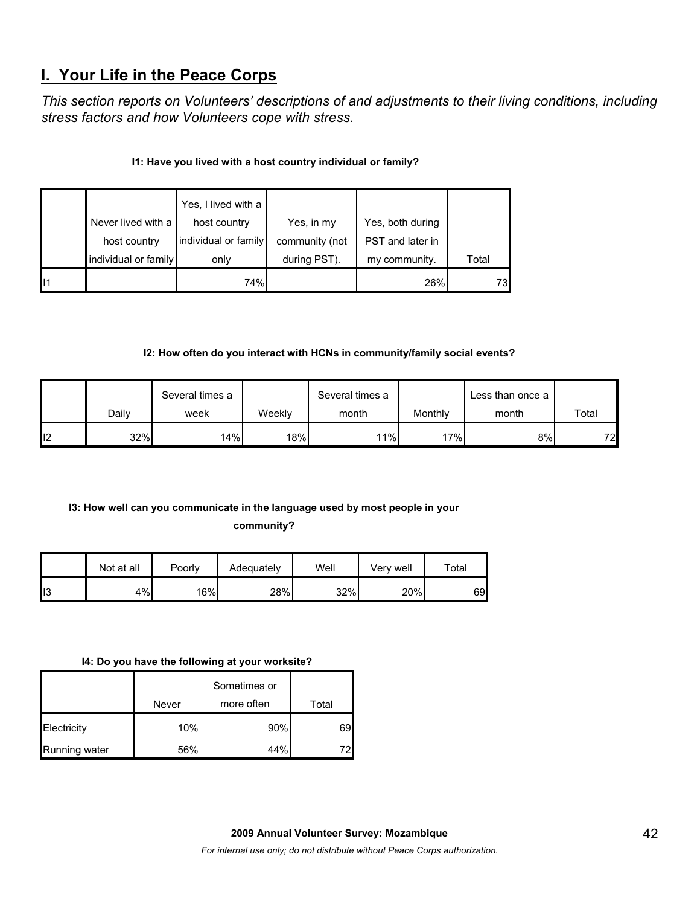## I. Your Life in the Peace Corps

*This section reports on Volunteers' descriptions of and adjustments to their living conditions, including stress factors and how Volunteers cope with stress.*

**I1: Have you lived with a host country individual or family?**

| | Never lived with a host country individual or family | Yes, I lived with a host country individual or family only | Yes, in my community (not during PST). | Yes, both during PST and later in my community. | Total |
|---|---|---|---|---|---|
| I1 | | 74% | | 26% | 73 |

**I2: How often do you interact with HCNs in community/family social events?**

| | Daily | Several times a week | Weekly | Several times a month | Monthly | Less than once a month | Total |
|---|---|---|---|---|---|---|---|
| I2 | 32% | 14% | 18% | 11% | 17% | 8% | 72 |

**I3: How well can you communicate in the language used by most people in your community?**

| | Not at all | Poorly | Adequately | Well | Very well | Total |
|---|---|---|---|---|---|---|
| I3 | 4% | 16% | 28% | 32% | 20% | 69 |

**I4: Do you have the following at your worksite?**

| | Never | Sometimes or more often | Total |
|---|---|---|---|
| Electricity | 10% | 90% | 69 |
| Running water | 56% | 44% | 72 |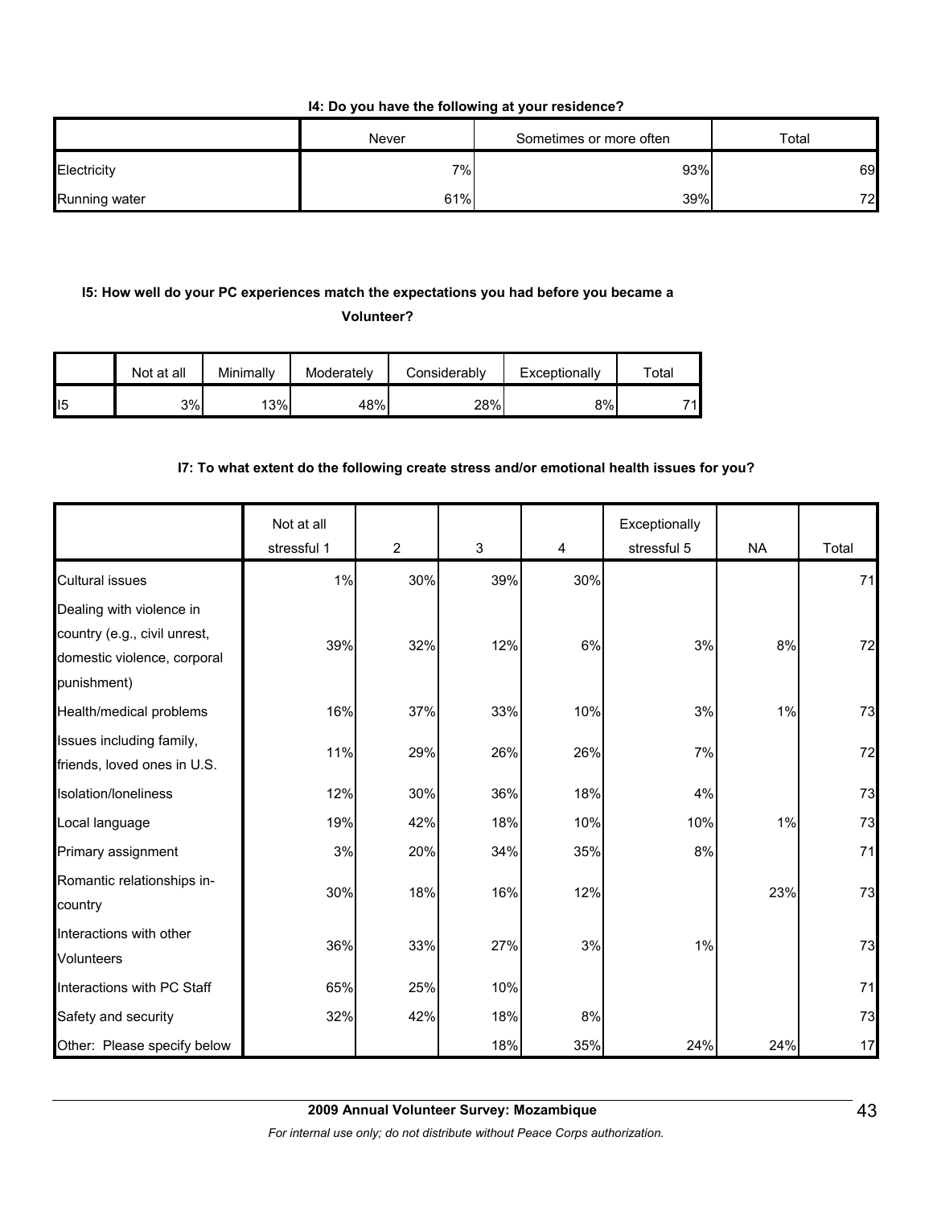**I4: Do you have the following at your residence?**

| | Never | Sometimes or more often | Total |
|---|---|---|---|
| Electricity | 7% | 93% | 69 |
| Running water | 61% | 39% | 72 |

**I5: How well do your PC experiences match the expectations you had before you became a Volunteer?**

| | Not at all | Minimally | Moderately | Considerably | Exceptionally | Total |
|---|---|---|---|---|---|---|
| I5 | 3% | 13% | 48% | 28% | 8% | 71 |

**I7: To what extent do the following create stress and/or emotional health issues for you?**

| | Not at all stressful 1 | 2 | 3 | 4 | Exceptionally stressful 5 | NA | Total |
|---|---|---|---|---|---|---|---|
| Cultural issues | 1% | 30% | 39% | 30% | | | 71 |
| Dealing with violence in country (e.g., civil unrest, domestic violence, corporal punishment) | 39% | 32% | 12% | 6% | 3% | 8% | 72 |
| Health/medical problems | 16% | 37% | 33% | 10% | 3% | 1% | 73 |
| Issues including family, friends, loved ones in U.S. | 11% | 29% | 26% | 26% | 7% | | 72 |
| Isolation/loneliness | 12% | 30% | 36% | 18% | 4% | | 73 |
| Local language | 19% | 42% | 18% | 10% | 10% | 1% | 73 |
| Primary assignment | 3% | 20% | 34% | 35% | 8% | | 71 |
| Romantic relationships in-country | 30% | 18% | 16% | 12% | | 23% | 73 |
| Interactions with other Volunteers | 36% | 33% | 27% | 3% | 1% | | 73 |
| Interactions with PC Staff | 65% | 25% | 10% | | | | 71 |
| Safety and security | 32% | 42% | 18% | 8% | | | 73 |
| Other: Please specify below | | | 18% | 35% | 24% | 24% | 17 |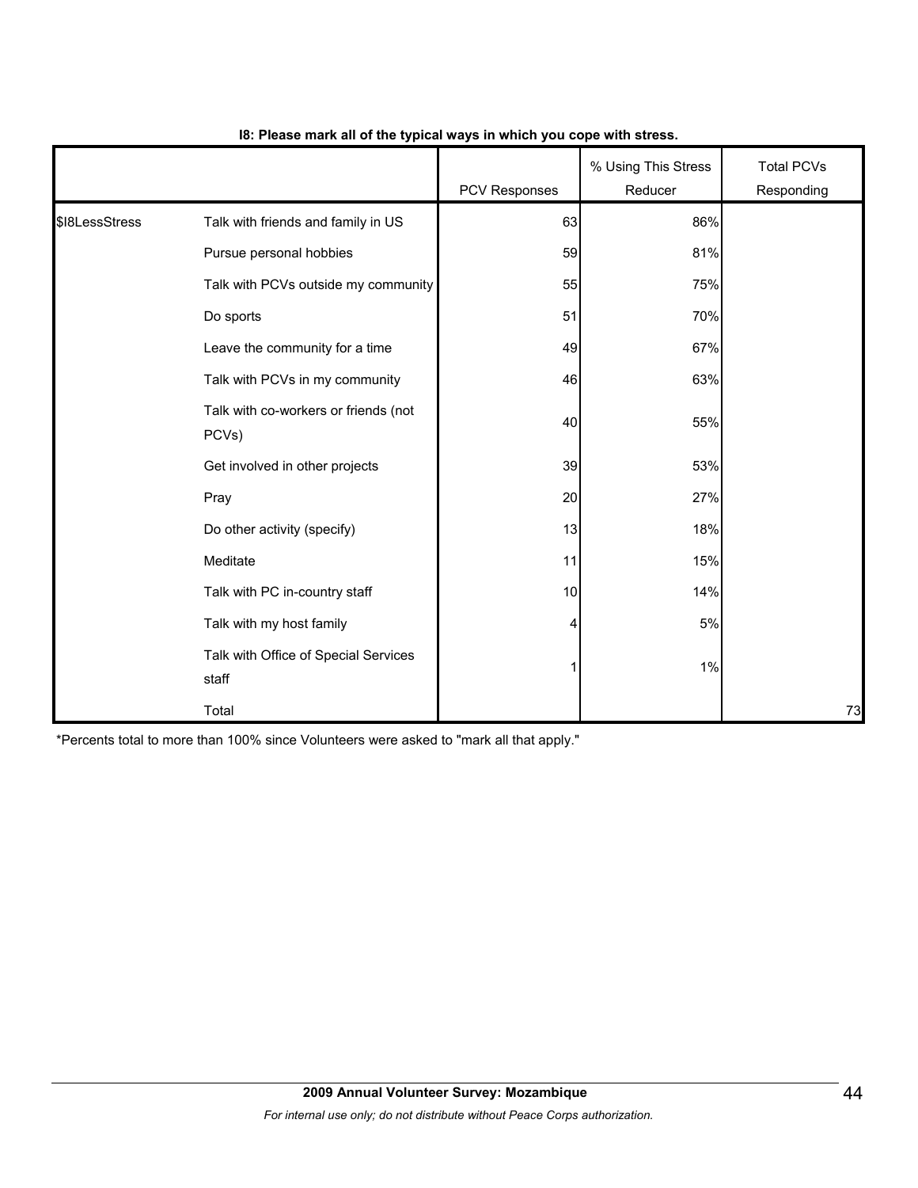**I8: Please mark all of the typical ways in which you cope with stress.**

| | | PCV Responses | % Using This Stress Reducer | Total PCVs Responding |
|---|---|---|---|---|
| $I8LessStress | Talk with friends and family in US | 63 | 86% | |
| | Pursue personal hobbies | 59 | 81% | |
| | Talk with PCVs outside my community | 55 | 75% | |
| | Do sports | 51 | 70% | |
| | Leave the community for a time | 49 | 67% | |
| | Talk with PCVs in my community | 46 | 63% | |
| | Talk with co-workers or friends (not PCVs) | 40 | 55% | |
| | Get involved in other projects | 39 | 53% | |
| | Pray | 20 | 27% | |
| | Do other activity (specify) | 13 | 18% | |
| | Meditate | 11 | 15% | |
| | Talk with PC in-country staff | 10 | 14% | |
| | Talk with my host family | 4 | 5% | |
| | Talk with Office of Special Services staff | 1 | 1% | |
| | Total | | | 73 |

*Percents total to more than 100% since Volunteers were asked to "mark all that apply."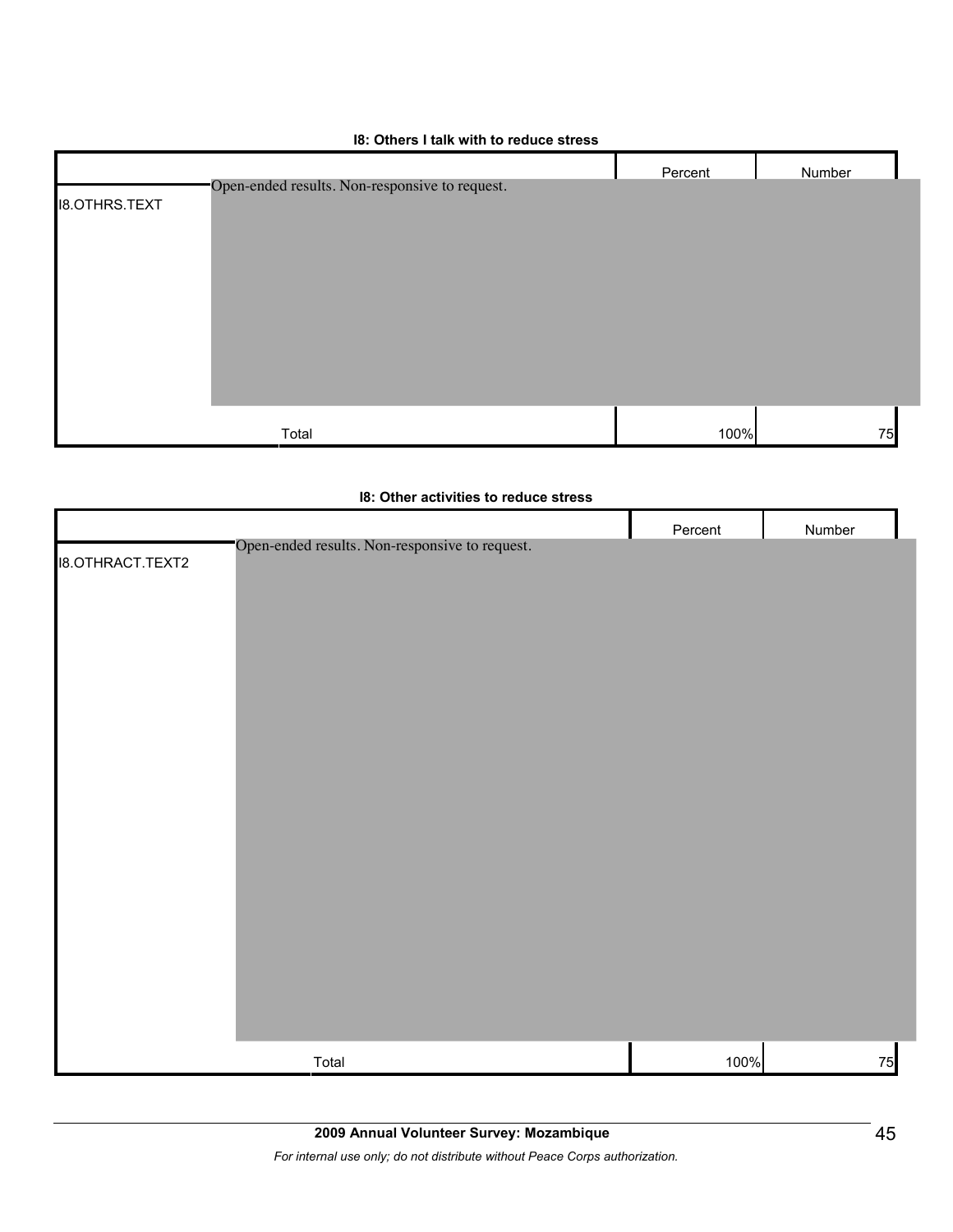**I8: Others I talk with to reduce stress**

| | | Percent | Number |
|---|---|---|---|
| I8.OTHRS.TEXT | Open-ended results. Non-responsive to request. | | |
| | Total | 100% | 75 |

**I8: Other activities to reduce stress**

| | | Percent | Number |
|---|---|---|---|
| I8.OTHRACT.TEXT2 | Open-ended results. Non-responsive to request. | | |
| | Total | 100% | 75 |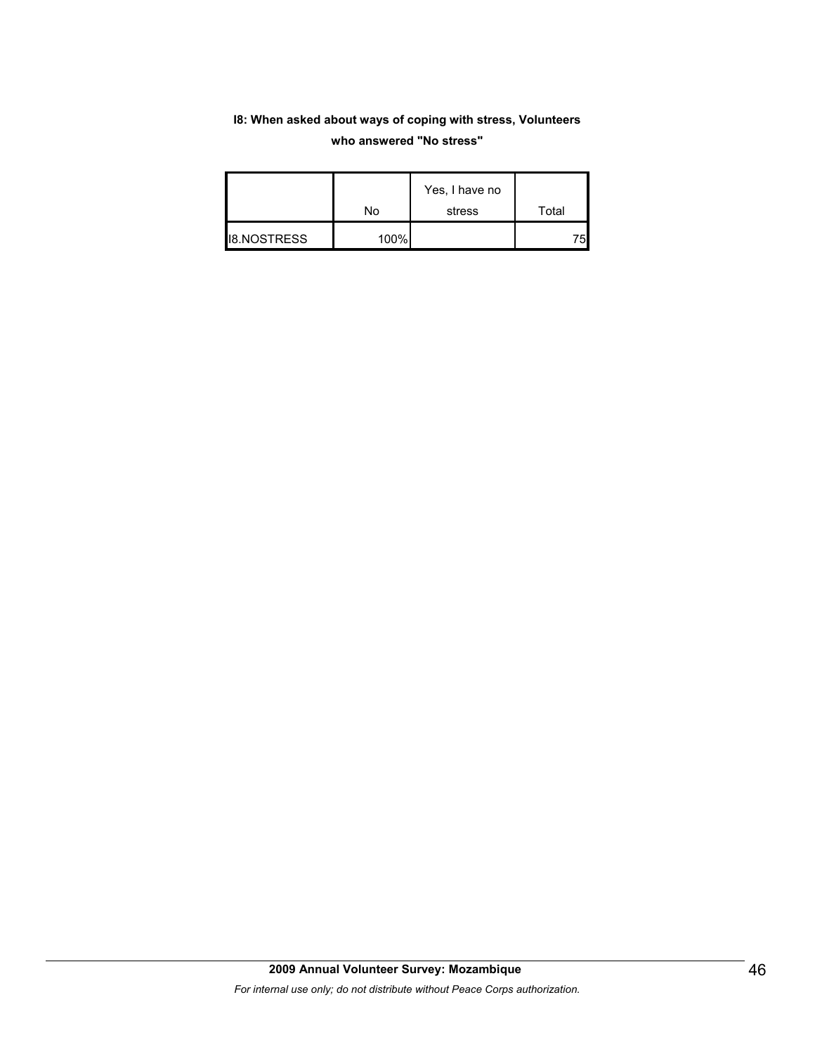**I8: When asked about ways of coping with stress, Volunteers who answered "No stress"**

| | No | Yes, I have no stress | Total |
|---|---|---|---|
| I8.NOSTRESS | 100% | | 75 |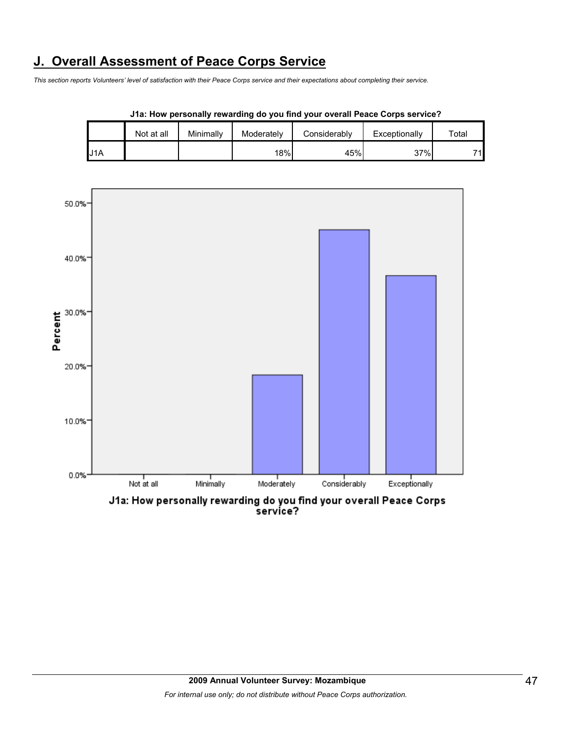## J. Overall Assessment of Peace Corps Service

*This section reports Volunteers' level of satisfaction with their Peace Corps service and their expectations about completing their service.*

**J1a: How personally rewarding do you find your overall Peace Corps service?**

| | Not at all | Minimally | Moderately | Considerably | Exceptionally | Total |
|---|---|---|---|---|---|---|
| J1A | | | 18% | 45% | 37% | 71 |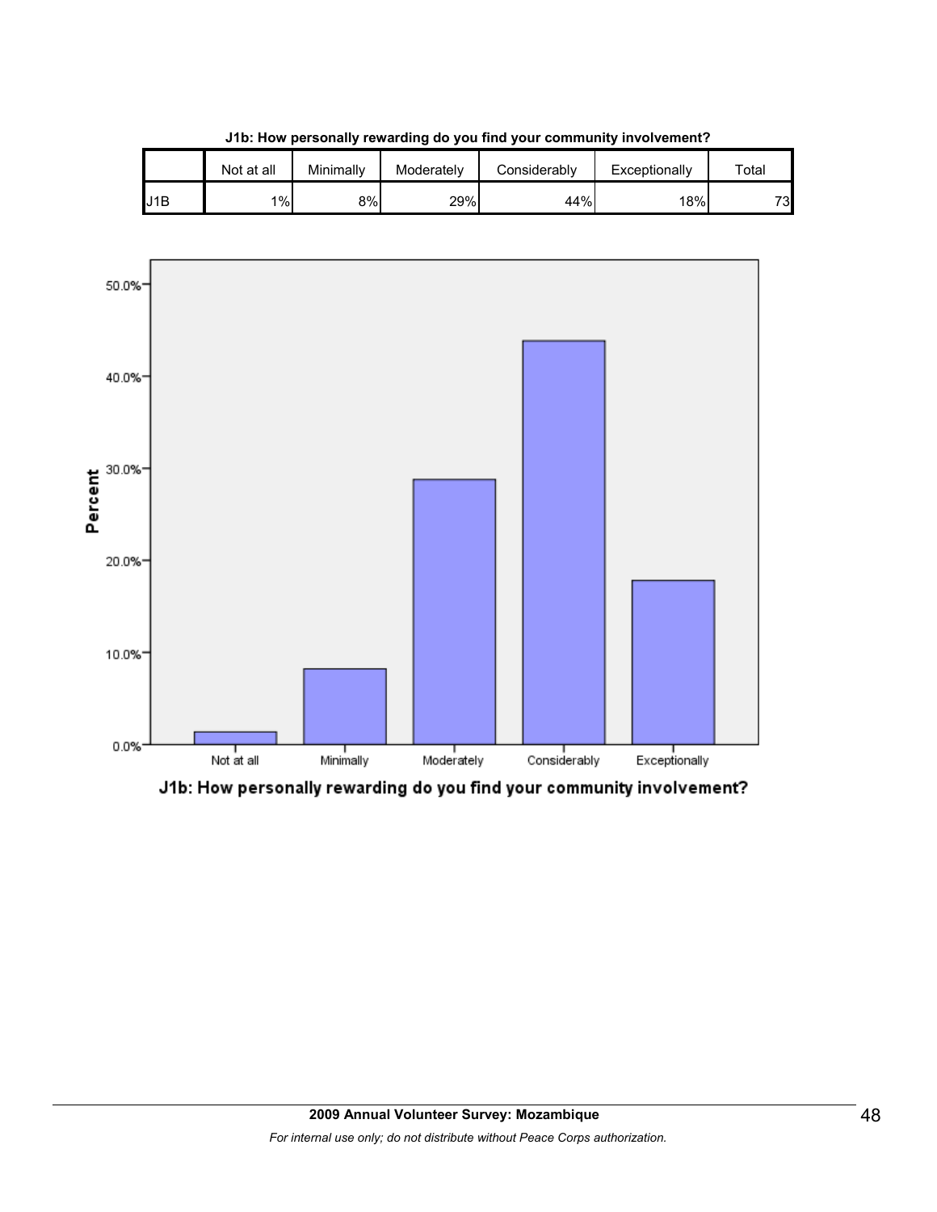**J1b: How personally rewarding do you find your community involvement?**

| | Not at all | Minimally | Moderately | Considerably | Exceptionally | Total |
|---|---|---|---|---|---|---|
| J1B | 1% | 8% | 29% | 44% | 18% | 73 |

J1b: How personally rewarding do you find your community involvement?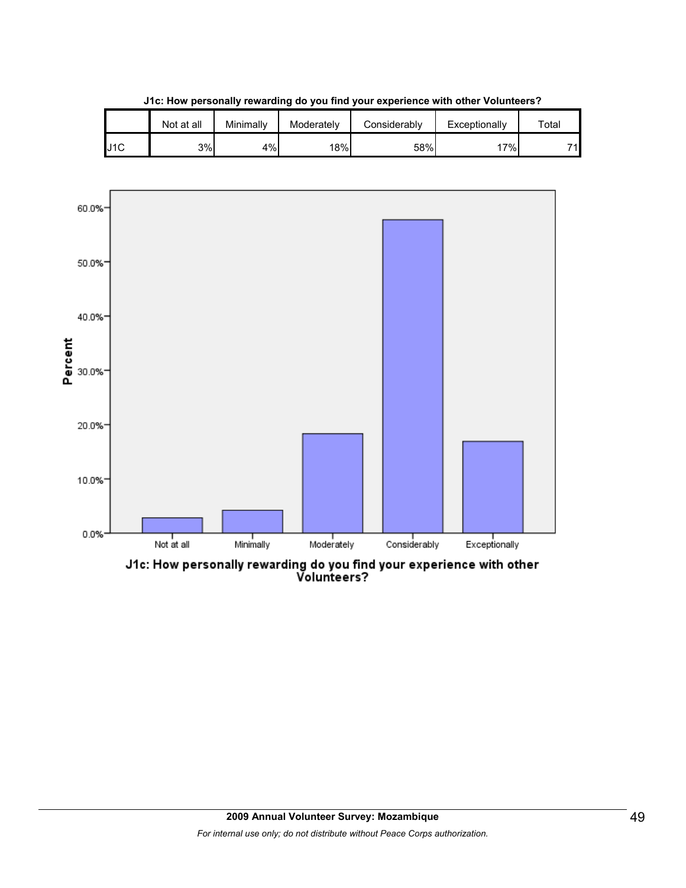**J1c: How personally rewarding do you find your experience with other Volunteers?**

| | Not at all | Minimally | Moderately | Considerably | Exceptionally | Total |
|---|---|---|---|---|---|---|
| J1C | 3% | 4% | 18% | 58% | 17% | 71 |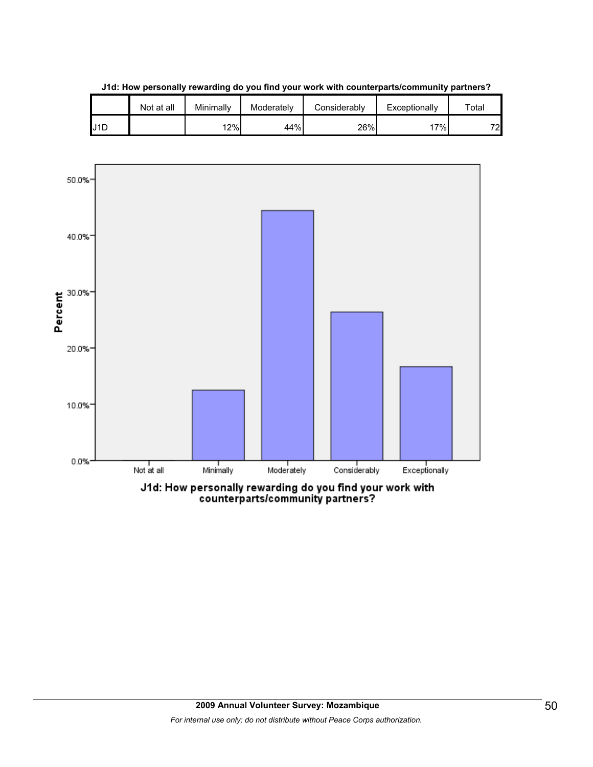**J1d: How personally rewarding do you find your work with counterparts/community partners?**

| | Not at all | Minimally | Moderately | Considerably | Exceptionally | Total |
|---|---|---|---|---|---|---|
| J1D | | 12% | 44% | 26% | 17% | 72 |

J1d: How personally rewarding do you find your work with counterparts/community partners?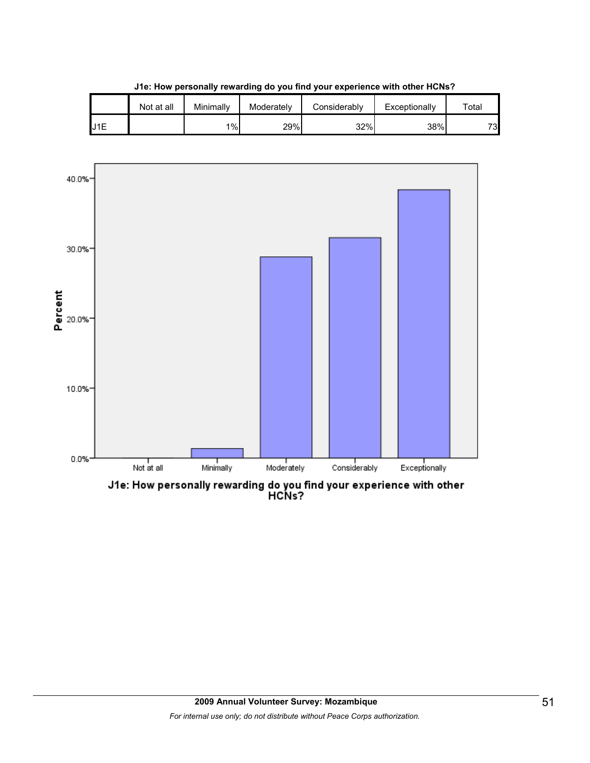**J1e: How personally rewarding do you find your experience with other HCNs?**

| | Not at all | Minimally | Moderately | Considerably | Exceptionally | Total |
|---|---|---|---|---|---|---|
| J1E | | 1% | 29% | 32% | 38% | 73 |

40.0%

30.0%

Percent

20.0%

10.0%

0.0%

Not at all Minimally Moderately Considerably Exceptionally

J1e: How personally rewarding do you find your experience with other HCNs?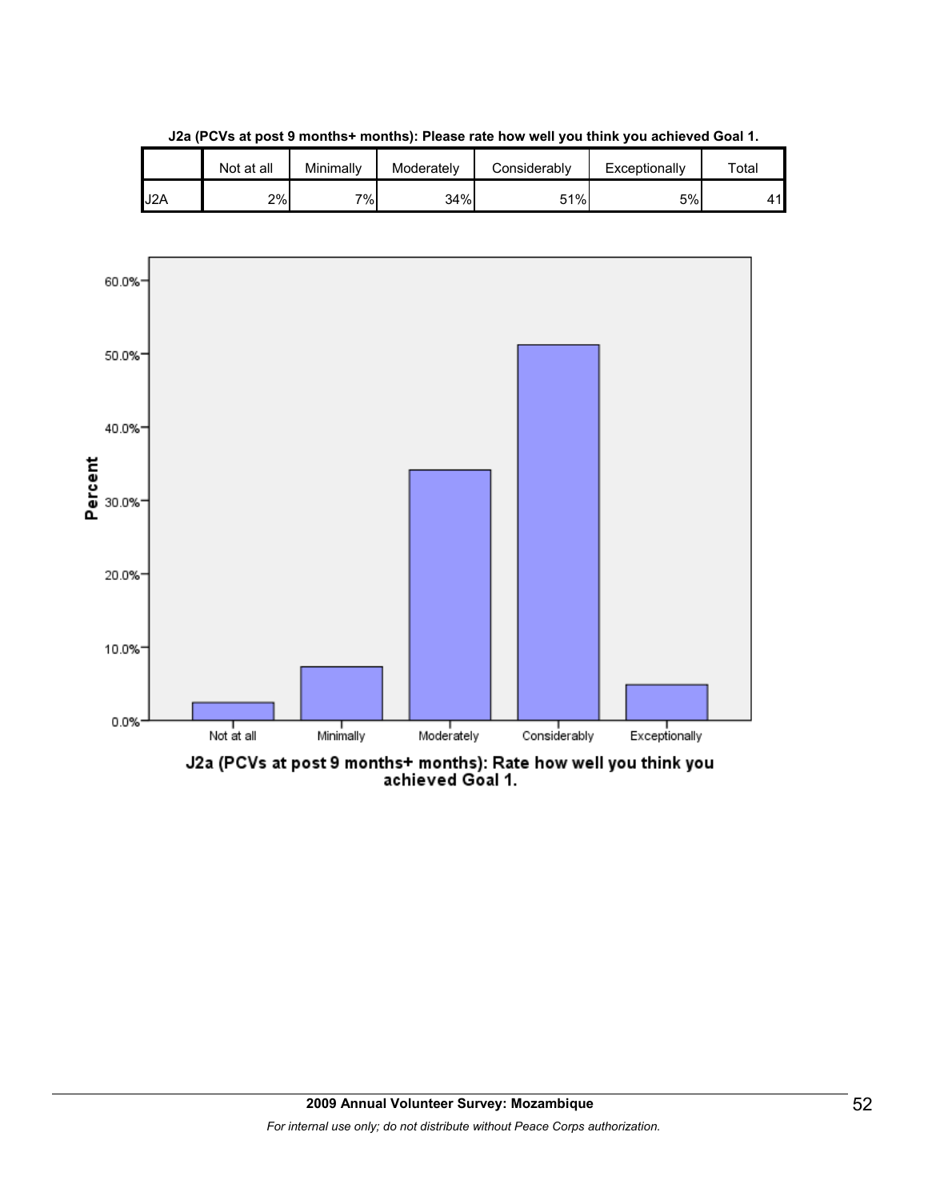**J2a (PCVs at post 9 months+ months): Please rate how well you think you achieved Goal 1.**

| | Not at all | Minimally | Moderately | Considerably | Exceptionally | Total |
|---|---|---|---|---|---|---|
| J2A | 2% | 7% | 34% | 51% | 5% | 41 |

J2a (PCVs at post 9 months+ months): Rate how well you think you achieved Goal 1.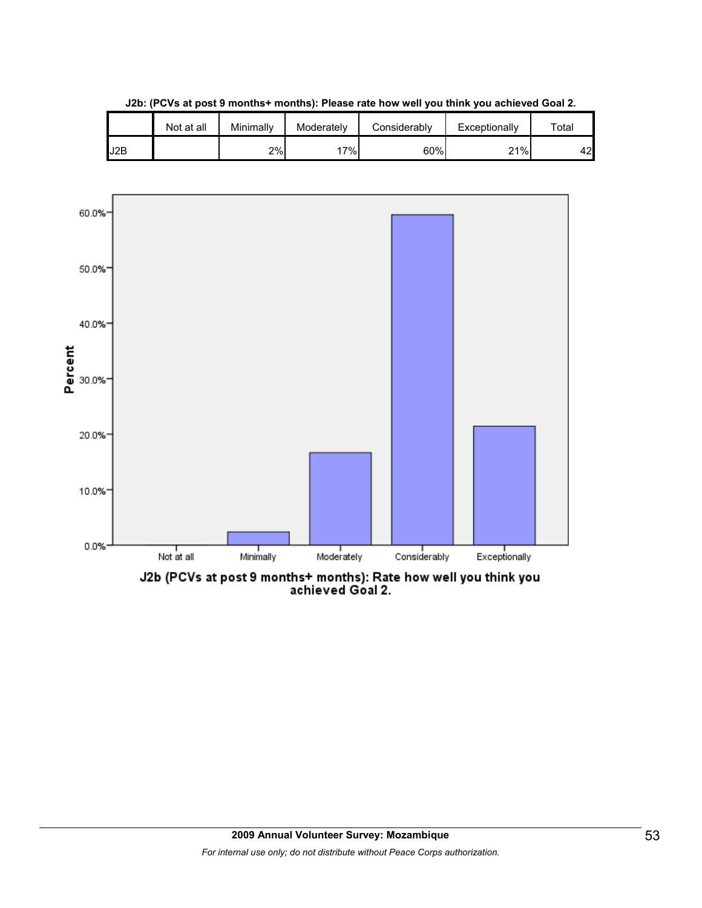**J2b: (PCVs at post 9 months+ months): Please rate how well you think you achieved Goal 2.**

| | Not at all | Minimally | Moderately | Considerably | Exceptionally | Total |
|---|---|---|---|---|---|---|
| J2B | | 2% | 17% | 60% | 21% | 42 |

J2b (PCVs at post 9 months+ months): Rate how well you think you achieved Goal 2.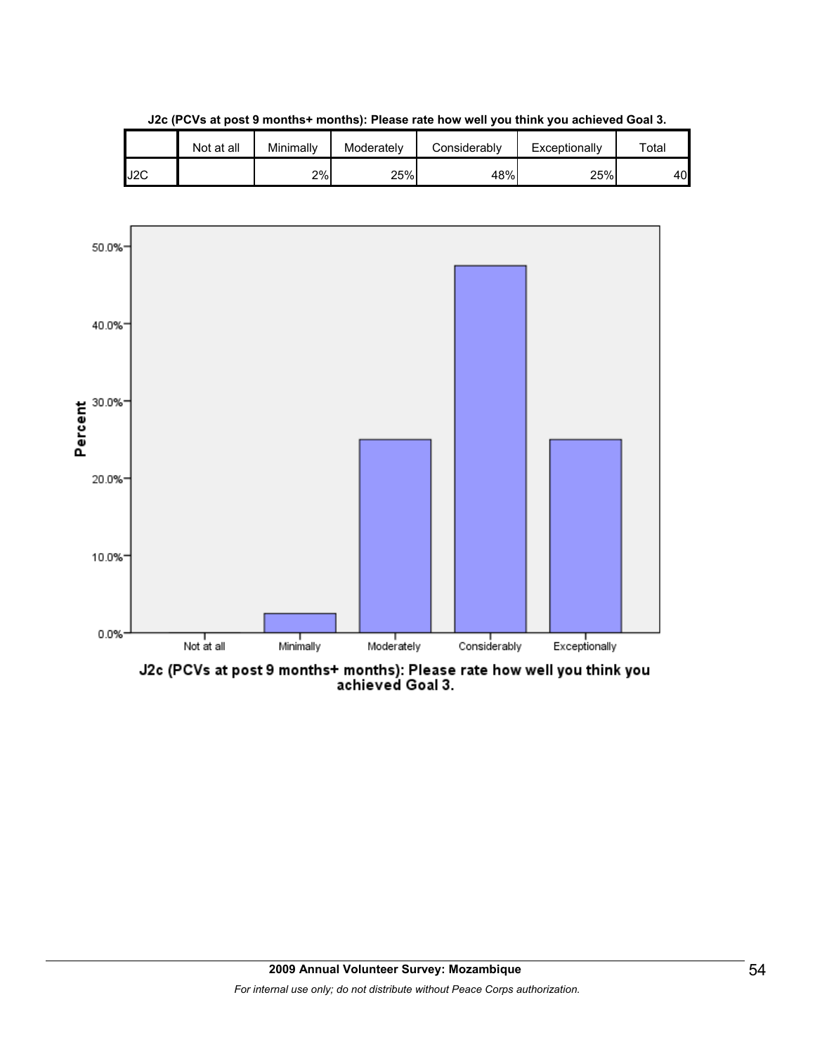**J2c (PCVs at post 9 months+ months): Please rate how well you think you achieved Goal 3.**

| | Not at all | Minimally | Moderately | Considerably | Exceptionally | Total |
|---|---|---|---|---|---|---|
| J2C | | 2% | 25% | 48% | 25% | 40 |

J2c (PCVs at post 9 months+ months): Please rate how well you think you achieved Goal 3.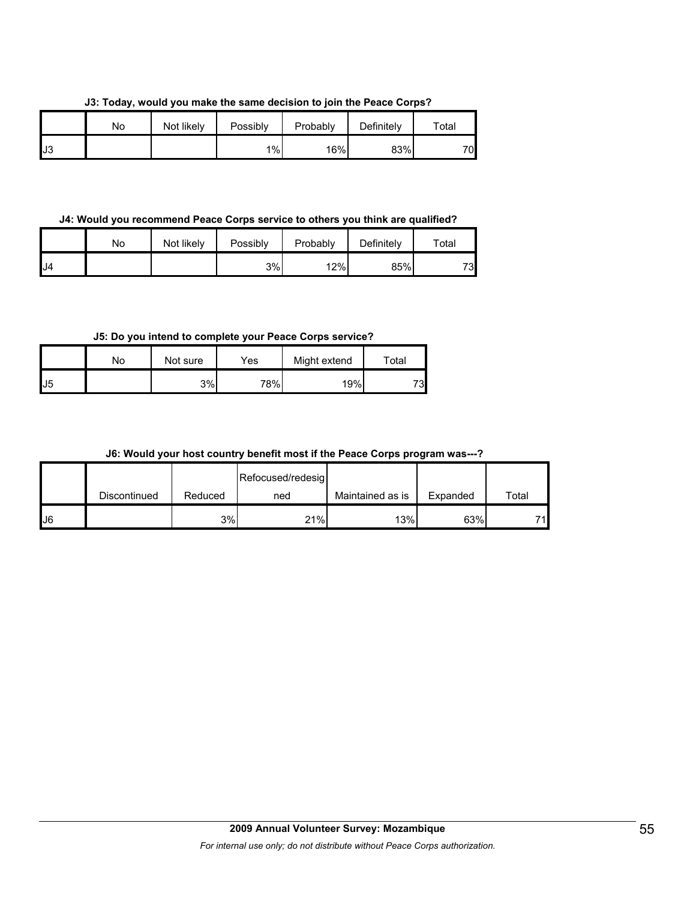**J3: Today, would you make the same decision to join the Peace Corps?**

| | No | Not likely | Possibly | Probably | Definitely | Total |
|---|---|---|---|---|---|---|
| J3 | | | 1% | 16% | 83% | 70 |

**J4: Would you recommend Peace Corps service to others you think are qualified?**

| | No | Not likely | Possibly | Probably | Definitely | Total |
|---|---|---|---|---|---|---|
| J4 | | | 3% | 12% | 85% | 73 |

**J5: Do you intend to complete your Peace Corps service?**

| | No | Not sure | Yes | Might extend | Total |
|---|---|---|---|---|---|
| J5 | | 3% | 78% | 19% | 73 |

**J6: Would your host country benefit most if the Peace Corps program was---?**

| | Discontinued | Reduced | Refocused/redesigned | Maintained as is | Expanded | Total |
|---|---|---|---|---|---|---|
| J6 | | 3% | 21% | 13% | 63% | 71 |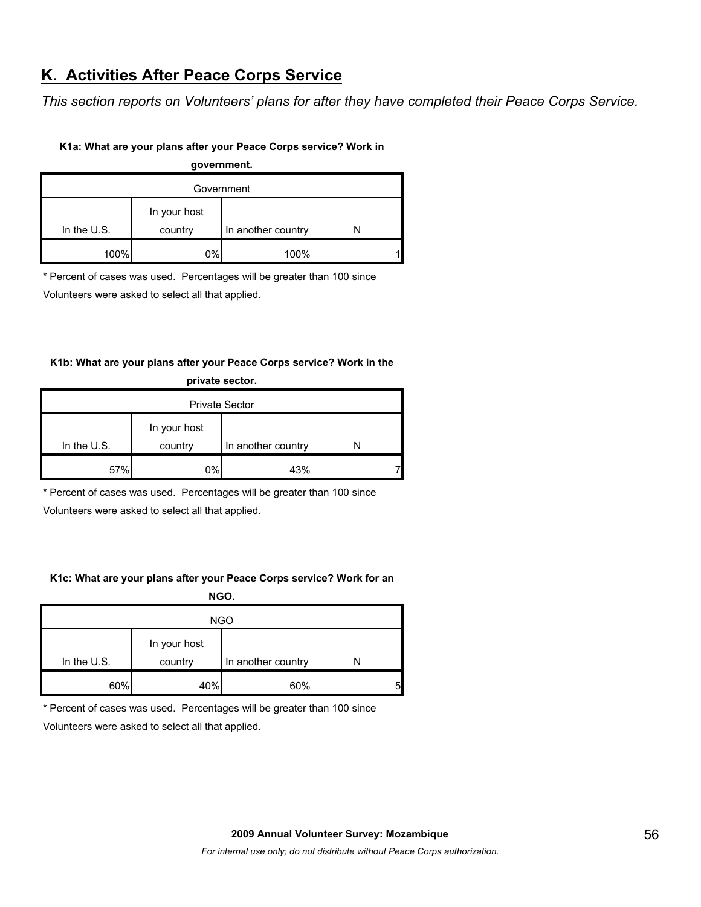## K. Activities After Peace Corps Service

*This section reports on Volunteers' plans for after they have completed their Peace Corps Service.*

**K1a: What are your plans after your Peace Corps service? Work in government.**

| Government | | | |
|---|---|---|---|
| In the U.S. | In your host country | In another country | N |
| 100% | 0% | 100% | 1 |

* Percent of cases was used. Percentages will be greater than 100 since Volunteers were asked to select all that applied.

**K1b: What are your plans after your Peace Corps service? Work in the private sector.**

| Private Sector | | | |
|---|---|---|---|
| In the U.S. | In your host country | In another country | N |
| 57% | 0% | 43% | 7 |

* Percent of cases was used. Percentages will be greater than 100 since Volunteers were asked to select all that applied.

**K1c: What are your plans after your Peace Corps service? Work for an NGO.**

| NGO | | | |
|---|---|---|---|
| In the U.S. | In your host country | In another country | N |
| 60% | 40% | 60% | 5 |

* Percent of cases was used. Percentages will be greater than 100 since Volunteers were asked to select all that applied.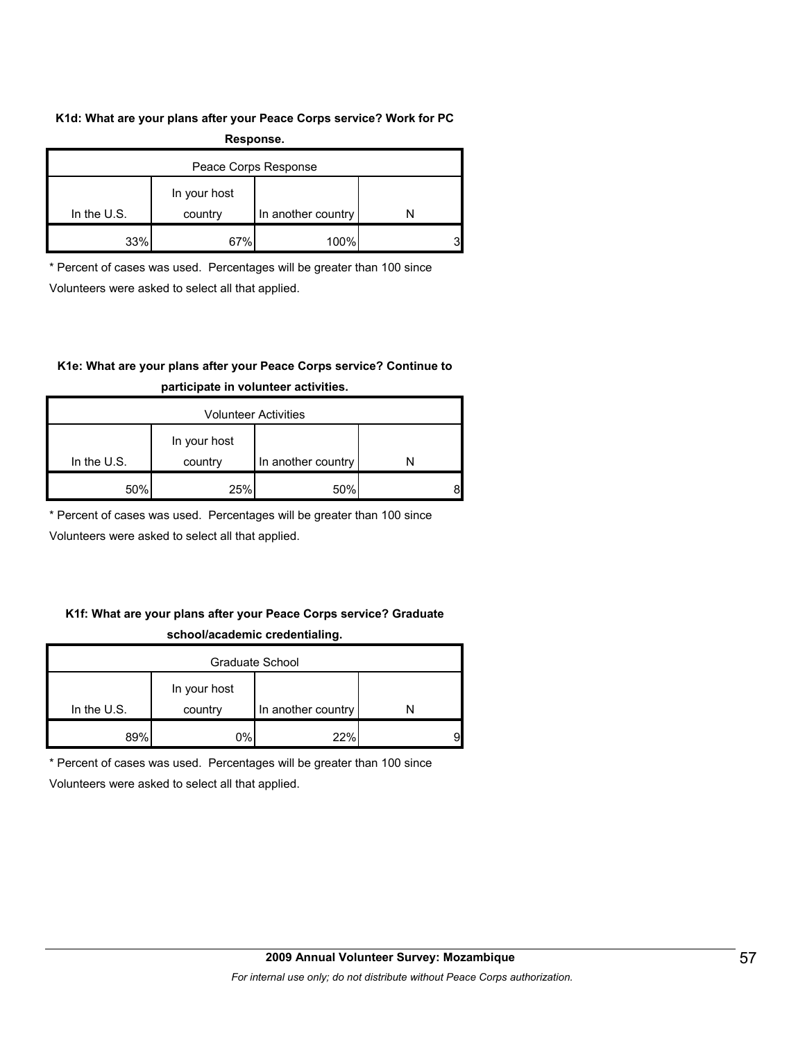**K1d: What are your plans after your Peace Corps service? Work for PC Response.**

| Peace Corps Response | | | |
|---|---|---|---|
| In the U.S. | In your host country | In another country | N |
| 33% | 67% | 100% | 3 |

* Percent of cases was used. Percentages will be greater than 100 since Volunteers were asked to select all that applied.

**K1e: What are your plans after your Peace Corps service? Continue to participate in volunteer activities.**

| Volunteer Activities | | | |
|---|---|---|---|
| In the U.S. | In your host country | In another country | N |
| 50% | 25% | 50% | 8 |

* Percent of cases was used. Percentages will be greater than 100 since Volunteers were asked to select all that applied.

**K1f: What are your plans after your Peace Corps service? Graduate school/academic credentialing.**

| Graduate School | | | |
|---|---|---|---|
| In the U.S. | In your host country | In another country | N |
| 89% | 0% | 22% | 9 |

* Percent of cases was used. Percentages will be greater than 100 since Volunteers were asked to select all that applied.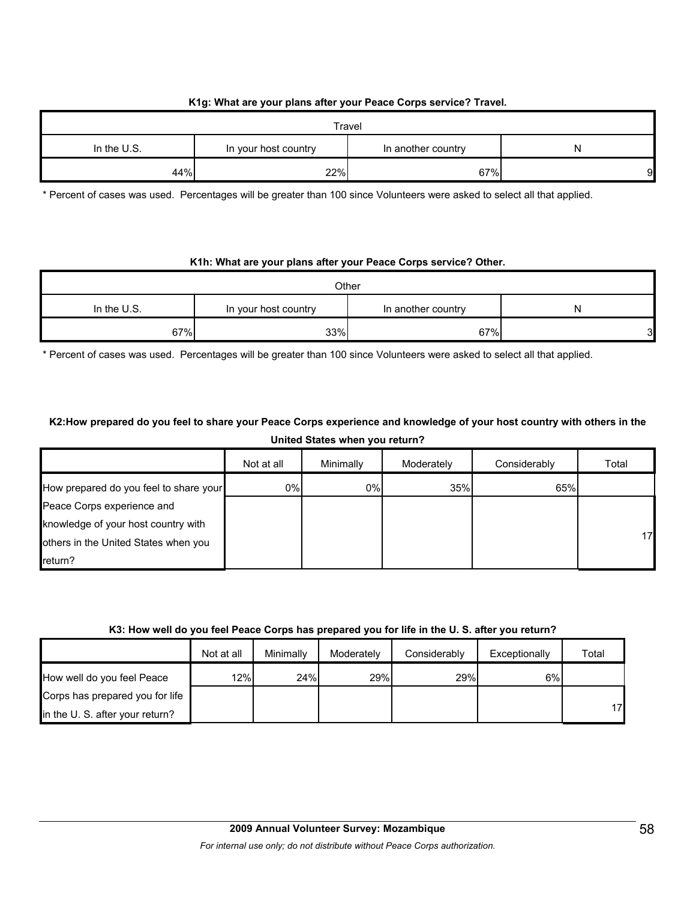**K1g: What are your plans after your Peace Corps service? Travel.**

| Travel | | | |
|---|---|---|---|
| In the U.S. | In your host country | In another country | N |
| 44% | 22% | 67% | 9 |

\* Percent of cases was used. Percentages will be greater than 100 since Volunteers were asked to select all that applied.

**K1h: What are your plans after your Peace Corps service? Other.**

| Other | | | |
|---|---|---|---|
| In the U.S. | In your host country | In another country | N |
| 67% | 33% | 67% | 3 |

\* Percent of cases was used. Percentages will be greater than 100 since Volunteers were asked to select all that applied.

**K2:How prepared do you feel to share your Peace Corps experience and knowledge of your host country with others in the United States when you return?**

| | Not at all | Minimally | Moderately | Considerably | Total |
|---|---|---|---|---|---|
| How prepared do you feel to share your Peace Corps experience and knowledge of your host country with others in the United States when you return? | 0% | 0% | 35% | 65% | 17 |

**K3: How well do you feel Peace Corps has prepared you for life in the U. S. after you return?**

| | Not at all | Minimally | Moderately | Considerably | Exceptionally | Total |
|---|---|---|---|---|---|---|
| How well do you feel Peace Corps has prepared you for life in the U. S. after your return? | 12% | 24% | 29% | 29% | 6% | 17 |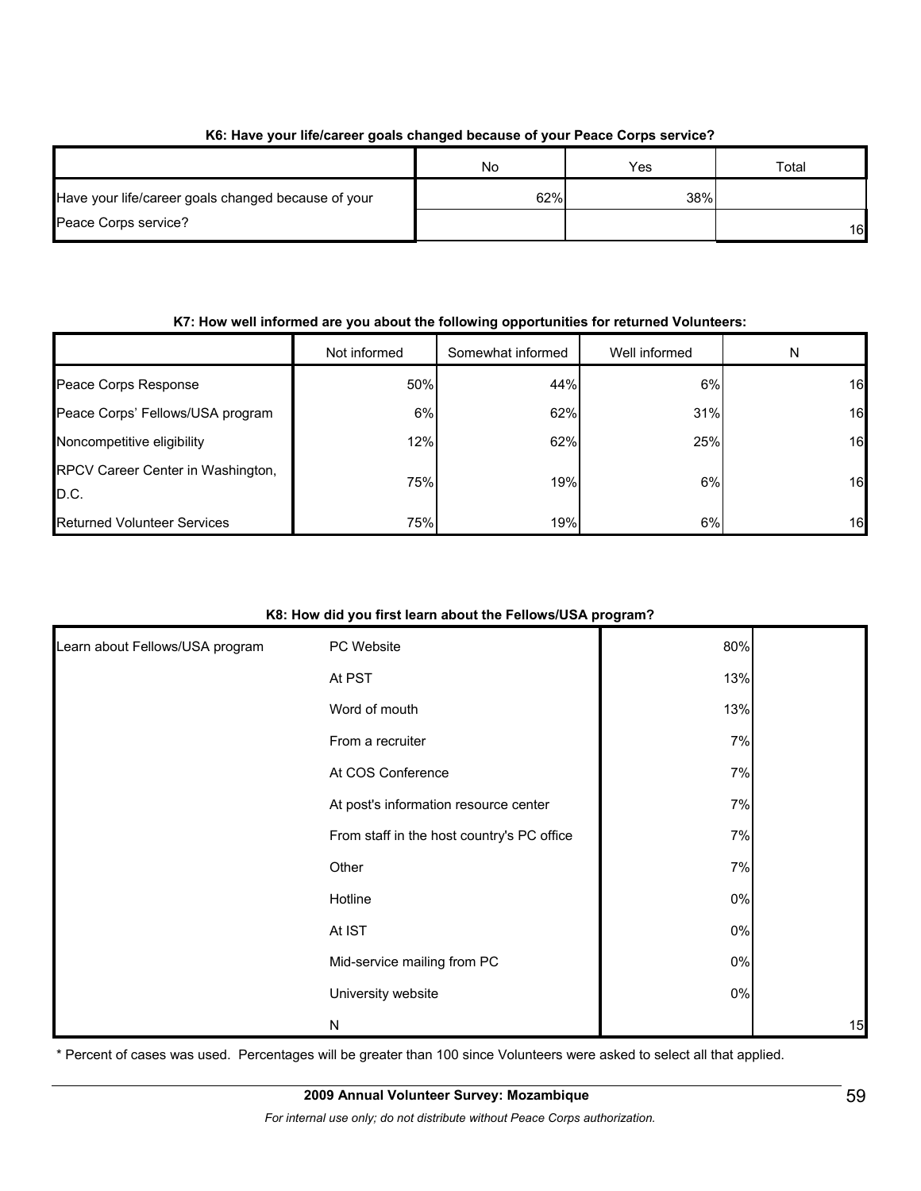**K6: Have your life/career goals changed because of your Peace Corps service?**

| | No | Yes | Total |
|---|---|---|---|
| Have your life/career goals changed because of your Peace Corps service? | 62% | 38% | 16 |

**K7: How well informed are you about the following opportunities for returned Volunteers:**

| | Not informed | Somewhat informed | Well informed | N |
|---|---|---|---|---|
| Peace Corps Response | 50% | 44% | 6% | 16 |
| Peace Corps' Fellows/USA program | 6% | 62% | 31% | 16 |
| Noncompetitive eligibility | 12% | 62% | 25% | 16 |
| RPCV Career Center in Washington, D.C. | 75% | 19% | 6% | 16 |
| Returned Volunteer Services | 75% | 19% | 6% | 16 |

**K8: How did you first learn about the Fellows/USA program?**

| | | | |
|---|---|---|---|
| Learn about Fellows/USA program | PC Website | 80% | |
| | At PST | 13% | |
| | Word of mouth | 13% | |
| | From a recruiter | 7% | |
| | At COS Conference | 7% | |
| | At post's information resource center | 7% | |
| | From staff in the host country's PC office | 7% | |
| | Other | 7% | |
| | Hotline | 0% | |
| | At IST | 0% | |
| | Mid-service mailing from PC | 0% | |
| | University website | 0% | |
| | N | | 15 |

* Percent of cases was used. Percentages will be greater than 100 since Volunteers were asked to select all that applied.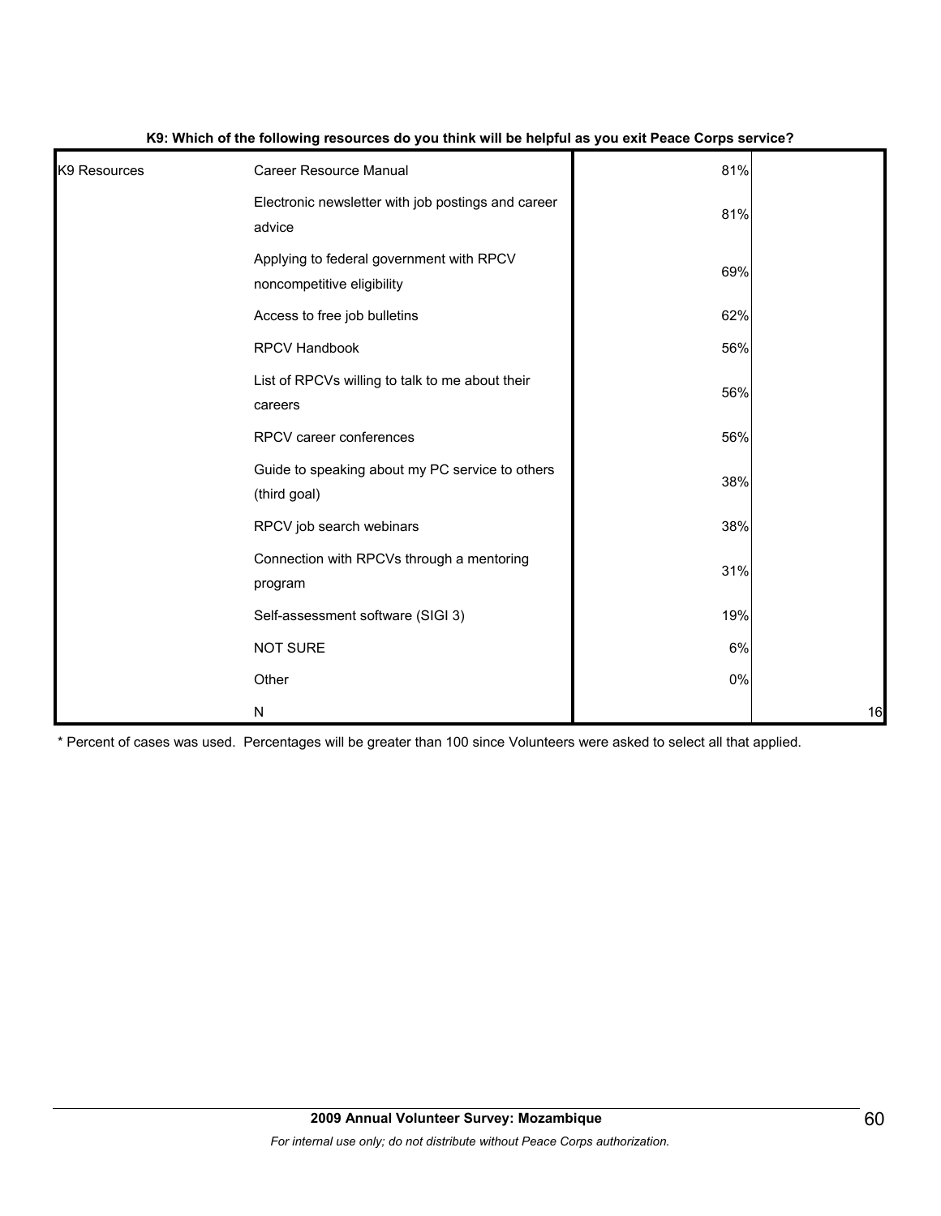**K9: Which of the following resources do you think will be helpful as you exit Peace Corps service?**

| | | | |
|---|---|---|---|
| K9 Resources | Career Resource Manual | 81% | |
| | Electronic newsletter with job postings and career advice | 81% | |
| | Applying to federal government with RPCV noncompetitive eligibility | 69% | |
| | Access to free job bulletins | 62% | |
| | RPCV Handbook | 56% | |
| | List of RPCVs willing to talk to me about their careers | 56% | |
| | RPCV career conferences | 56% | |
| | Guide to speaking about my PC service to others (third goal) | 38% | |
| | RPCV job search webinars | 38% | |
| | Connection with RPCVs through a mentoring program | 31% | |
| | Self-assessment software (SIGI 3) | 19% | |
| | NOT SURE | 6% | |
| | Other | 0% | |
| | N | | 16 |

* Percent of cases was used. Percentages will be greater than 100 since Volunteers were asked to select all that applied.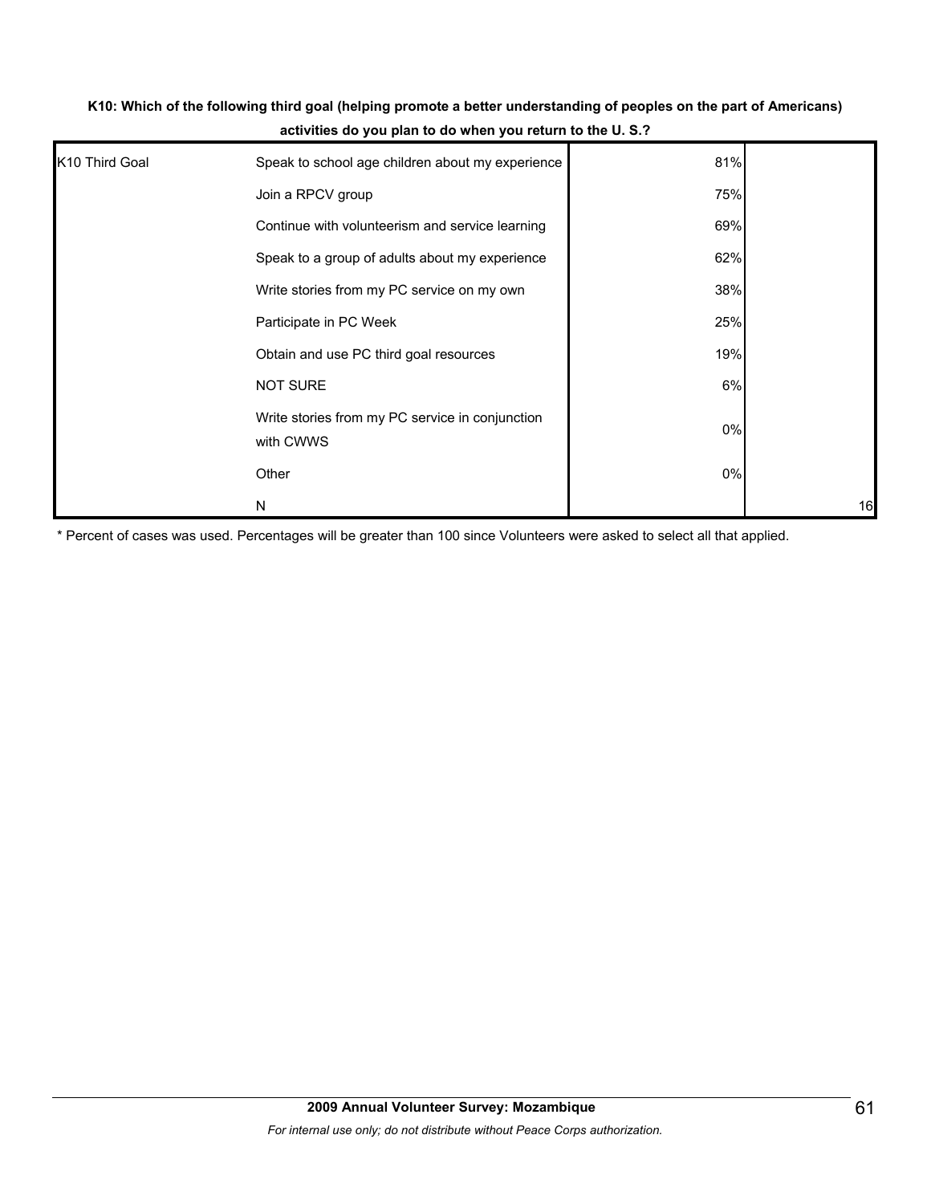**K10: Which of the following third goal (helping promote a better understanding of peoples on the part of Americans) activities do you plan to do when you return to the U. S.?**

| | | | |
|---|---|---|---|
| K10 Third Goal | Speak to school age children about my experience | 81% | |
| | Join a RPCV group | 75% | |
| | Continue with volunteerism and service learning | 69% | |
| | Speak to a group of adults about my experience | 62% | |
| | Write stories from my PC service on my own | 38% | |
| | Participate in PC Week | 25% | |
| | Obtain and use PC third goal resources | 19% | |
| | NOT SURE | 6% | |
| | Write stories from my PC service in conjunction with CWWS | 0% | |
| | Other | 0% | |
| | N | | 16 |

* Percent of cases was used. Percentages will be greater than 100 since Volunteers were asked to select all that applied.